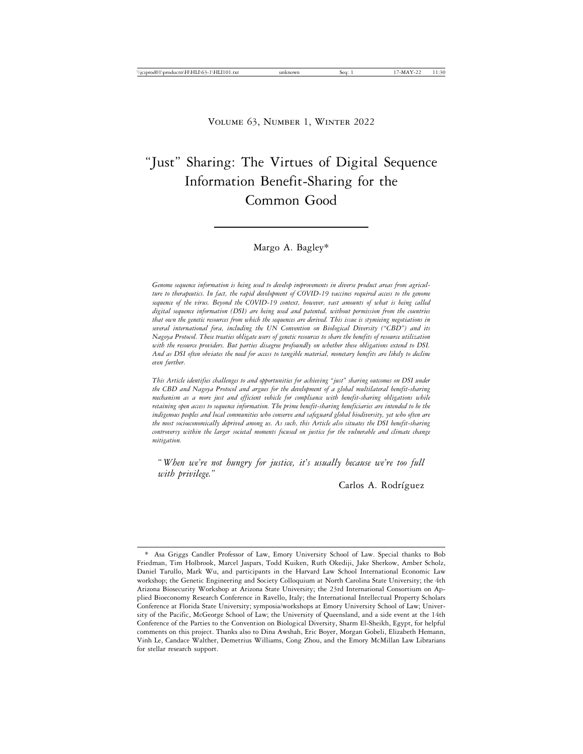Volume 63, Number 1, Winter 2022

# "Just" Sharing: The Virtues of Digital Sequence Information Benefit-Sharing for the Common Good

Margo A. Bagley*

*Genome sequence information is being used to develop improvements in diverse product areas from agriculture to therapeutics. In fact, the rapid development of COVID-19 vaccines required access to the genome sequence of the virus. Beyond the COVID-19 context, however, vast amounts of what is being called digital sequence information (DSI) are being used and patented, without permission from the countries that own the genetic resources from which the sequences are derived. This issue is stymieing negotiations in several international fora, including the UN Convention on Biological Diversity ("CBD") and its Nagoya Protocol. These treaties obligate users of genetic resources to share the benefits of resource utilization with the resource providers. But parties disagree profoundly on whether these obligations extend to DSI. And as DSI often obviates the need for access to tangible material, monetary benefits are likely to decline even further.*

*This Article identifies challenges to and opportunities for achieving "just" sharing outcomes on DSI under the CBD and Nagoya Protocol and argues for the development of a global multilateral benefit-sharing mechanism as a more just and efficient vehicle for compliance with benefit-sharing obligations while retaining open access to sequence information. The prime benefit-sharing beneficiaries are intended to be the indigenous peoples and local communities who conserve and safeguard global biodiversity, yet who often are the most socioeconomically deprived among us. As such, this Article also situates the DSI benefit-sharing controversy within the larger societal moments focused on justice for the vulnerable and climate change mitigation.*

> "*When we're not hungry for justice, it's usually because we're too full with privilege.*"
>
> Carlos A. Rodríguez

---

\* Asa Griggs Candler Professor of Law, Emory University School of Law. Special thanks to Bob Friedman, Tim Holbrook, Marcel Jaspars, Todd Kuiken, Ruth Okediji, Jake Sherkow, Amber Scholz, Daniel Tarullo, Mark Wu, and participants in the Harvard Law School International Economic Law workshop; the Genetic Engineering and Society Colloquium at North Carolina State University; the 4th Arizona Biosecurity Workshop at Arizona State University; the 23rd International Consortium on Applied Bioeconomy Research Conference in Ravello, Italy; the International Intellectual Property Scholars Conference at Florida State University; symposia/workshops at Emory University School of Law; University of the Pacific, McGeorge School of Law; the University of Queensland, and a side event at the 14th Conference of the Parties to the Convention on Biological Diversity, Sharm El-Sheikh, Egypt, for helpful comments on this project. Thanks also to Dina Awshah, Eric Boyer, Morgan Gobeli, Elizabeth Hemann, Vinh Le, Candace Walther, Demetrius Williams, Cong Zhou, and the Emory McMillan Law Librarians for stellar research support.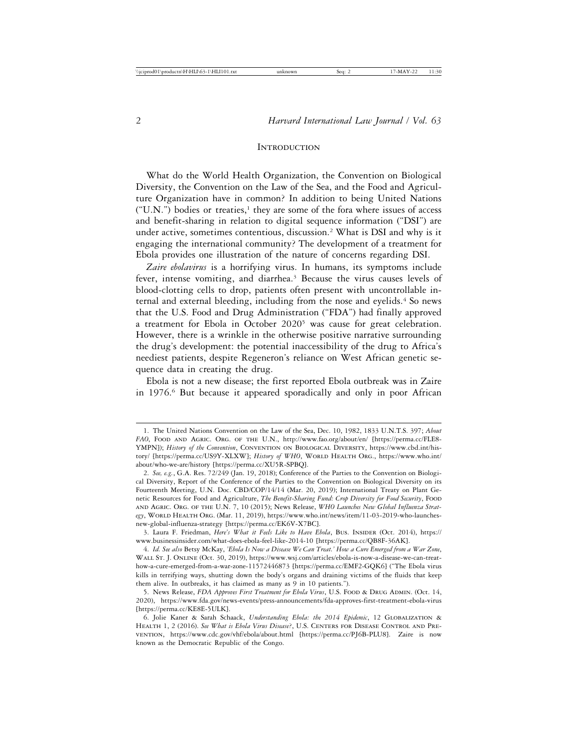## Introduction

What do the World Health Organization, the Convention on Biological Diversity, the Convention on the Law of the Sea, and the Food and Agriculture Organization have in common? In addition to being United Nations ("U.N.") bodies or treaties,[1] they are some of the fora where issues of access and benefit-sharing in relation to digital sequence information ("DSI") are under active, sometimes contentious, discussion.[2] What is DSI and why is it engaging the international community? The development of a treatment for Ebola provides one illustration of the nature of concerns regarding DSI.

*Zaire ebolavirus* is a horrifying virus. In humans, its symptoms include fever, intense vomiting, and diarrhea.[3] Because the virus causes levels of blood-clotting cells to drop, patients often present with uncontrollable internal and external bleeding, including from the nose and eyelids.[4] So news that the U.S. Food and Drug Administration ("FDA") had finally approved a treatment for Ebola in October 2020[5] was cause for great celebration. However, there is a wrinkle in the otherwise positive narrative surrounding the drug's development: the potential inaccessibility of the drug to Africa's neediest patients, despite Regeneron's reliance on West African genetic sequence data in creating the drug.

Ebola is not a new disease; the first reported Ebola outbreak was in Zaire in 1976.[6] But because it appeared sporadically and only in poor African

---

1. The United Nations Convention on the Law of the Sea, Dec. 10, 1982, 1833 U.N.T.S. 397; *About FAO*, Food and Agric. Org. of the U.N., http://www.fao.org/about/en/ [https://perma.cc/FLE8-YMPN]); *History of the Convention*, Convention on Biological Diversity, https://www.cbd.int/history/ [https://perma.cc/US9Y-XLXW]; *History of WHO*, World Health Org., https://www.who.int/about/who-we-are/history [https://perma.cc/XU5R-SPBQ].

2. *See, e.g.*, G.A. Res. 72/249 (Jan. 19, 2018); Conference of the Parties to the Convention on Biological Diversity, Report of the Conference of the Parties to the Convention on Biological Diversity on its Fourteenth Meeting, U.N. Doc. CBD/COP/14/14 (Mar. 20, 2019); International Treaty on Plant Genetic Resources for Food and Agriculture, *The Benefit-Sharing Fund: Crop Diversity for Food Security*, Food and Agric. Org. of the U.N. 7, 10 (2015); News Release, *WHO Launches New Global Influenza Strategy*, World Health Org. (Mar. 11, 2019), https://www.who.int/news/item/11-03-2019-who-launches-new-global-influenza-strategy [https://perma.cc/EK6V-X7BC].

3. Laura F. Friedman, *Here's What it Feels Like to Have Ebola*, Bus. Insider (Oct. 2014), https://www.businessinsider.com/what-does-ebola-feel-like-2014-10 [https://perma.cc/QB8F-36AK].

4. *Id. See also* Betsy McKay, *'Ebola Is Now a Disease We Can Treat.' How a Cure Emerged from a War Zone*, Wall St. J. Online (Oct. 30, 2019), https://www.wsj.com/articles/ebola-is-now-a-disease-we-can-treat-how-a-cure-emerged-from-a-war-zone-11572446873 [https://perma.cc/EMF2-GQK6] ("The Ebola virus kills in terrifying ways, shutting down the body's organs and draining victims of the fluids that keep them alive. In outbreaks, it has claimed as many as 9 in 10 patients.").

5. News Release, *FDA Approves First Treatment for Ebola Virus*, U.S. Food & Drug Admin. (Oct. 14, 2020), https://www.fda.gov/news-events/press-announcements/fda-approves-first-treatment-ebola-virus [https://perma.cc/KE8E-5ULK].

6. Jolie Kaner & Sarah Schaack, *Understanding Ebola: the 2014 Epidemic*, 12 Globalization & Health 1, 2 (2016). *See What is Ebola Virus Disease?*, U.S. Centers for Disease Control and Prevention, https://www.cdc.gov/vhf/ebola/about.html [https://perma.cc/PJ6B-PLU8]. Zaire is now known as the Democratic Republic of the Congo.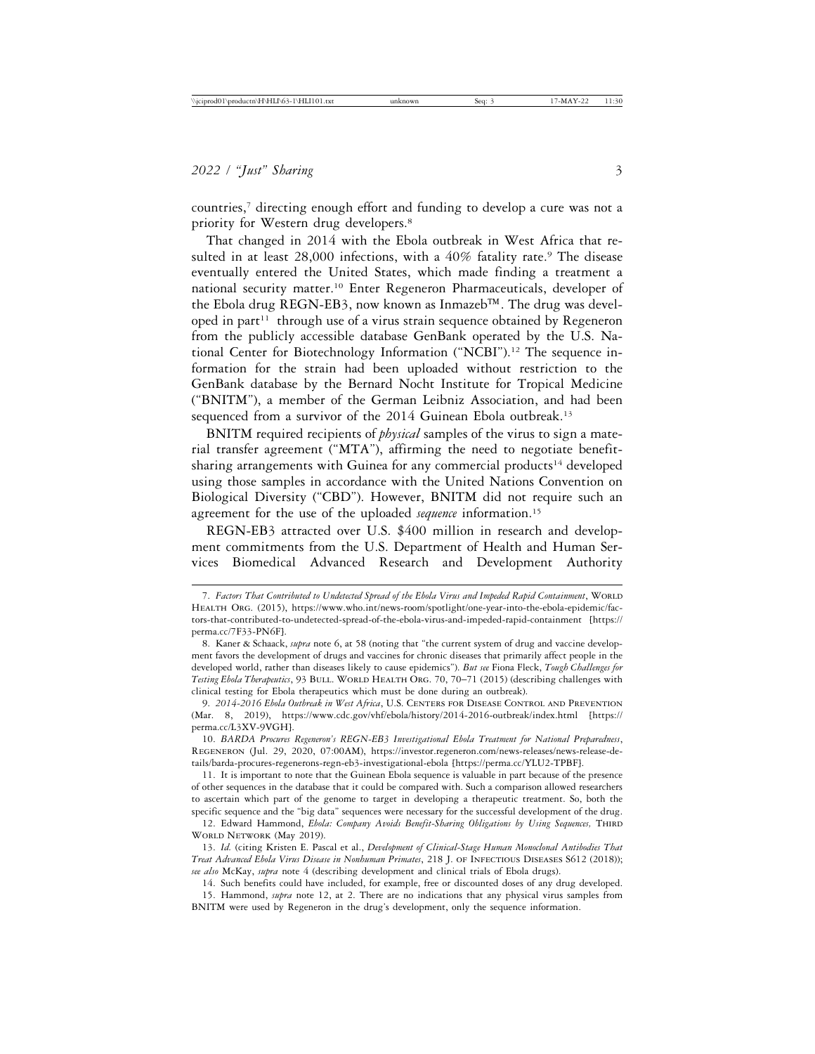countries,[7] directing enough effort and funding to develop a cure was not a priority for Western drug developers.[8]

That changed in 2014 with the Ebola outbreak in West Africa that resulted in at least 28,000 infections, with a 40% fatality rate.[9] The disease eventually entered the United States, which made finding a treatment a national security matter.[10] Enter Regeneron Pharmaceuticals, developer of the Ebola drug REGN-EB3, now known as Inmazeb™. The drug was developed in part[11] through use of a virus strain sequence obtained by Regeneron from the publicly accessible database GenBank operated by the U.S. National Center for Biotechnology Information ("NCBI").[12] The sequence information for the strain had been uploaded without restriction to the GenBank database by the Bernard Nocht Institute for Tropical Medicine ("BNITM"), a member of the German Leibniz Association, and had been sequenced from a survivor of the 2014 Guinean Ebola outbreak.[13]

BNITM required recipients of *physical* samples of the virus to sign a material transfer agreement ("MTA"), affirming the need to negotiate benefit-sharing arrangements with Guinea for any commercial products[14] developed using those samples in accordance with the United Nations Convention on Biological Diversity ("CBD"). However, BNITM did not require such an agreement for the use of the uploaded *sequence* information.[15]

REGN-EB3 attracted over U.S. $400 million in research and development commitments from the U.S. Department of Health and Human Services Biomedical Advanced Research and Development Authority

---

7. *Factors That Contributed to Undetected Spread of the Ebola Virus and Impeded Rapid Containment*, World Health Org. (2015), https://www.who.int/news-room/spotlight/one-year-into-the-ebola-epidemic/factors-that-contributed-to-undetected-spread-of-the-ebola-virus-and-impeded-rapid-containment [https://perma.cc/7F33-PN6F].

8. Kaner & Schaack, *supra* note 6, at 58 (noting that "the current system of drug and vaccine development favors the development of drugs and vaccines for chronic diseases that primarily affect people in the developed world, rather than diseases likely to cause epidemics"). *But see* Fiona Fleck, *Tough Challenges for Testing Ebola Therapeutics*, 93 Bull. World Health Org. 70, 70–71 (2015) (describing challenges with clinical testing for Ebola therapeutics which must be done during an outbreak).

9. *2014-2016 Ebola Outbreak in West Africa*, U.S. Centers for Disease Control and Prevention (Mar. 8, 2019), https://www.cdc.gov/vhf/ebola/history/2014-2016-outbreak/index.html [https://perma.cc/L3XV-9VGH].

10. *BARDA Procures Regeneron's REGN-EB3 Investigational Ebola Treatment for National Preparedness*, Regeneron (Jul. 29, 2020, 07:00AM), https://investor.regeneron.com/news-releases/news-release-details/barda-procures-regenerons-regn-eb3-investigational-ebola [https://perma.cc/YLU2-TPBF].

11. It is important to note that the Guinean Ebola sequence is valuable in part because of the presence of other sequences in the database that it could be compared with. Such a comparison allowed researchers to ascertain which part of the genome to target in developing a therapeutic treatment. So, both the specific sequence and the "big data" sequences were necessary for the successful development of the drug.

12. Edward Hammond, *Ebola: Company Avoids Benefit-Sharing Obligations by Using Sequences,* Third World Network (May 2019).

13. *Id.* (citing Kristen E. Pascal et al., *Development of Clinical-Stage Human Monoclonal Antibodies That Treat Advanced Ebola Virus Disease in Nonhuman Primates*, 218 J. of Infectious Diseases S612 (2018)); *see also* McKay, *supra* note 4 (describing development and clinical trials of Ebola drugs).

14. Such benefits could have included, for example, free or discounted doses of any drug developed.

15. Hammond, *supra* note 12, at 2. There are no indications that any physical virus samples from BNITM were used by Regeneron in the drug's development, only the sequence information.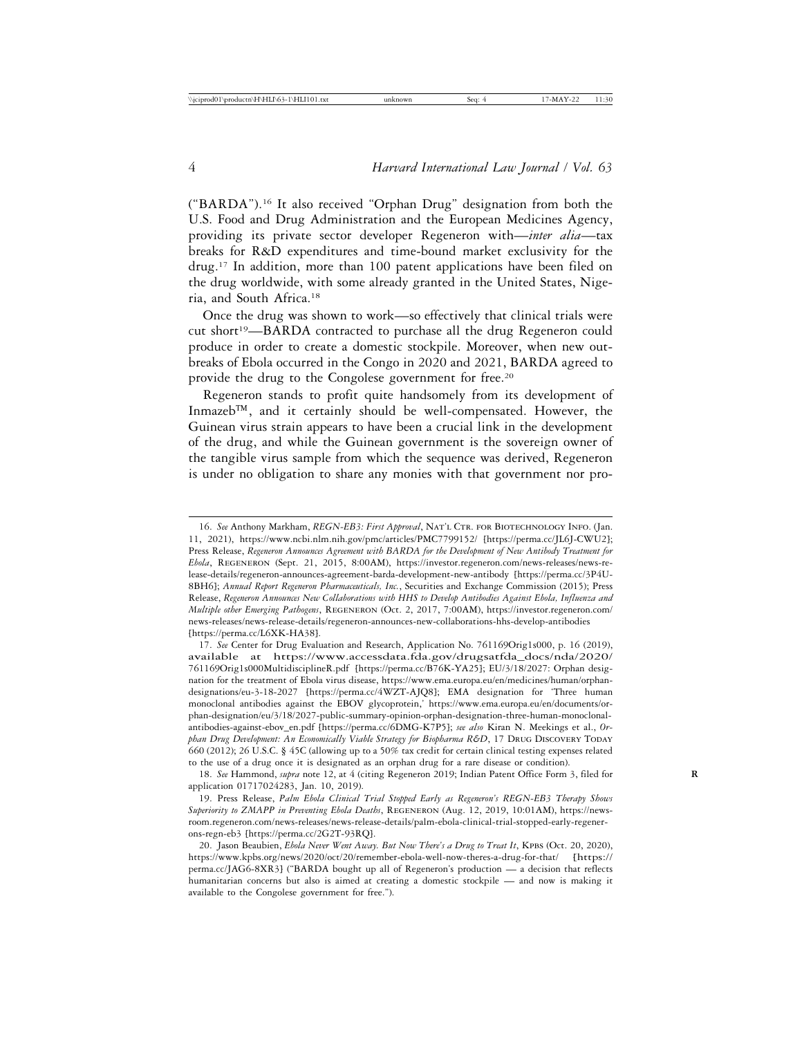("BARDA").[16] It also received "Orphan Drug" designation from both the U.S. Food and Drug Administration and the European Medicines Agency, providing its private sector developer Regeneron with—*inter alia*—tax breaks for R&D expenditures and time-bound market exclusivity for the drug.[17] In addition, more than 100 patent applications have been filed on the drug worldwide, with some already granted in the United States, Nigeria, and South Africa.[18]

Once the drug was shown to work—so effectively that clinical trials were cut short[19]—BARDA contracted to purchase all the drug Regeneron could produce in order to create a domestic stockpile. Moreover, when new outbreaks of Ebola occurred in the Congo in 2020 and 2021, BARDA agreed to provide the drug to the Congolese government for free.[20]

Regeneron stands to profit quite handsomely from its development of Inmazeb™, and it certainly should be well-compensated. However, the Guinean virus strain appears to have been a crucial link in the development of the drug, and while the Guinean government is the sovereign owner of the tangible virus sample from which the sequence was derived, Regeneron is under no obligation to share any monies with that government nor pro-

---

16. *See* Anthony Markham, *REGN-EB3: First Approval*, Nat'l Ctr. for Biotechnology Info. (Jan. 11, 2021), https://www.ncbi.nlm.nih.gov/pmc/articles/PMC7799152/ [https://perma.cc/JL6J-CWU2]; Press Release, *Regeneron Announces Agreement with BARDA for the Development of New Antibody Treatment for Ebola*, Regeneron (Sept. 21, 2015, 8:00AM), https://investor.regeneron.com/news-releases/news-release-details/regeneron-announces-agreement-barda-development-new-antibody [https://perma.cc/3P4U-8BH6]; *Annual Report Regeneron Pharmaceuticals, Inc.*, Securities and Exchange Commission (2015); Press Release, *Regeneron Announces New Collaborations with HHS to Develop Antibodies Against Ebola, Influenza and Multiple other Emerging Pathogens*, Regeneron (Oct. 2, 2017, 7:00AM), https://investor.regeneron.com/news-releases/news-release-details/regeneron-announces-new-collaborations-hhs-develop-antibodies [https://perma.cc/L6XK-HA38].

17. *See* Center for Drug Evaluation and Research, Application No. 761169Orig1s000, p. 16 (2019), available at https://www.accessdata.fda.gov/drugsatfda_docs/nda/2020/761169Orig1s000MultidisciplineR.pdf [https://perma.cc/B76K-YA25]; EU/3/18/2027: Orphan designation for the treatment of Ebola virus disease, https://www.ema.europa.eu/en/medicines/human/orphan-designations/eu-3-18-2027 [https://perma.cc/4WZT-AJQ8]; EMA designation for 'Three human monoclonal antibodies against the EBOV glycoprotein,' https://www.ema.europa.eu/en/documents/orphan-designation/eu/3/18/2027-public-summary-opinion-orphan-designation-three-human-monoclonal-antibodies-against-ebov_en.pdf [https://perma.cc/6DMG-K7P5]; *see also* Kiran N. Meekings et al., *Orphan Drug Development: An Economically Viable Strategy for Biopharma R&D*, 17 Drug Discovery Today 660 (2012); 26 U.S.C. § 45C (allowing up to a 50% tax credit for certain clinical testing expenses related to the use of a drug once it is designated as an orphan drug for a rare disease or condition).

18. *See* Hammond, *supra* note 12, at 4 (citing Regeneron 2019; Indian Patent Office Form 3, filed for application 01717024283, Jan. 10, 2019).

19. Press Release, *Palm Ebola Clinical Trial Stopped Early as Regeneron's REGN-EB3 Therapy Shows Superiority to ZMAPP in Preventing Ebola Deaths*, Regeneron (Aug. 12, 2019, 10:01AM), https://newsroom.regeneron.com/news-releases/news-release-details/palm-ebola-clinical-trial-stopped-early-regenerons-regn-eb3 [https://perma.cc/2G2T-93RQ].

20. Jason Beaubien, *Ebola Never Went Away. But Now There's a Drug to Treat It*, KPBS (Oct. 20, 2020), https://www.kpbs.org/news/2020/oct/20/remember-ebola-well-now-theres-a-drug-for-that/ [https://perma.cc/JAG6-8XR3] ("BARDA bought up all of Regeneron's production — a decision that reflects humanitarian concerns but also is aimed at creating a domestic stockpile — and now is making it available to the Congolese government for free.").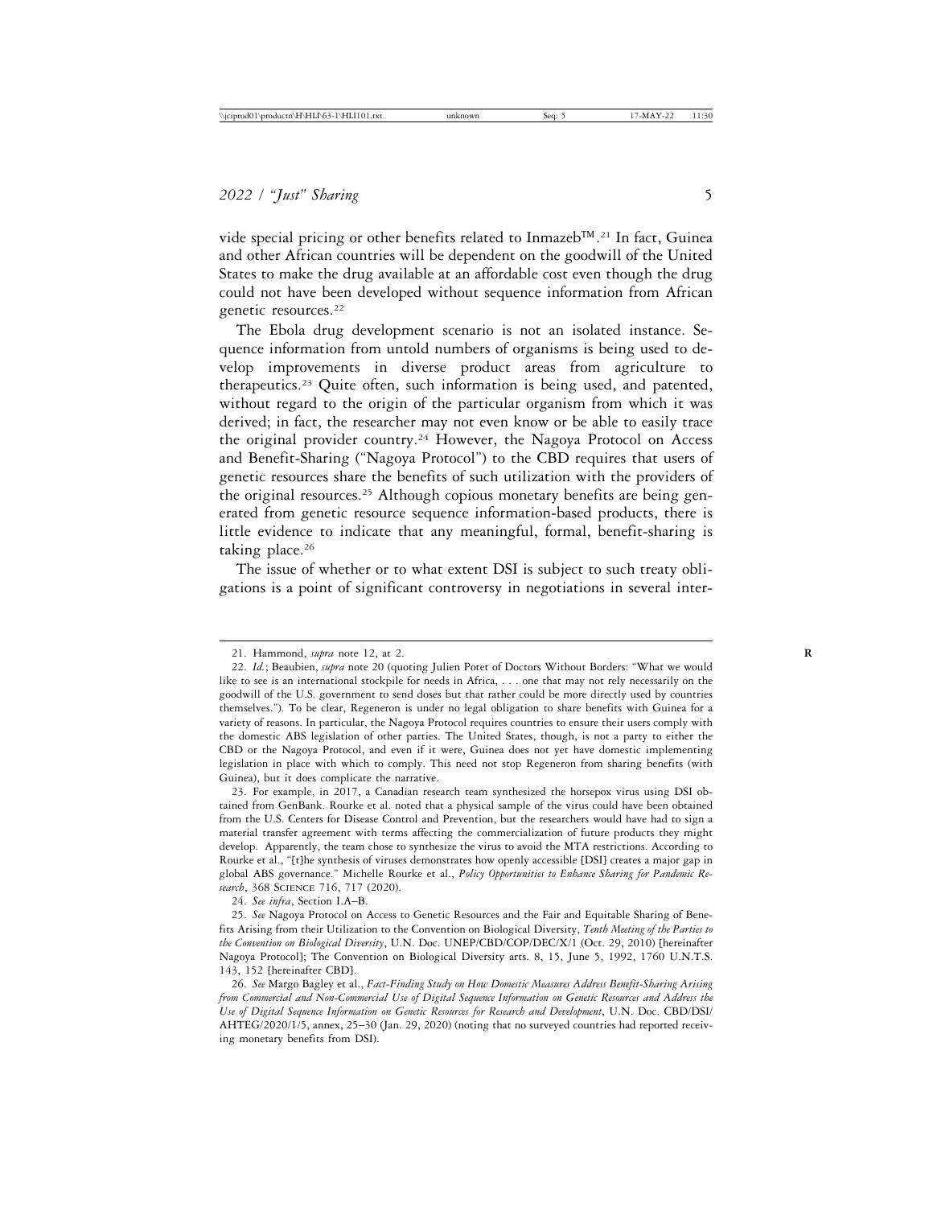vide special pricing or other benefits related to Inmazeb™.[21] In fact, Guinea and other African countries will be dependent on the goodwill of the United States to make the drug available at an affordable cost even though the drug could not have been developed without sequence information from African genetic resources.[22]

The Ebola drug development scenario is not an isolated instance. Sequence information from untold numbers of organisms is being used to develop improvements in diverse product areas from agriculture to therapeutics.[23] Quite often, such information is being used, and patented, without regard to the origin of the particular organism from which it was derived; in fact, the researcher may not even know or be able to easily trace the original provider country.[24] However, the Nagoya Protocol on Access and Benefit-Sharing ("Nagoya Protocol") to the CBD requires that users of genetic resources share the benefits of such utilization with the providers of the original resources.[25] Although copious monetary benefits are being generated from genetic resource sequence information-based products, there is little evidence to indicate that any meaningful, formal, benefit-sharing is taking place.[26]

The issue of whether or to what extent DSI is subject to such treaty obligations is a point of significant controversy in negotiations in several inter-

---

21. Hammond, *supra* note 12, at 2.

22. *Id.*; Beaubien, *supra* note 20 (quoting Julien Potet of Doctors Without Borders: "What we would like to see is an international stockpile for needs in Africa, . . . one that may not rely necessarily on the goodwill of the U.S. government to send doses but that rather could be more directly used by countries themselves."). To be clear, Regeneron is under no legal obligation to share benefits with Guinea for a variety of reasons. In particular, the Nagoya Protocol requires countries to ensure their users comply with the domestic ABS legislation of other parties. The United States, though, is not a party to either the CBD or the Nagoya Protocol, and even if it were, Guinea does not yet have domestic implementing legislation in place with which to comply. This need not stop Regeneron from sharing benefits (with Guinea), but it does complicate the narrative.

23. For example, in 2017, a Canadian research team synthesized the horsepox virus using DSI obtained from GenBank. Rourke et al. noted that a physical sample of the virus could have been obtained from the U.S. Centers for Disease Control and Prevention, but the researchers would have had to sign a material transfer agreement with terms affecting the commercialization of future products they might develop. Apparently, the team chose to synthesize the virus to avoid the MTA restrictions. According to Rourke et al., "[t]he synthesis of viruses demonstrates how openly accessible [DSI] creates a major gap in global ABS governance." Michelle Rourke et al., *Policy Opportunities to Enhance Sharing for Pandemic Research*, 368 SCIENCE 716, 717 (2020).

24. *See infra*, Section I.A–B.

25. *See* Nagoya Protocol on Access to Genetic Resources and the Fair and Equitable Sharing of Benefits Arising from their Utilization to the Convention on Biological Diversity, *Tenth Meeting of the Parties to the Convention on Biological Diversity*, U.N. Doc. UNEP/CBD/COP/DEC/X/1 (Oct. 29, 2010) [hereinafter Nagoya Protocol]; The Convention on Biological Diversity arts. 8, 15, June 5, 1992, 1760 U.N.T.S. 143, 152 [hereinafter CBD].

26. *See* Margo Bagley et al., *Fact-Finding Study on How Domestic Measures Address Benefit-Sharing Arising from Commercial and Non-Commercial Use of Digital Sequence Information on Genetic Resources and Address the Use of Digital Sequence Information on Genetic Resources for Research and Development*, U.N. Doc. CBD/DSI/AHTEG/2020/1/5, annex, 25–30 (Jan. 29, 2020) (noting that no surveyed countries had reported receiving monetary benefits from DSI).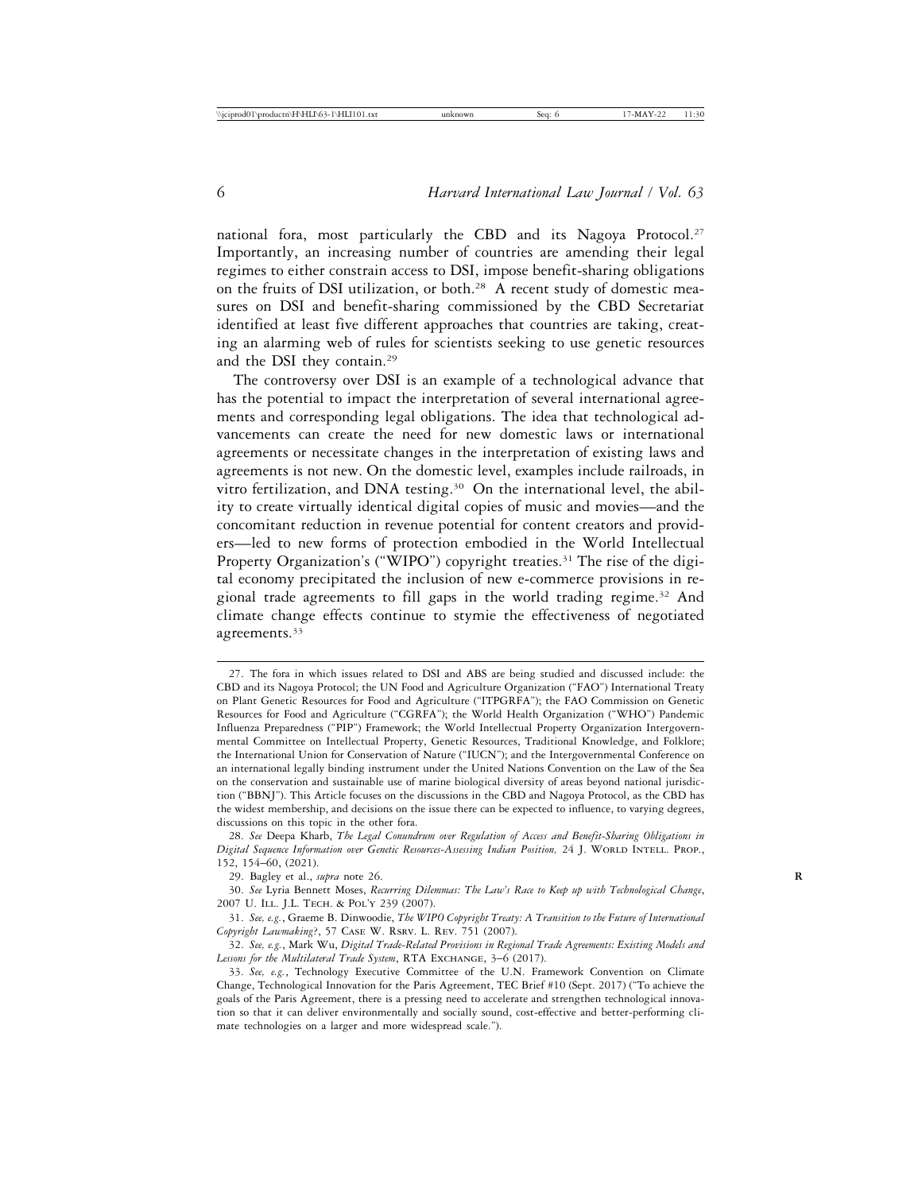national fora, most particularly the CBD and its Nagoya Protocol.[27] Importantly, an increasing number of countries are amending their legal regimes to either constrain access to DSI, impose benefit-sharing obligations on the fruits of DSI utilization, or both.[28] A recent study of domestic measures on DSI and benefit-sharing commissioned by the CBD Secretariat identified at least five different approaches that countries are taking, creating an alarming web of rules for scientists seeking to use genetic resources and the DSI they contain.[29]

The controversy over DSI is an example of a technological advance that has the potential to impact the interpretation of several international agreements and corresponding legal obligations. The idea that technological advancements can create the need for new domestic laws or international agreements or necessitate changes in the interpretation of existing laws and agreements is not new. On the domestic level, examples include railroads, in vitro fertilization, and DNA testing.[30] On the international level, the ability to create virtually identical digital copies of music and movies—and the concomitant reduction in revenue potential for content creators and providers—led to new forms of protection embodied in the World Intellectual Property Organization's ("WIPO") copyright treaties.[31] The rise of the digital economy precipitated the inclusion of new e-commerce provisions in regional trade agreements to fill gaps in the world trading regime.[32] And climate change effects continue to stymie the effectiveness of negotiated agreements.[33]

---

27. The fora in which issues related to DSI and ABS are being studied and discussed include: the CBD and its Nagoya Protocol; the UN Food and Agriculture Organization ("FAO") International Treaty on Plant Genetic Resources for Food and Agriculture ("ITPGRFA"); the FAO Commission on Genetic Resources for Food and Agriculture ("CGRFA"); the World Health Organization ("WHO") Pandemic Influenza Preparedness ("PIP") Framework; the World Intellectual Property Organization Intergovernmental Committee on Intellectual Property, Genetic Resources, Traditional Knowledge, and Folklore; the International Union for Conservation of Nature ("IUCN"); and the Intergovernmental Conference on an international legally binding instrument under the United Nations Convention on the Law of the Sea on the conservation and sustainable use of marine biological diversity of areas beyond national jurisdiction ("BBNJ"). This Article focuses on the discussions in the CBD and Nagoya Protocol, as the CBD has the widest membership, and decisions on the issue there can be expected to influence, to varying degrees, discussions on this topic in the other fora.

28. *See* Deepa Kharb, *The Legal Conundrum over Regulation of Access and Benefit-Sharing Obligations in Digital Sequence Information over Genetic Resources-Assessing Indian Position,* 24 J. World Intell. Prop., 152, 154–60, (2021).

29. Bagley et al., *supra* note 26.

30. *See* Lyria Bennett Moses, *Recurring Dilemmas: The Law's Race to Keep up with Technological Change*, 2007 U. Ill. J.L. Tech. & Pol'y 239 (2007).

31. *See, e.g.*, Graeme B. Dinwoodie, *The WIPO Copyright Treaty: A Transition to the Future of International Copyright Lawmaking?*, 57 Case W. Rsrv. L. Rev. 751 (2007).

32. *See, e.g.*, Mark Wu, *Digital Trade-Related Provisions in Regional Trade Agreements: Existing Models and Lessons for the Multilateral Trade System*, RTA Exchange, 3–6 (2017).

33. *See, e.g.*, Technology Executive Committee of the U.N. Framework Convention on Climate Change, Technological Innovation for the Paris Agreement, TEC Brief #10 (Sept. 2017) ("To achieve the goals of the Paris Agreement, there is a pressing need to accelerate and strengthen technological innovation so that it can deliver environmentally and socially sound, cost-effective and better-performing climate technologies on a larger and more widespread scale.").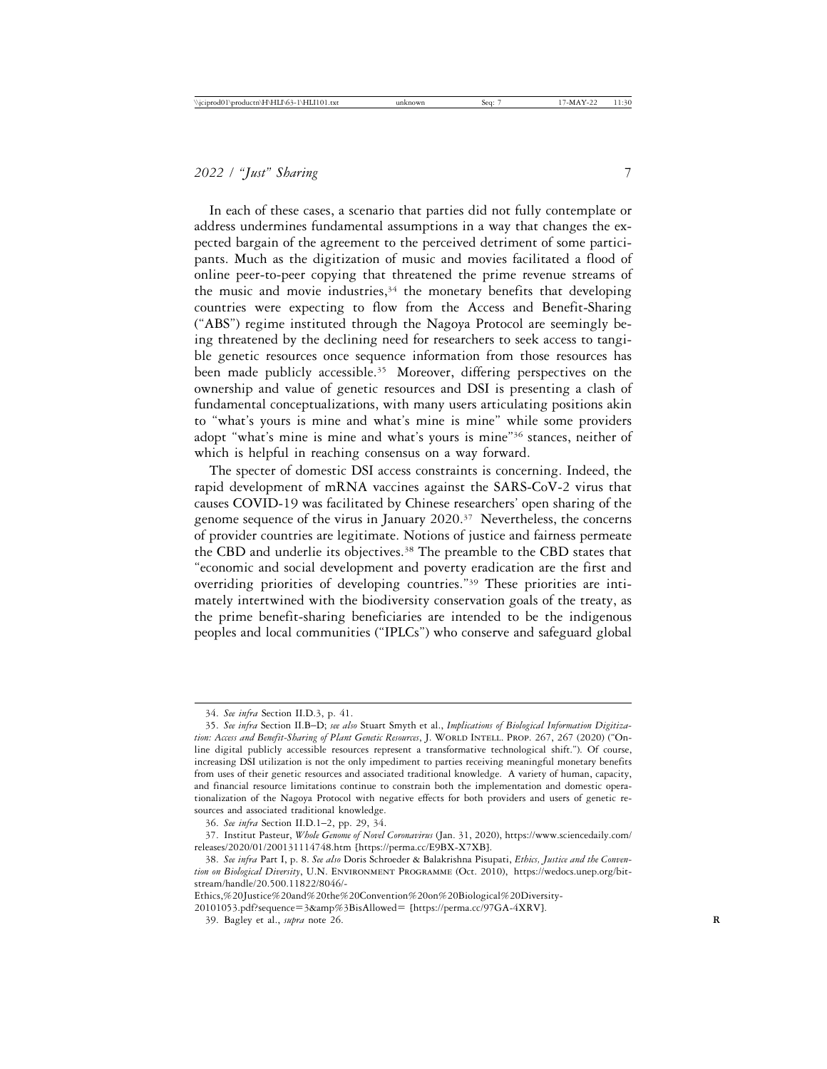In each of these cases, a scenario that parties did not fully contemplate or address undermines fundamental assumptions in a way that changes the expected bargain of the agreement to the perceived detriment of some participants. Much as the digitization of music and movies facilitated a flood of online peer-to-peer copying that threatened the prime revenue streams of the music and movie industries,[34] the monetary benefits that developing countries were expecting to flow from the Access and Benefit-Sharing ("ABS") regime instituted through the Nagoya Protocol are seemingly being threatened by the declining need for researchers to seek access to tangible genetic resources once sequence information from those resources has been made publicly accessible.[35] Moreover, differing perspectives on the ownership and value of genetic resources and DSI is presenting a clash of fundamental conceptualizations, with many users articulating positions akin to "what's yours is mine and what's mine is mine" while some providers adopt "what's mine is mine and what's yours is mine"[36] stances, neither of which is helpful in reaching consensus on a way forward.

The specter of domestic DSI access constraints is concerning. Indeed, the rapid development of mRNA vaccines against the SARS-CoV-2 virus that causes COVID-19 was facilitated by Chinese researchers' open sharing of the genome sequence of the virus in January 2020.[37] Nevertheless, the concerns of provider countries are legitimate. Notions of justice and fairness permeate the CBD and underlie its objectives.[38] The preamble to the CBD states that "economic and social development and poverty eradication are the first and overriding priorities of developing countries."[39] These priorities are intimately intertwined with the biodiversity conservation goals of the treaty, as the prime benefit-sharing beneficiaries are intended to be the indigenous peoples and local communities ("IPLCs") who conserve and safeguard global

---

34. *See infra* Section II.D.3, p. 41.

35. *See infra* Section II.B–D; *see also* Stuart Smyth et al., *Implications of Biological Information Digitization: Access and Benefit-Sharing of Plant Genetic Resources*, J. World Intell. Prop. 267, 267 (2020) ("Online digital publicly accessible resources represent a transformative technological shift."). Of course, increasing DSI utilization is not the only impediment to parties receiving meaningful monetary benefits from uses of their genetic resources and associated traditional knowledge. A variety of human, capacity, and financial resource limitations continue to constrain both the implementation and domestic operationalization of the Nagoya Protocol with negative effects for both providers and users of genetic resources and associated traditional knowledge.

36. *See infra* Section II.D.1–2, pp. 29, 34.

37. Institut Pasteur, *Whole Genome of Novel Coronavirus* (Jan. 31, 2020), https://www.sciencedaily.com/releases/2020/01/200131114748.htm [https://perma.cc/E9BX-X7XB].

38. *See infra* Part I, p. 8. *See also* Doris Schroeder & Balakrishna Pisupati, *Ethics, Justice and the Convention on Biological Diversity*, U.N. Environment Programme (Oct. 2010), https://wedocs.unep.org/bitstream/handle/20.500.11822/8046/-Ethics,%20Justice%20and%20the%20Convention%20on%20Biological%20Diversity-20101053.pdf?sequence=3&amp%3BisAllowed= [https://perma.cc/97GA-4XRV].

39. Bagley et al., *supra* note 26.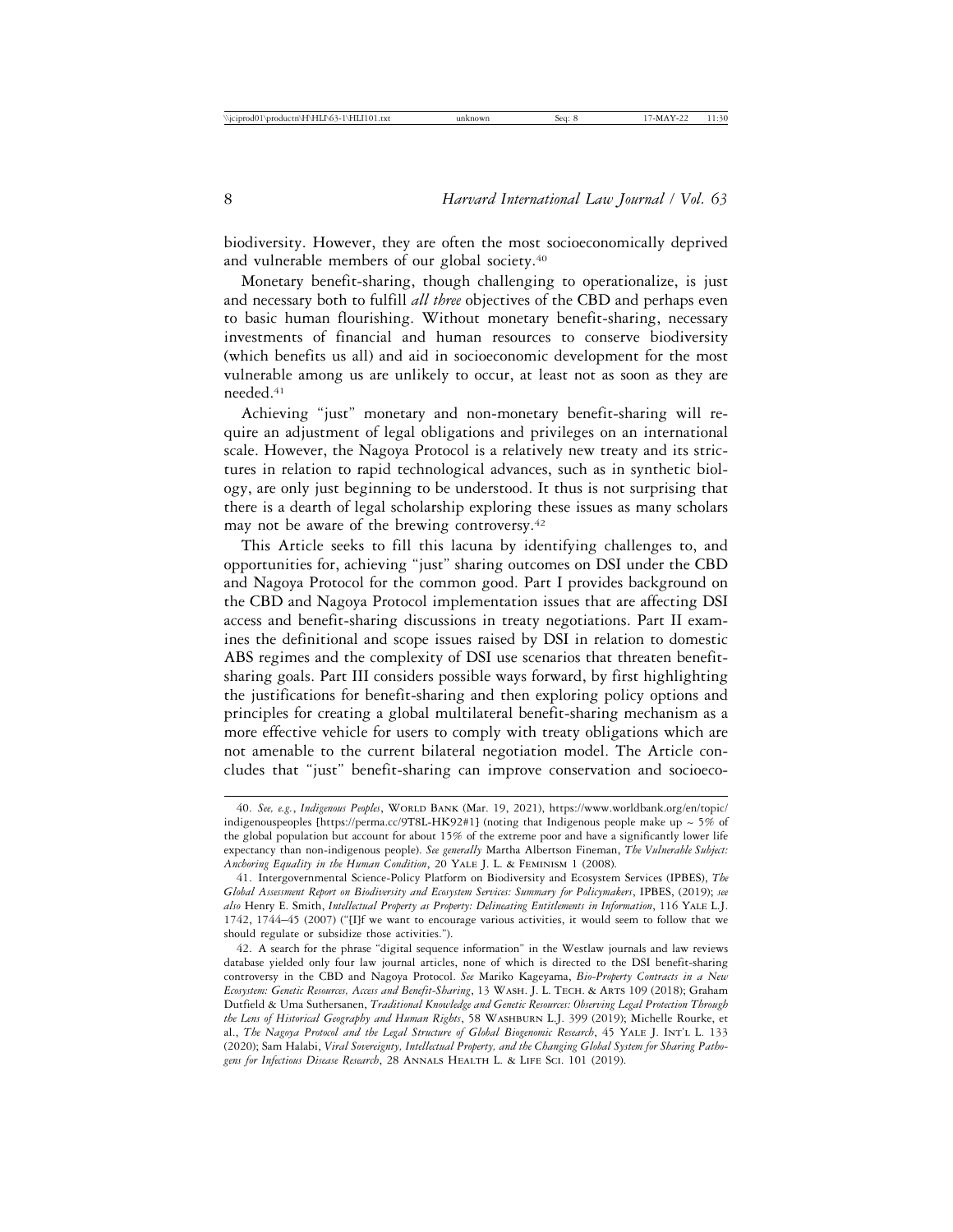biodiversity. However, they are often the most socioeconomically deprived and vulnerable members of our global society.[40]

Monetary benefit-sharing, though challenging to operationalize, is just and necessary both to fulfill *all three* objectives of the CBD and perhaps even to basic human flourishing. Without monetary benefit-sharing, necessary investments of financial and human resources to conserve biodiversity (which benefits us all) and aid in socioeconomic development for the most vulnerable among us are unlikely to occur, at least not as soon as they are needed.[41]

Achieving "just" monetary and non-monetary benefit-sharing will require an adjustment of legal obligations and privileges on an international scale. However, the Nagoya Protocol is a relatively new treaty and its strictures in relation to rapid technological advances, such as in synthetic biology, are only just beginning to be understood. It thus is not surprising that there is a dearth of legal scholarship exploring these issues as many scholars may not be aware of the brewing controversy.[42]

This Article seeks to fill this lacuna by identifying challenges to, and opportunities for, achieving "just" sharing outcomes on DSI under the CBD and Nagoya Protocol for the common good. Part I provides background on the CBD and Nagoya Protocol implementation issues that are affecting DSI access and benefit-sharing discussions in treaty negotiations. Part II examines the definitional and scope issues raised by DSI in relation to domestic ABS regimes and the complexity of DSI use scenarios that threaten benefit-sharing goals. Part III considers possible ways forward, by first highlighting the justifications for benefit-sharing and then exploring policy options and principles for creating a global multilateral benefit-sharing mechanism as a more effective vehicle for users to comply with treaty obligations which are not amenable to the current bilateral negotiation model. The Article concludes that "just" benefit-sharing can improve conservation and socioeco-

---

40. *See, e.g.*, *Indigenous Peoples*, World Bank (Mar. 19, 2021), https://www.worldbank.org/en/topic/indigenouspeoples [https://perma.cc/9T8L-HK92#1] (noting that Indigenous people make up ~ 5% of the global population but account for about 15% of the extreme poor and have a significantly lower life expectancy than non-indigenous people). *See generally* Martha Albertson Fineman, *The Vulnerable Subject: Anchoring Equality in the Human Condition*, 20 Yale J. L. & Feminism 1 (2008).

41. Intergovernmental Science-Policy Platform on Biodiversity and Ecosystem Services (IPBES), *The Global Assessment Report on Biodiversity and Ecosystem Services: Summary for Policymakers*, IPBES, (2019); *see also* Henry E. Smith, *Intellectual Property as Property: Delineating Entitlements in Information*, 116 Yale L.J. 1742, 1744–45 (2007) ("[I]f we want to encourage various activities, it would seem to follow that we should regulate or subsidize those activities.").

42. A search for the phrase "digital sequence information" in the Westlaw journals and law reviews database yielded only four law journal articles, none of which is directed to the DSI benefit-sharing controversy in the CBD and Nagoya Protocol. *See* Mariko Kageyama, *Bio-Property Contracts in a New Ecosystem: Genetic Resources, Access and Benefit-Sharing*, 13 Wash. J. L. Tech. & Arts 109 (2018); Graham Dutfield & Uma Suthersanen, *Traditional Knowledge and Genetic Resources: Observing Legal Protection Through the Lens of Historical Geography and Human Rights*, 58 Washburn L.J. 399 (2019); Michelle Rourke, et al., *The Nagoya Protocol and the Legal Structure of Global Biogenomic Research*, 45 Yale J. Int'l L. 133 (2020); Sam Halabi, *Viral Sovereignty, Intellectual Property, and the Changing Global System for Sharing Pathogens for Infectious Disease Research*, 28 Annals Health L. & Life Sci. 101 (2019).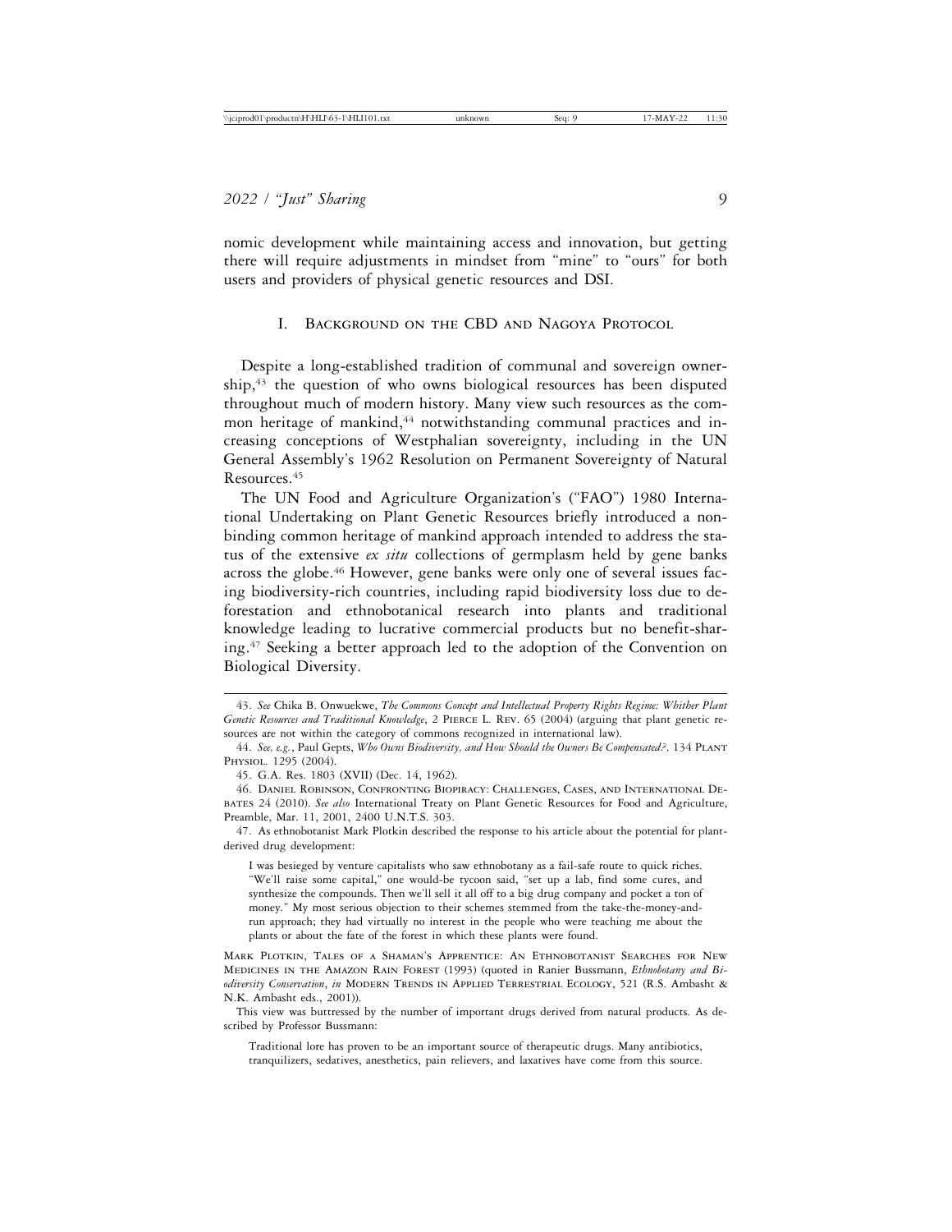nomic development while maintaining access and innovation, but getting there will require adjustments in mindset from "mine" to "ours" for both users and providers of physical genetic resources and DSI.

## I. Background on the CBD and Nagoya Protocol

Despite a long-established tradition of communal and sovereign ownership,[43] the question of who owns biological resources has been disputed throughout much of modern history. Many view such resources as the common heritage of mankind,[44] notwithstanding communal practices and increasing conceptions of Westphalian sovereignty, including in the UN General Assembly's 1962 Resolution on Permanent Sovereignty of Natural Resources.[45]

The UN Food and Agriculture Organization's ("FAO") 1980 International Undertaking on Plant Genetic Resources briefly introduced a non-binding common heritage of mankind approach intended to address the status of the extensive *ex situ* collections of germplasm held by gene banks across the globe.[46] However, gene banks were only one of several issues facing biodiversity-rich countries, including rapid biodiversity loss due to deforestation and ethnobotanical research into plants and traditional knowledge leading to lucrative commercial products but no benefit-sharing.[47] Seeking a better approach led to the adoption of the Convention on Biological Diversity.

---

43. *See* Chika B. Onwuekwe, *The Commons Concept and Intellectual Property Rights Regime: Whither Plant Genetic Resources and Traditional Knowledge*, 2 Pierce L. Rev. 65 (2004) (arguing that plant genetic resources are not within the category of commons recognized in international law).

44. *See, e.g.*, Paul Gepts, *Who Owns Biodiversity, and How Should the Owners Be Compensated?,* 134 Plant Physiol. 1295 (2004).

45. G.A. Res. 1803 (XVII) (Dec. 14, 1962).

46. Daniel Robinson, Confronting Biopiracy: Challenges, Cases, and International Debates 24 (2010). *See also* International Treaty on Plant Genetic Resources for Food and Agriculture, Preamble, Mar. 11, 2001, 2400 U.N.T.S. 303.

47. As ethnobotanist Mark Plotkin described the response to his article about the potential for plant-derived drug development:

> I was besieged by venture capitalists who saw ethnobotany as a fail-safe route to quick riches. "We'll raise some capital," one would-be tycoon said, "set up a lab, find some cures, and synthesize the compounds. Then we'll sell it all off to a big drug company and pocket a ton of money." My most serious objection to their schemes stemmed from the take-the-money-and-run approach; they had virtually no interest in the people who were teaching me about the plants or about the fate of the forest in which these plants were found.

Mark Plotkin, Tales of a Shaman's Apprentice: An Ethnobotanist Searches for New Medicines in the Amazon Rain Forest (1993) (quoted in Ranier Bussmann, *Ethnobotany and Biodiversity Conservation*, *in* Modern Trends in Applied Terrestrial Ecology, 521 (R.S. Ambasht & N.K. Ambasht eds., 2001)).

This view was buttressed by the number of important drugs derived from natural products. As described by Professor Bussmann:

> Traditional lore has proven to be an important source of therapeutic drugs. Many antibiotics, tranquilizers, sedatives, anesthetics, pain relievers, and laxatives have come from this source.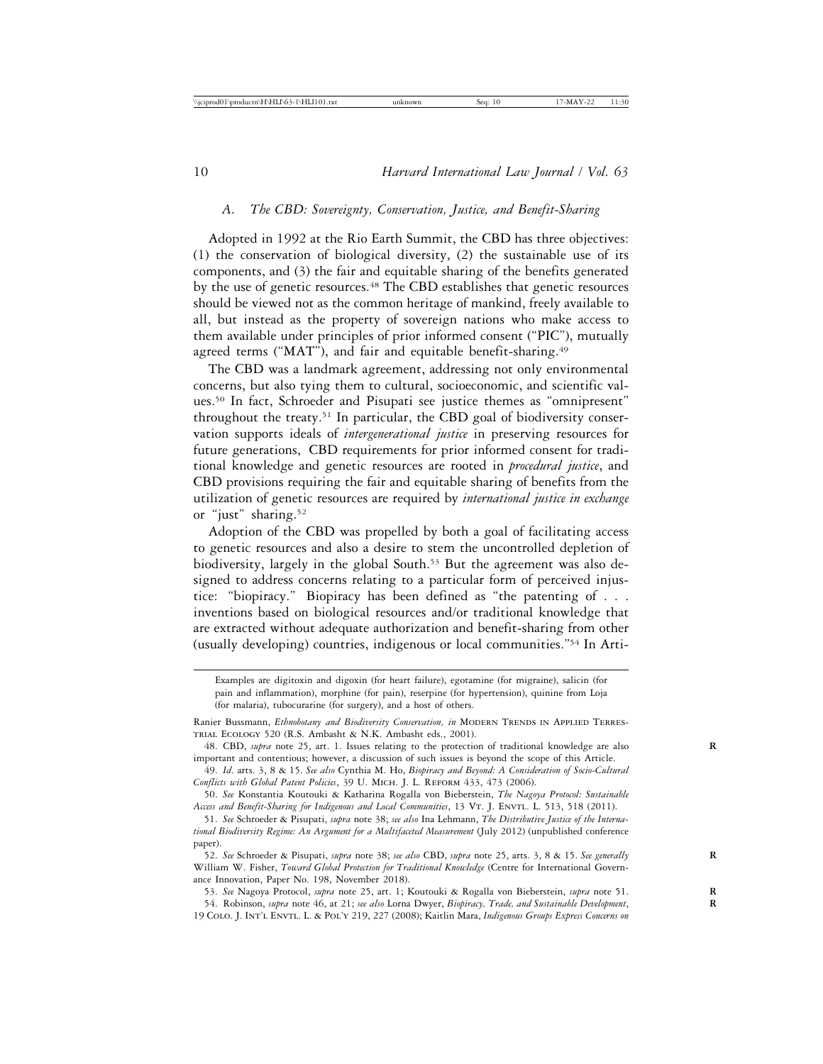### A. *The CBD: Sovereignty, Conservation, Justice, and Benefit-Sharing*

Adopted in 1992 at the Rio Earth Summit, the CBD has three objectives: (1) the conservation of biological diversity, (2) the sustainable use of its components, and (3) the fair and equitable sharing of the benefits generated by the use of genetic resources.[48] The CBD establishes that genetic resources should be viewed not as the common heritage of mankind, freely available to all, but instead as the property of sovereign nations who make access to them available under principles of prior informed consent ("PIC"), mutually agreed terms ("MAT"), and fair and equitable benefit-sharing.[49]

The CBD was a landmark agreement, addressing not only environmental concerns, but also tying them to cultural, socioeconomic, and scientific values.[50] In fact, Schroeder and Pisupati see justice themes as "omnipresent" throughout the treaty.[51] In particular, the CBD goal of biodiversity conservation supports ideals of *intergenerational justice* in preserving resources for future generations, CBD requirements for prior informed consent for traditional knowledge and genetic resources are rooted in *procedural justice*, and CBD provisions requiring the fair and equitable sharing of benefits from the utilization of genetic resources are required by *international justice in exchange* or "just" sharing.[52]

Adoption of the CBD was propelled by both a goal of facilitating access to genetic resources and also a desire to stem the uncontrolled depletion of biodiversity, largely in the global South.[53] But the agreement was also designed to address concerns relating to a particular form of perceived injustice: "biopiracy." Biopiracy has been defined as "the patenting of . . . inventions based on biological resources and/or traditional knowledge that are extracted without adequate authorization and benefit-sharing from other (usually developing) countries, indigenous or local communities."[54] In Arti-

---

Examples are digitoxin and digoxin (for heart failure), egotamine (for migraine), salicin (for pain and inflammation), morphine (for pain), reserpine (for hypertension), quinine from Loja (for malaria), tubocurarine (for surgery), and a host of others.

Ranier Bussmann, *Ethnobotany and Biodiversity Conservation, in* MODERN TRENDS IN APPLIED TERRESTRIAL ECOLOGY 520 (R.S. Ambasht & N.K. Ambasht eds., 2001).

48. CBD, *supra* note 25, art. 1. Issues relating to the protection of traditional knowledge are also important and contentious; however, a discussion of such issues is beyond the scope of this Article.

49. *Id*. arts. 3, 8 & 15. *See also* Cynthia M. Ho, *Biopiracy and Beyond: A Consideration of Socio-Cultural Conflicts with Global Patent Policies*, 39 U. MICH. J. L. REFORM 433, 473 (2006).

50. *See* Konstantia Koutouki & Katharina Rogalla von Bieberstein, *The Nagoya Protocol: Sustainable Access and Benefit-Sharing for Indigenous and Local Communities*, 13 VT. J. ENVTL. L. 513, 518 (2011).

51. *See* Schroeder & Pisupati, *supra* note 38; *see also* Ina Lehmann, *The Distributive Justice of the International Biodiversity Regime: An Argument for a Multifaceted Measurement* (July 2012) (unpublished conference paper).

52. *See* Schroeder & Pisupati, *supra* note 38; *see also* CBD, *supra* note 25, arts. 3, 8 & 15. *See generally* William W. Fisher, *Toward Global Protection for Traditional Knowledge* (Centre for International Governance Innovation, Paper No. 198, November 2018).

53. *See* Nagoya Protocol, *supra* note 25, art. 1; Koutouki & Rogalla von Bieberstein, *supra* note 51.

54. Robinson, *supra* note 46, at 21; *see also* Lorna Dwyer, *Biopiracy, Trade, and Sustainable Development*, 19 COLO. J. INT'L ENVTL. L. & POL'Y 219, 227 (2008); Kaitlin Mara, *Indigenous Groups Express Concerns on*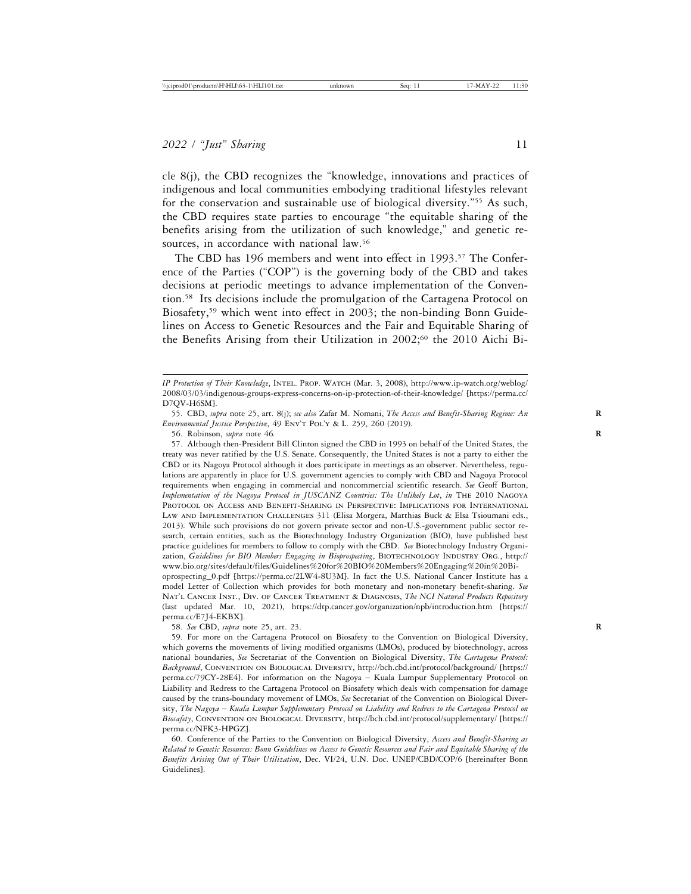cle 8(j), the CBD recognizes the "knowledge, innovations and practices of indigenous and local communities embodying traditional lifestyles relevant for the conservation and sustainable use of biological diversity."[55] As such, the CBD requires state parties to encourage "the equitable sharing of the benefits arising from the utilization of such knowledge," and genetic resources, in accordance with national law.[56]

The CBD has 196 members and went into effect in 1993.[57] The Conference of the Parties ("COP") is the governing body of the CBD and takes decisions at periodic meetings to advance implementation of the Convention.[58] Its decisions include the promulgation of the Cartagena Protocol on Biosafety,[59] which went into effect in 2003; the non-binding Bonn Guidelines on Access to Genetic Resources and the Fair and Equitable Sharing of the Benefits Arising from their Utilization in 2002;[60] the 2010 Aichi Bi-

---

*IP Protection of Their Knowledge*, INTEL. PROP. WATCH (Mar. 3, 2008), http://www.ip-watch.org/weblog/2008/03/03/indigenous-groups-express-concerns-on-ip-protection-of-their-knowledge/ [https://perma.cc/D7QV-H6SM].

55. CBD, *supra* note 25, art. 8(j); *see also* Zafar M. Nomani, *The Access and Benefit-Sharing Regime: An Environmental Justice Perspective*, 49 ENV'T POL'Y & L. 259, 260 (2019).

56. Robinson, *supra* note 46.

57. Although then-President Bill Clinton signed the CBD in 1993 on behalf of the United States, the treaty was never ratified by the U.S. Senate. Consequently, the United States is not a party to either the CBD or its Nagoya Protocol although it does participate in meetings as an observer. Nevertheless, regulations are apparently in place for U.S. government agencies to comply with CBD and Nagoya Protocol requirements when engaging in commercial and noncommercial scientific research. *See* Geoff Burton, *Implementation of the Nagoya Protocol in JUSCANZ Countries: The Unlikely Lot*, *in* THE 2010 NAGOYA PROTOCOL ON ACCESS AND BENEFIT-SHARING IN PERSPECTIVE: IMPLICATIONS FOR INTERNATIONAL LAW AND IMPLEMENTATION CHALLENGES 311 (Elisa Morgera, Matthias Buck & Elsa Tsioumani eds., 2013). While such provisions do not govern private sector and non-U.S.-government public sector research, certain entities, such as the Biotechnology Industry Organization (BIO), have published best practice guidelines for members to follow to comply with the CBD. *See* Biotechnology Industry Organization, *Guidelines for BIO Members Engaging in Bioprospecting*, BIOTECHNOLOGY INDUSTRY ORG., http://www.bio.org/sites/default/files/Guidelines%20for%20BIO%20Members%20Engaging%20in%20Bioprospecting_0.pdf [https://perma.cc/2LW4-8U3M]. In fact the U.S. National Cancer Institute has a model Letter of Collection which provides for both monetary and non-monetary benefit-sharing. *See* NAT'L CANCER INST., DIV. OF CANCER TREATMENT & DIAGNOSIS, *The NCI Natural Products Repository* (last updated Mar. 10, 2021), https://dtp.cancer.gov/organization/npb/introduction.htm [https://perma.cc/E7J4-EKBX].

58. *See* CBD, *supra* note 25, art. 23.

59. For more on the Cartagena Protocol on Biosafety to the Convention on Biological Diversity, which governs the movements of living modified organisms (LMOs), produced by biotechnology, across national boundaries, *See* Secretariat of the Convention on Biological Diversity, *The Cartagena Protocol: Background*, CONVENTION ON BIOLOGICAL DIVERSITY, http://bch.cbd.int/protocol/background/ [https://perma.cc/79CY-28E4]. For information on the Nagoya – Kuala Lumpur Supplementary Protocol on Liability and Redress to the Cartagena Protocol on Biosafety which deals with compensation for damage caused by the trans-boundary movement of LMOs, *See* Secretariat of the Convention on Biological Diversity, *The Nagoya – Kuala Lumpur Supplementary Protocol on Liability and Redress to the Cartagena Protocol on Biosafety*, CONVENTION ON BIOLOGICAL DIVERSITY, http://bch.cbd.int/protocol/supplementary/ [https://perma.cc/NFK3-HPGZ].

60. Conference of the Parties to the Convention on Biological Diversity, *Access and Benefit-Sharing as Related to Genetic Resources: Bonn Guidelines on Access to Genetic Resources and Fair and Equitable Sharing of the Benefits Arising Out of Their Utilization*, Dec. VI/24, U.N. Doc. UNEP/CBD/COP/6 [hereinafter Bonn Guidelines].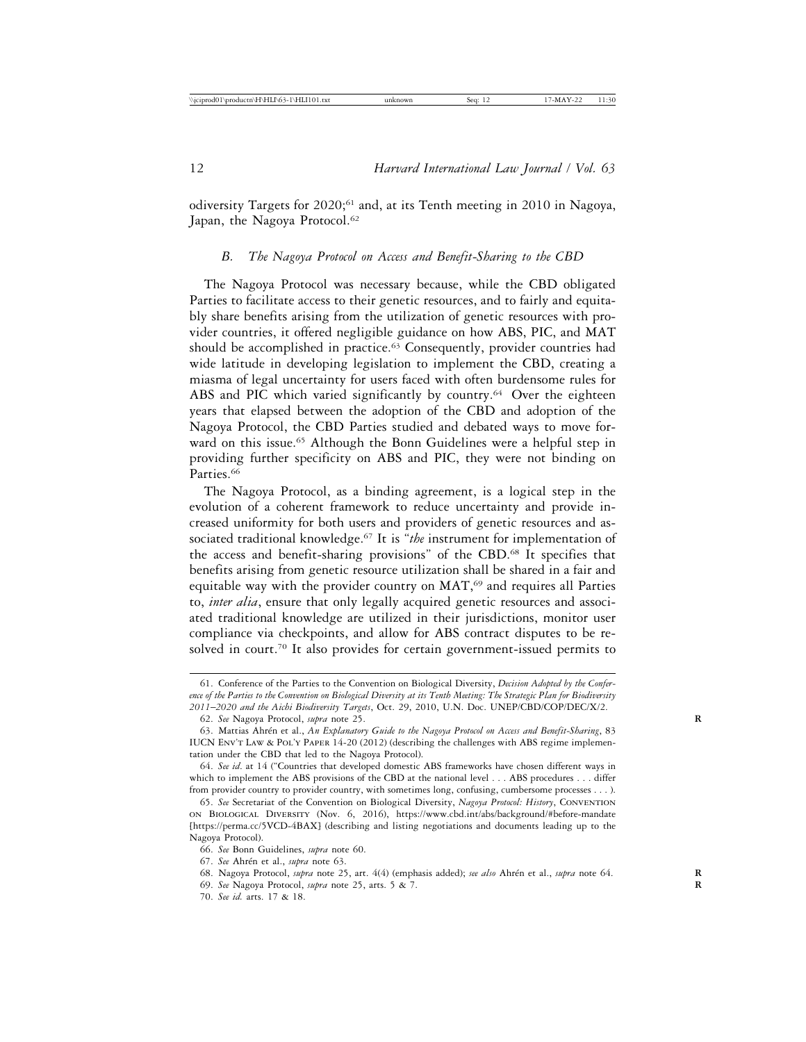odiversity Targets for 2020;[61] and, at its Tenth meeting in 2010 in Nagoya, Japan, the Nagoya Protocol.[62]

### *B. The Nagoya Protocol on Access and Benefit-Sharing to the CBD*

The Nagoya Protocol was necessary because, while the CBD obligated Parties to facilitate access to their genetic resources, and to fairly and equitably share benefits arising from the utilization of genetic resources with provider countries, it offered negligible guidance on how ABS, PIC, and MAT should be accomplished in practice.[63] Consequently, provider countries had wide latitude in developing legislation to implement the CBD, creating a miasma of legal uncertainty for users faced with often burdensome rules for ABS and PIC which varied significantly by country.[64] Over the eighteen years that elapsed between the adoption of the CBD and adoption of the Nagoya Protocol, the CBD Parties studied and debated ways to move forward on this issue.[65] Although the Bonn Guidelines were a helpful step in providing further specificity on ABS and PIC, they were not binding on Parties.[66]

The Nagoya Protocol, as a binding agreement, is a logical step in the evolution of a coherent framework to reduce uncertainty and provide increased uniformity for both users and providers of genetic resources and associated traditional knowledge.[67] It is "*the* instrument for implementation of the access and benefit-sharing provisions" of the CBD.[68] It specifies that benefits arising from genetic resource utilization shall be shared in a fair and equitable way with the provider country on MAT,[69] and requires all Parties to, *inter alia*, ensure that only legally acquired genetic resources and associated traditional knowledge are utilized in their jurisdictions, monitor user compliance via checkpoints, and allow for ABS contract disputes to be resolved in court.[70] It also provides for certain government-issued permits to

---

61. Conference of the Parties to the Convention on Biological Diversity, *Decision Adopted by the Conference of the Parties to the Convention on Biological Diversity at its Tenth Meeting: The Strategic Plan for Biodiversity 2011–2020 and the Aichi Biodiversity Targets*, Oct. 29, 2010, U.N. Doc. UNEP/CBD/COP/DEC/X/2.

62. *See* Nagoya Protocol, *supra* note 25.

63. Mattias Ahrén et al., *An Explanatory Guide to the Nagoya Protocol on Access and Benefit-Sharing*, 83 IUCN Env't Law & Pol'y Paper 14-20 (2012) (describing the challenges with ABS regime implementation under the CBD that led to the Nagoya Protocol).

64. *See id.* at 14 ("Countries that developed domestic ABS frameworks have chosen different ways in which to implement the ABS provisions of the CBD at the national level . . . ABS procedures . . . differ from provider country to provider country, with sometimes long, confusing, cumbersome processes . . . ).

65. *See* Secretariat of the Convention on Biological Diversity, *Nagoya Protocol: History*, Convention on Biological Diversity (Nov. 6, 2016), https://www.cbd.int/abs/background/#before-mandate [https://perma.cc/5VCD-4BAX] (describing and listing negotiations and documents leading up to the Nagoya Protocol).

66. *See* Bonn Guidelines, *supra* note 60.

67. *See* Ahrén et al., *supra* note 63.

68. Nagoya Protocol, *supra* note 25, art. 4(4) (emphasis added); *see also* Ahrén et al., *supra* note 64.

69. *See* Nagoya Protocol, *supra* note 25, arts. 5 & 7.

70. *See id.* arts. 17 & 18.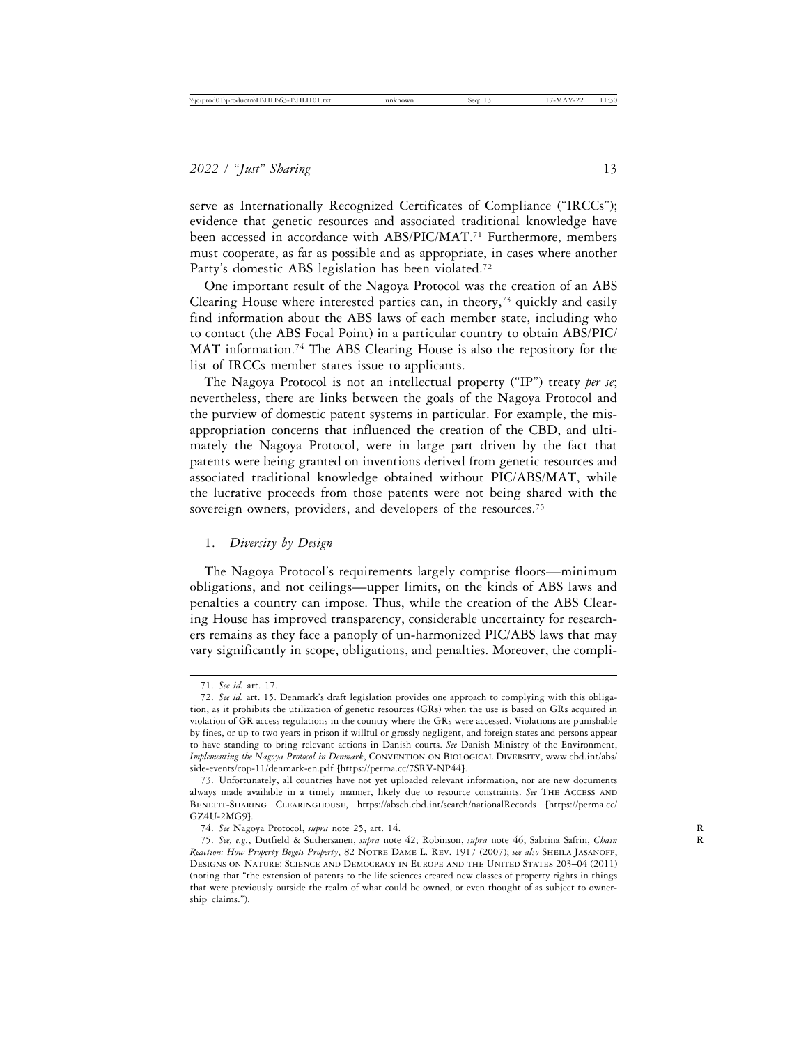serve as Internationally Recognized Certificates of Compliance ("IRCCs"); evidence that genetic resources and associated traditional knowledge have been accessed in accordance with ABS/PIC/MAT.[71] Furthermore, members must cooperate, as far as possible and as appropriate, in cases where another Party's domestic ABS legislation has been violated.[72]

One important result of the Nagoya Protocol was the creation of an ABS Clearing House where interested parties can, in theory,[73] quickly and easily find information about the ABS laws of each member state, including who to contact (the ABS Focal Point) in a particular country to obtain ABS/PIC/MAT information.[74] The ABS Clearing House is also the repository for the list of IRCCs member states issue to applicants.

The Nagoya Protocol is not an intellectual property ("IP") treaty *per se*; nevertheless, there are links between the goals of the Nagoya Protocol and the purview of domestic patent systems in particular. For example, the misappropriation concerns that influenced the creation of the CBD, and ultimately the Nagoya Protocol, were in large part driven by the fact that patents were being granted on inventions derived from genetic resources and associated traditional knowledge obtained without PIC/ABS/MAT, while the lucrative proceeds from those patents were not being shared with the sovereign owners, providers, and developers of the resources.[75]

### 1. *Diversity by Design*

The Nagoya Protocol's requirements largely comprise floors—minimum obligations, and not ceilings—upper limits, on the kinds of ABS laws and penalties a country can impose. Thus, while the creation of the ABS Clearing House has improved transparency, considerable uncertainty for researchers remains as they face a panoply of un-harmonized PIC/ABS laws that may vary significantly in scope, obligations, and penalties. Moreover, the compli-

---

71. *See id.* art. 17.

72. *See id.* art. 15. Denmark's draft legislation provides one approach to complying with this obligation, as it prohibits the utilization of genetic resources (GRs) when the use is based on GRs acquired in violation of GR access regulations in the country where the GRs were accessed. Violations are punishable by fines, or up to two years in prison if willful or grossly negligent, and foreign states and persons appear to have standing to bring relevant actions in Danish courts. *See* Danish Ministry of the Environment, *Implementing the Nagoya Protocol in Denmark*, Convention on Biological Diversity, www.cbd.int/abs/side-events/cop-11/denmark-en.pdf [https://perma.cc/7SRV-NP44].

73. Unfortunately, all countries have not yet uploaded relevant information, nor are new documents always made available in a timely manner, likely due to resource constraints. *See* The Access and Benefit-Sharing Clearinghouse, https://absch.cbd.int/search/nationalRecords [https://perma.cc/GZ4U-2MG9].

74. *See* Nagoya Protocol, *supra* note 25, art. 14.

75. *See, e.g.*, Dutfield & Suthersanen, *supra* note 42; Robinson, *supra* note 46; Sabrina Safrin, *Chain Reaction: How Property Begets Property*, 82 Notre Dame L. Rev. 1917 (2007); *see also* Sheila Jasanoff, Designs on Nature: Science and Democracy in Europe and the United States 203–04 (2011) (noting that "the extension of patents to the life sciences created new classes of property rights in things that were previously outside the realm of what could be owned, or even thought of as subject to ownership claims.").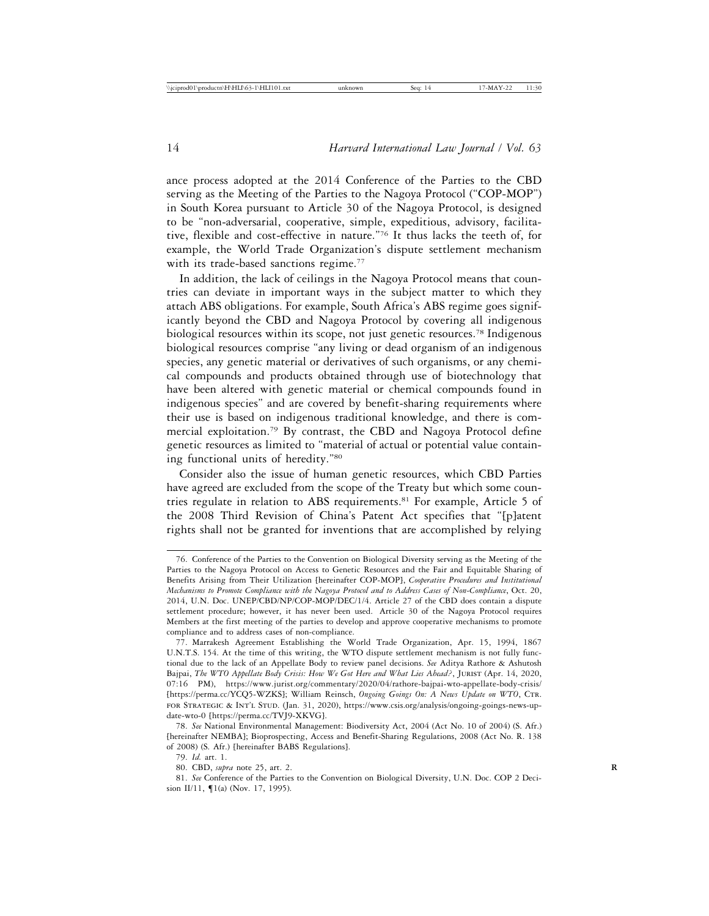ance process adopted at the 2014 Conference of the Parties to the CBD serving as the Meeting of the Parties to the Nagoya Protocol ("COP-MOP") in South Korea pursuant to Article 30 of the Nagoya Protocol, is designed to be "non-adversarial, cooperative, simple, expeditious, advisory, facilitative, flexible and cost-effective in nature."[76] It thus lacks the teeth of, for example, the World Trade Organization's dispute settlement mechanism with its trade-based sanctions regime.[77]

In addition, the lack of ceilings in the Nagoya Protocol means that countries can deviate in important ways in the subject matter to which they attach ABS obligations. For example, South Africa's ABS regime goes significantly beyond the CBD and Nagoya Protocol by covering all indigenous biological resources within its scope, not just genetic resources.[78] Indigenous biological resources comprise "any living or dead organism of an indigenous species, any genetic material or derivatives of such organisms, or any chemical compounds and products obtained through use of biotechnology that have been altered with genetic material or chemical compounds found in indigenous species" and are covered by benefit-sharing requirements where their use is based on indigenous traditional knowledge, and there is commercial exploitation.[79] By contrast, the CBD and Nagoya Protocol define genetic resources as limited to "material of actual or potential value containing functional units of heredity."[80]

Consider also the issue of human genetic resources, which CBD Parties have agreed are excluded from the scope of the Treaty but which some countries regulate in relation to ABS requirements.[81] For example, Article 5 of the 2008 Third Revision of China's Patent Act specifies that "[p]atent rights shall not be granted for inventions that are accomplished by relying

---

76. Conference of the Parties to the Convention on Biological Diversity serving as the Meeting of the Parties to the Nagoya Protocol on Access to Genetic Resources and the Fair and Equitable Sharing of Benefits Arising from Their Utilization [hereinafter COP-MOP], *Cooperative Procedures and Institutional Mechanisms to Promote Compliance with the Nagoya Protocol and to Address Cases of Non-Compliance*, Oct. 20, 2014, U.N. Doc. UNEP/CBD/NP/COP-MOP/DEC/1/4. Article 27 of the CBD does contain a dispute settlement procedure; however, it has never been used. Article 30 of the Nagoya Protocol requires Members at the first meeting of the parties to develop and approve cooperative mechanisms to promote compliance and to address cases of non-compliance.

77. Marrakesh Agreement Establishing the World Trade Organization, Apr. 15, 1994, 1867 U.N.T.S. 154. At the time of this writing, the WTO dispute settlement mechanism is not fully functional due to the lack of an Appellate Body to review panel decisions. *See* Aditya Rathore & Ashutosh Bajpai, *The WTO Appellate Body Crisis: How We Got Here and What Lies Ahead?*, JURIST (Apr. 14, 2020, 07:16 PM), https://www.jurist.org/commentary/2020/04/rathore-bajpai-wto-appellate-body-crisis/ [https://perma.cc/YCQ5-WZKS]; William Reinsch, *Ongoing Goings On: A News Update on WTO*, CTR. FOR STRATEGIC & INT'L STUD. (Jan. 31, 2020), https://www.csis.org/analysis/ongoing-goings-news-update-wto-0 [https://perma.cc/TVJ9-XKVG].

78. *See* National Environmental Management: Biodiversity Act, 2004 (Act No. 10 of 2004) (S. Afr.) [hereinafter NEMBA]; Bioprospecting, Access and Benefit-Sharing Regulations, 2008 (Act No. R. 138 of 2008) (S. Afr.) [hereinafter BABS Regulations].

79. *Id.* art. 1.

80. CBD, *supra* note 25, art. 2.

81. *See* Conference of the Parties to the Convention on Biological Diversity, U.N. Doc. COP 2 Decision II/11, ¶1(a) (Nov. 17, 1995).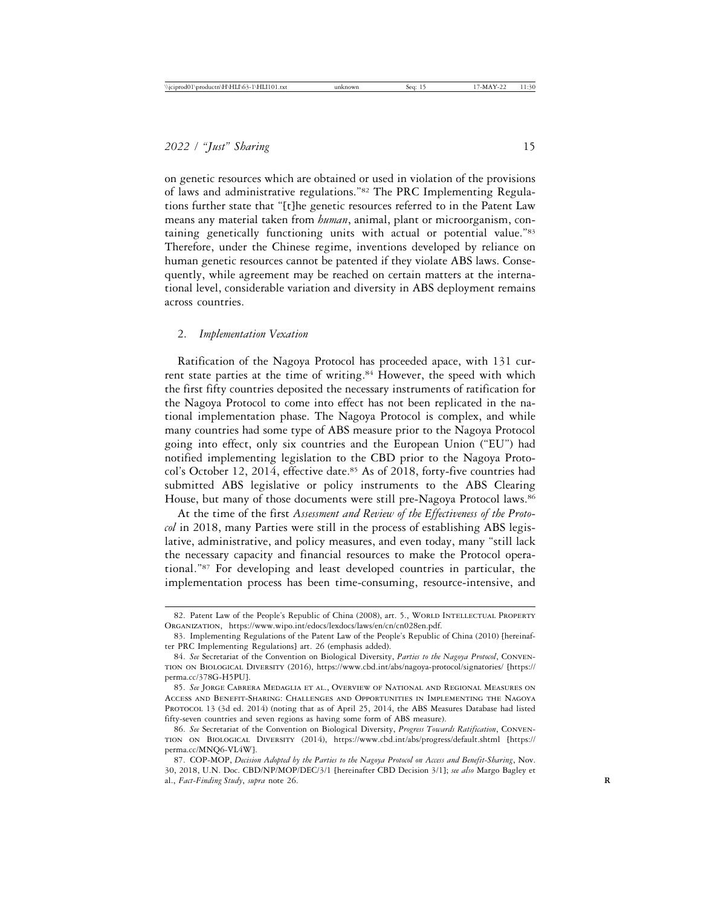on genetic resources which are obtained or used in violation of the provisions of laws and administrative regulations."[82] The PRC Implementing Regulations further state that "[t]he genetic resources referred to in the Patent Law means any material taken from *human*, animal, plant or microorganism, containing genetically functioning units with actual or potential value."[83] Therefore, under the Chinese regime, inventions developed by reliance on human genetic resources cannot be patented if they violate ABS laws. Consequently, while agreement may be reached on certain matters at the international level, considerable variation and diversity in ABS deployment remains across countries.

### 2. *Implementation Vexation*

Ratification of the Nagoya Protocol has proceeded apace, with 131 current state parties at the time of writing.[84] However, the speed with which the first fifty countries deposited the necessary instruments of ratification for the Nagoya Protocol to come into effect has not been replicated in the national implementation phase. The Nagoya Protocol is complex, and while many countries had some type of ABS measure prior to the Nagoya Protocol going into effect, only six countries and the European Union ("EU") had notified implementing legislation to the CBD prior to the Nagoya Protocol's October 12, 2014, effective date.[85] As of 2018, forty-five countries had submitted ABS legislative or policy instruments to the ABS Clearing House, but many of those documents were still pre-Nagoya Protocol laws.[86]

At the time of the first *Assessment and Review of the Effectiveness of the Protocol* in 2018, many Parties were still in the process of establishing ABS legislative, administrative, and policy measures, and even today, many "still lack the necessary capacity and financial resources to make the Protocol operational."[87] For developing and least developed countries in particular, the implementation process has been time-consuming, resource-intensive, and

---

82. Patent Law of the People's Republic of China (2008), art. 5., WORLD INTELLECTUAL PROPERTY ORGANIZATION, https://www.wipo.int/edocs/lexdocs/laws/en/cn/cn028en.pdf.

83. Implementing Regulations of the Patent Law of the People's Republic of China (2010) [hereinafter PRC Implementing Regulations] art. 26 (emphasis added).

84. *See* Secretariat of the Convention on Biological Diversity, *Parties to the Nagoya Protocol*, CONVENTION ON BIOLOGICAL DIVERSITY (2016), https://www.cbd.int/abs/nagoya-protocol/signatories/ [https://perma.cc/378G-H5PU].

85. *See* JORGE CABRERA MEDAGLIA ET AL., OVERVIEW OF NATIONAL AND REGIONAL MEASURES ON ACCESS AND BENEFIT-SHARING: CHALLENGES AND OPPORTUNITIES IN IMPLEMENTING THE NAGOYA PROTOCOL 13 (3d ed. 2014) (noting that as of April 25, 2014, the ABS Measures Database had listed fifty-seven countries and seven regions as having some form of ABS measure).

86. *See* Secretariat of the Convention on Biological Diversity, *Progress Towards Ratification*, CONVENTION ON BIOLOGICAL DIVERSITY (2014), https://www.cbd.int/abs/progress/default.shtml [https://perma.cc/MNQ6-VL4W].

87. COP-MOP, *Decision Adopted by the Parties to the Nagoya Protocol on Access and Benefit-Sharing*, Nov. 30, 2018, U.N. Doc. CBD/NP/MOP/DEC/3/1 [hereinafter CBD Decision 3/1]; *see also* Margo Bagley et al., *Fact-Finding Study*, *supra* note 26.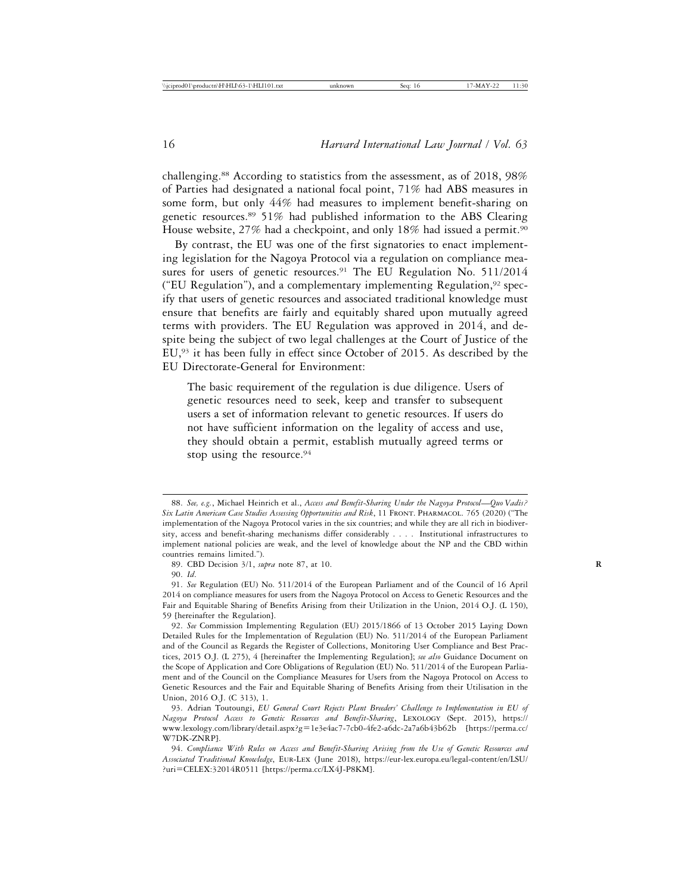challenging.[88] According to statistics from the assessment, as of 2018, 98% of Parties had designated a national focal point, 71% had ABS measures in some form, but only 44% had measures to implement benefit-sharing on genetic resources.[89] 51% had published information to the ABS Clearing House website, 27% had a checkpoint, and only 18% had issued a permit.[90]

By contrast, the EU was one of the first signatories to enact implementing legislation for the Nagoya Protocol via a regulation on compliance measures for users of genetic resources.[91] The EU Regulation No. 511/2014 ("EU Regulation"), and a complementary implementing Regulation,[92] specify that users of genetic resources and associated traditional knowledge must ensure that benefits are fairly and equitably shared upon mutually agreed terms with providers. The EU Regulation was approved in 2014, and despite being the subject of two legal challenges at the Court of Justice of the EU,[93] it has been fully in effect since October of 2015. As described by the EU Directorate-General for Environment:

> The basic requirement of the regulation is due diligence. Users of genetic resources need to seek, keep and transfer to subsequent users a set of information relevant to genetic resources. If users do not have sufficient information on the legality of access and use, they should obtain a permit, establish mutually agreed terms or stop using the resource.[94]

---

88. *See, e.g.*, Michael Heinrich et al., *Access and Benefit-Sharing Under the Nagoya Protocol—Quo Vadis? Six Latin American Case Studies Assessing Opportunities and Risk*, 11 Front. Pharmacol. 765 (2020) ("The implementation of the Nagoya Protocol varies in the six countries; and while they are all rich in biodiversity, access and benefit-sharing mechanisms differ considerably . . . . Institutional infrastructures to implement national policies are weak, and the level of knowledge about the NP and the CBD within countries remains limited.").

89. CBD Decision 3/1, *supra* note 87, at 10.

90. *Id*.

91. *See* Regulation (EU) No. 511/2014 of the European Parliament and of the Council of 16 April 2014 on compliance measures for users from the Nagoya Protocol on Access to Genetic Resources and the Fair and Equitable Sharing of Benefits Arising from their Utilization in the Union, 2014 O.J. (L 150), 59 [hereinafter the Regulation].

92. *See* Commission Implementing Regulation (EU) 2015/1866 of 13 October 2015 Laying Down Detailed Rules for the Implementation of Regulation (EU) No. 511/2014 of the European Parliament and of the Council as Regards the Register of Collections, Monitoring User Compliance and Best Practices, 2015 O.J. (L 275), 4 [hereinafter the Implementing Regulation]; *see also* Guidance Document on the Scope of Application and Core Obligations of Regulation (EU) No. 511/2014 of the European Parliament and of the Council on the Compliance Measures for Users from the Nagoya Protocol on Access to Genetic Resources and the Fair and Equitable Sharing of Benefits Arising from their Utilisation in the Union, 2016 O.J. (C 313), 1.

93. Adrian Toutoungi, *EU General Court Rejects Plant Breeders' Challenge to Implementation in EU of Nagoya Protocol Access to Genetic Resources and Benefit-Sharing*, Lexology (Sept. 2015), https://www.lexology.com/library/detail.aspx?g=1e3e4ac7-7cb0-4fe2-a6dc-2a7a6b43b62b [https://perma.cc/W7DK-ZNRP].

94. *Compliance With Rules on Access and Benefit-Sharing Arising from the Use of Genetic Resources and Associated Traditional Knowledge*, Eur-Lex (June 2018), https://eur-lex.europa.eu/legal-content/en/LSU/?uri=CELEX:32014R0511 [https://perma.cc/LX4J-P8KM].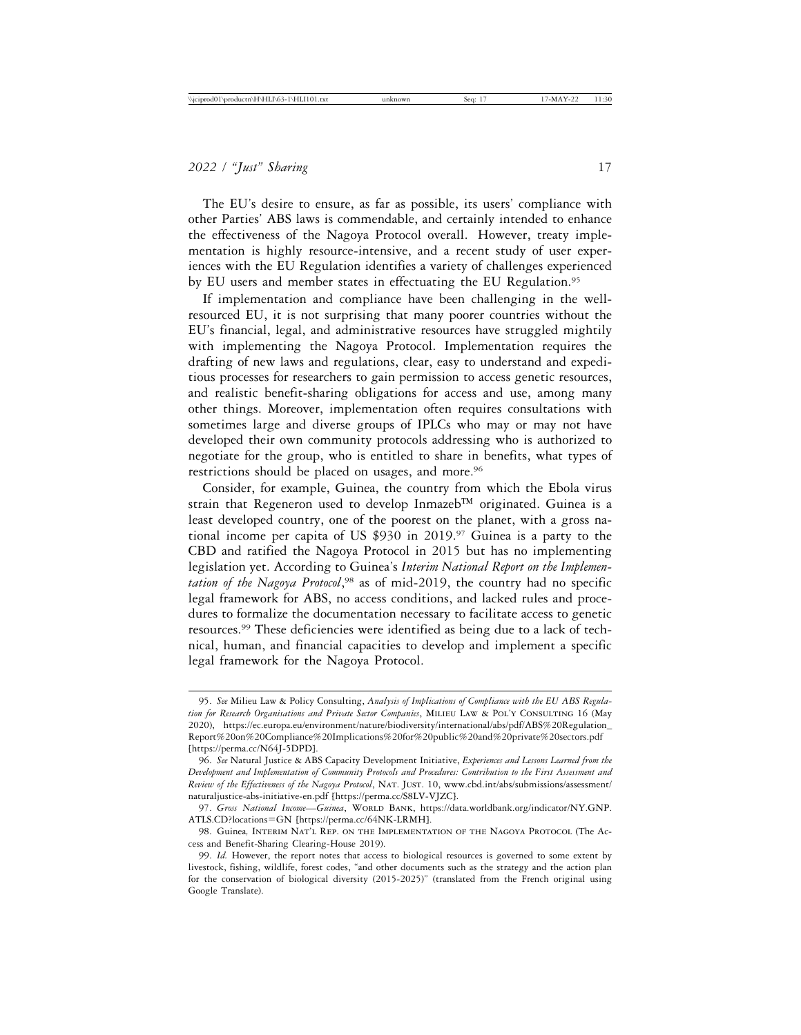The EU's desire to ensure, as far as possible, its users' compliance with other Parties' ABS laws is commendable, and certainly intended to enhance the effectiveness of the Nagoya Protocol overall. However, treaty implementation is highly resource-intensive, and a recent study of user experiences with the EU Regulation identifies a variety of challenges experienced by EU users and member states in effectuating the EU Regulation.[95]

If implementation and compliance have been challenging in the well-resourced EU, it is not surprising that many poorer countries without the EU's financial, legal, and administrative resources have struggled mightily with implementing the Nagoya Protocol. Implementation requires the drafting of new laws and regulations, clear, easy to understand and expeditious processes for researchers to gain permission to access genetic resources, and realistic benefit-sharing obligations for access and use, among many other things. Moreover, implementation often requires consultations with sometimes large and diverse groups of IPLCs who may or may not have developed their own community protocols addressing who is authorized to negotiate for the group, who is entitled to share in benefits, what types of restrictions should be placed on usages, and more.[96]

Consider, for example, Guinea, the country from which the Ebola virus strain that Regeneron used to develop Inmazeb™ originated. Guinea is a least developed country, one of the poorest on the planet, with a gross national income per capita of US $930 in 2019.[97] Guinea is a party to the CBD and ratified the Nagoya Protocol in 2015 but has no implementing legislation yet. According to Guinea's *Interim National Report on the Implementation of the Nagoya Protocol*,[98] as of mid-2019, the country had no specific legal framework for ABS, no access conditions, and lacked rules and procedures to formalize the documentation necessary to facilitate access to genetic resources.[99] These deficiencies were identified as being due to a lack of technical, human, and financial capacities to develop and implement a specific legal framework for the Nagoya Protocol.

---

95. *See* Milieu Law & Policy Consulting, *Analysis of Implications of Compliance with the EU ABS Regulation for Research Organisations and Private Sector Companies*, MILIEU LAW & POL'Y CONSULTING 16 (May 2020), https://ec.europa.eu/environment/nature/biodiversity/international/abs/pdf/ABS%20Regulation_Report%20on%20Compliance%20Implications%20for%20public%20and%20private%20sectors.pdf [https://perma.cc/N64J-5DPD].

96. *See* Natural Justice & ABS Capacity Development Initiative, *Experiences and Lessons Learned from the Development and Implementation of Community Protocols and Procedures: Contribution to the First Assessment and Review of the Effectiveness of the Nagoya Protocol*, NAT. JUST. 10, www.cbd.int/abs/submissions/assessment/naturaljustice-abs-initiative-en.pdf [https://perma.cc/S8LV-VJZC].

97. *Gross National Income—Guinea*, WORLD BANK, https://data.worldbank.org/indicator/NY.GNP.ATLS.CD?locations=GN [https://perma.cc/64NK-LRMH].

98. Guinea*,* INTERIM NAT'L REP. ON THE IMPLEMENTATION OF THE NAGOYA PROTOCOL (The Access and Benefit-Sharing Clearing-House 2019).

99. *Id.* However, the report notes that access to biological resources is governed to some extent by livestock, fishing, wildlife, forest codes, "and other documents such as the strategy and the action plan for the conservation of biological diversity (2015-2025)" (translated from the French original using Google Translate).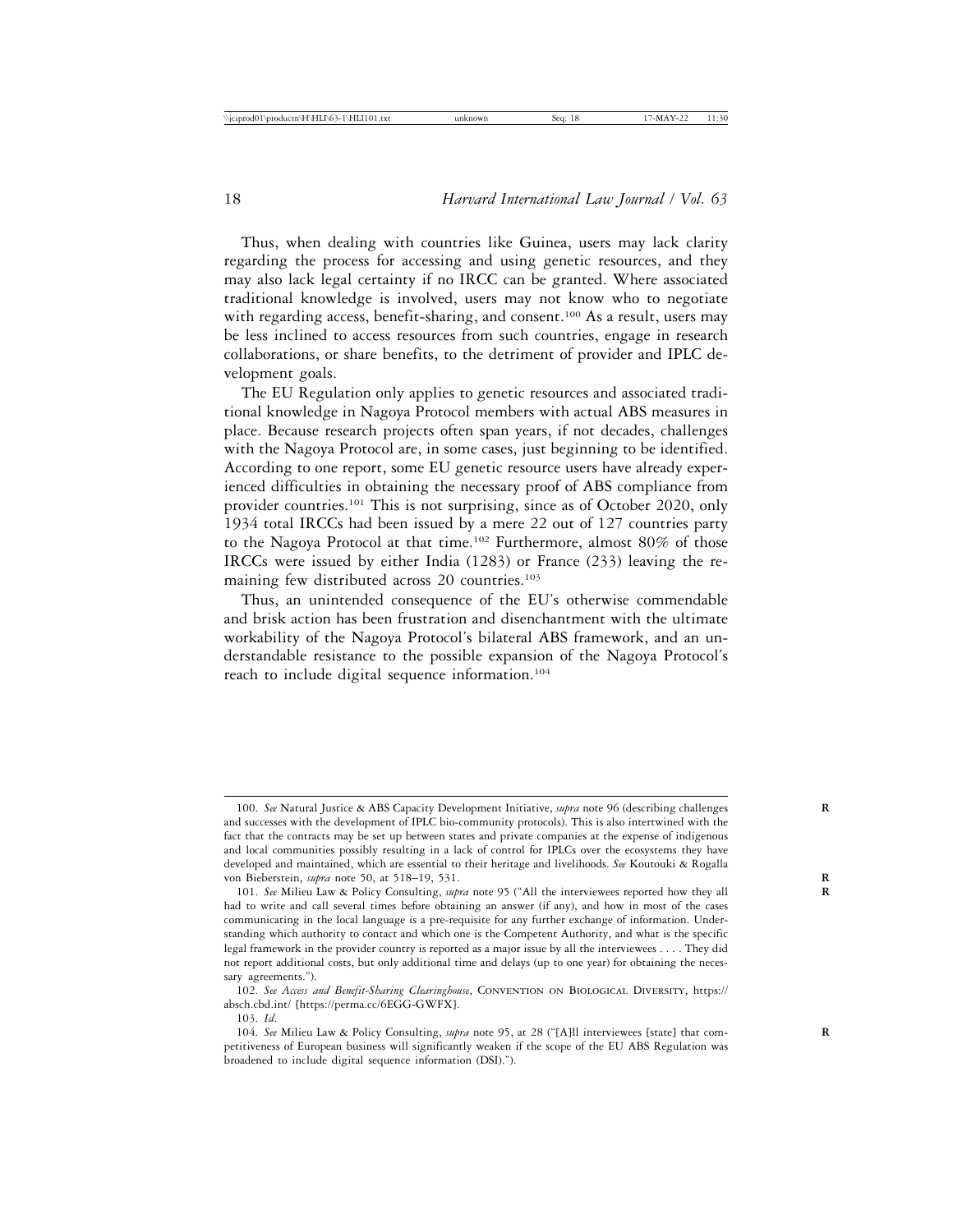Thus, when dealing with countries like Guinea, users may lack clarity regarding the process for accessing and using genetic resources, and they may also lack legal certainty if no IRCC can be granted. Where associated traditional knowledge is involved, users may not know who to negotiate with regarding access, benefit-sharing, and consent.[100] As a result, users may be less inclined to access resources from such countries, engage in research collaborations, or share benefits, to the detriment of provider and IPLC development goals.

The EU Regulation only applies to genetic resources and associated traditional knowledge in Nagoya Protocol members with actual ABS measures in place. Because research projects often span years, if not decades, challenges with the Nagoya Protocol are, in some cases, just beginning to be identified. According to one report, some EU genetic resource users have already experienced difficulties in obtaining the necessary proof of ABS compliance from provider countries.[101] This is not surprising, since as of October 2020, only 1934 total IRCCs had been issued by a mere 22 out of 127 countries party to the Nagoya Protocol at that time.[102] Furthermore, almost 80% of those IRCCs were issued by either India (1283) or France (233) leaving the remaining few distributed across 20 countries.[103]

Thus, an unintended consequence of the EU's otherwise commendable and brisk action has been frustration and disenchantment with the ultimate workability of the Nagoya Protocol's bilateral ABS framework, and an understandable resistance to the possible expansion of the Nagoya Protocol's reach to include digital sequence information.[104]

---

100. *See* Natural Justice & ABS Capacity Development Initiative, *supra* note 96 (describing challenges and successes with the development of IPLC bio-community protocols). This is also intertwined with the fact that the contracts may be set up between states and private companies at the expense of indigenous and local communities possibly resulting in a lack of control for IPLCs over the ecosystems they have developed and maintained, which are essential to their heritage and livelihoods. *See* Koutouki & Rogalla von Bieberstein, *supra* note 50, at 518–19, 531.

101. *See* Milieu Law & Policy Consulting, *supra* note 95 ("All the interviewees reported how they all had to write and call several times before obtaining an answer (if any), and how in most of the cases communicating in the local language is a pre-requisite for any further exchange of information. Understanding which authority to contact and which one is the Competent Authority, and what is the specific legal framework in the provider country is reported as a major issue by all the interviewees . . . . They did not report additional costs, but only additional time and delays (up to one year) for obtaining the necessary agreements.").

102. *See Access and Benefit-Sharing Clearinghouse*, Convention on Biological Diversity, https://absch.cbd.int/ [https://perma.cc/6EGG-GWFX].

103. *Id.*

104. *See* Milieu Law & Policy Consulting, *supra* note 95, at 28 ("[A]ll interviewees [state] that competitiveness of European business will significantly weaken if the scope of the EU ABS Regulation was broadened to include digital sequence information (DSI).").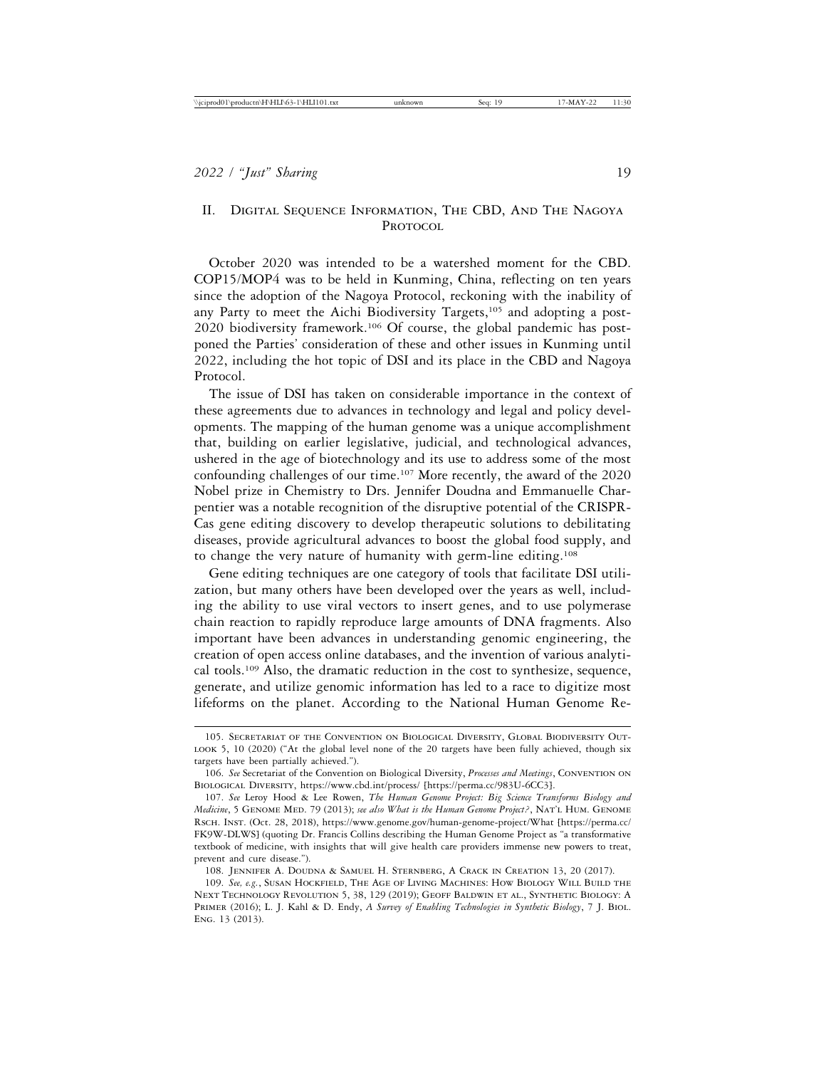## II. Digital Sequence Information, The CBD, And The Nagoya Protocol

October 2020 was intended to be a watershed moment for the CBD. COP15/MOP4 was to be held in Kunming, China, reflecting on ten years since the adoption of the Nagoya Protocol, reckoning with the inability of any Party to meet the Aichi Biodiversity Targets,[105] and adopting a post-2020 biodiversity framework.[106] Of course, the global pandemic has postponed the Parties' consideration of these and other issues in Kunming until 2022, including the hot topic of DSI and its place in the CBD and Nagoya Protocol.

The issue of DSI has taken on considerable importance in the context of these agreements due to advances in technology and legal and policy developments. The mapping of the human genome was a unique accomplishment that, building on earlier legislative, judicial, and technological advances, ushered in the age of biotechnology and its use to address some of the most confounding challenges of our time.[107] More recently, the award of the 2020 Nobel prize in Chemistry to Drs. Jennifer Doudna and Emmanuelle Charpentier was a notable recognition of the disruptive potential of the CRISPR-Cas gene editing discovery to develop therapeutic solutions to debilitating diseases, provide agricultural advances to boost the global food supply, and to change the very nature of humanity with germ-line editing.[108]

Gene editing techniques are one category of tools that facilitate DSI utilization, but many others have been developed over the years as well, including the ability to use viral vectors to insert genes, and to use polymerase chain reaction to rapidly reproduce large amounts of DNA fragments. Also important have been advances in understanding genomic engineering, the creation of open access online databases, and the invention of various analytical tools.[109] Also, the dramatic reduction in the cost to synthesize, sequence, generate, and utilize genomic information has led to a race to digitize most lifeforms on the planet. According to the National Human Genome Re-

---

105. Secretariat of the Convention on Biological Diversity, Global Biodiversity Outlook 5, 10 (2020) ("At the global level none of the 20 targets have been fully achieved, though six targets have been partially achieved.").

106. *See* Secretariat of the Convention on Biological Diversity, *Processes and Meetings*, Convention on Biological Diversity, https://www.cbd.int/process/ [https://perma.cc/983U-6CC3].

107. *See* Leroy Hood & Lee Rowen, *The Human Genome Project: Big Science Transforms Biology and Medicine*, 5 Genome Med. 79 (2013); *see also What is the Human Genome Project?*, Nat'l Hum. Genome Rsch. Inst. (Oct. 28, 2018), https://www.genome.gov/human-genome-project/What [https://perma.cc/FK9W-DLWS] (quoting Dr. Francis Collins describing the Human Genome Project as "a transformative textbook of medicine, with insights that will give health care providers immense new powers to treat, prevent and cure disease.").

108. Jennifer A. Doudna & Samuel H. Sternberg, A Crack in Creation 13, 20 (2017).

109. *See, e.g.*, Susan Hockfield, The Age of Living Machines: How Biology Will Build the Next Technology Revolution 5, 38, 129 (2019); Geoff Baldwin et al., Synthetic Biology: A Primer (2016); L. J. Kahl & D. Endy, *A Survey of Enabling Technologies in Synthetic Biology*, 7 J. Biol. Eng. 13 (2013).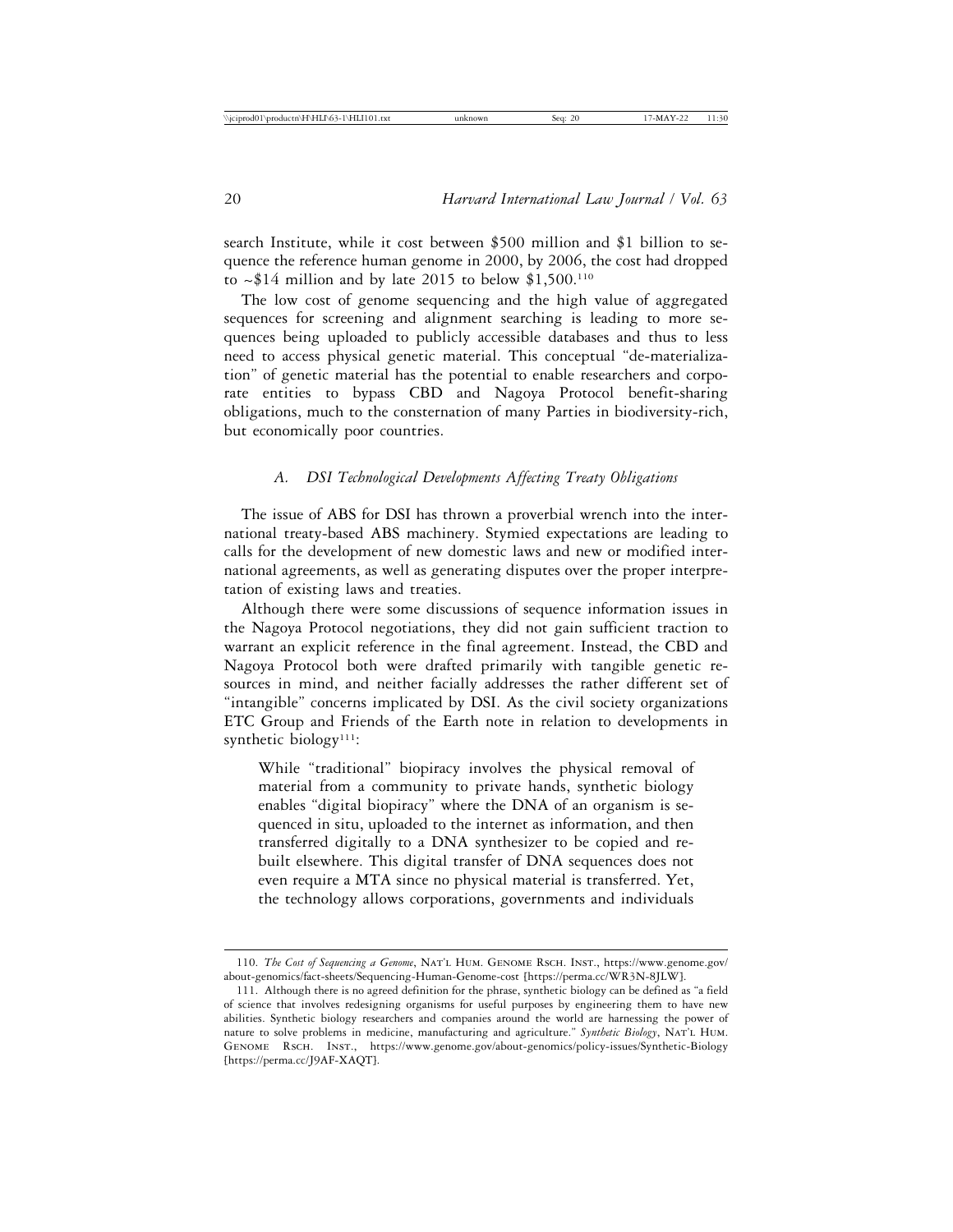search Institute, while it cost between $500 million and $1 billion to sequence the reference human genome in 2000, by 2006, the cost had dropped to ~$14 million and by late 2015 to below $1,500.[110]

The low cost of genome sequencing and the high value of aggregated sequences for screening and alignment searching is leading to more sequences being uploaded to publicly accessible databases and thus to less need to access physical genetic material. This conceptual "de-materialization" of genetic material has the potential to enable researchers and corporate entities to bypass CBD and Nagoya Protocol benefit-sharing obligations, much to the consternation of many Parties in biodiversity-rich, but economically poor countries.

### *A. DSI Technological Developments Affecting Treaty Obligations*

The issue of ABS for DSI has thrown a proverbial wrench into the international treaty-based ABS machinery. Stymied expectations are leading to calls for the development of new domestic laws and new or modified international agreements, as well as generating disputes over the proper interpretation of existing laws and treaties.

Although there were some discussions of sequence information issues in the Nagoya Protocol negotiations, they did not gain sufficient traction to warrant an explicit reference in the final agreement. Instead, the CBD and Nagoya Protocol both were drafted primarily with tangible genetic resources in mind, and neither facially addresses the rather different set of "intangible" concerns implicated by DSI. As the civil society organizations ETC Group and Friends of the Earth note in relation to developments in synthetic biology[111]:

> While "traditional" biopiracy involves the physical removal of material from a community to private hands, synthetic biology enables "digital biopiracy" where the DNA of an organism is sequenced in situ, uploaded to the internet as information, and then transferred digitally to a DNA synthesizer to be copied and rebuilt elsewhere. This digital transfer of DNA sequences does not even require a MTA since no physical material is transferred. Yet, the technology allows corporations, governments and individuals

---

110. *The Cost of Sequencing a Genome*, NAT'L HUM. GENOME RSCH. INST., https://www.genome.gov/about-genomics/fact-sheets/Sequencing-Human-Genome-cost [https://perma.cc/WR3N-8JLW].

111. Although there is no agreed definition for the phrase, synthetic biology can be defined as "a field of science that involves redesigning organisms for useful purposes by engineering them to have new abilities. Synthetic biology researchers and companies around the world are harnessing the power of nature to solve problems in medicine, manufacturing and agriculture." *Synthetic Biology*, NAT'L HUM. GENOME RSCH. INST., https://www.genome.gov/about-genomics/policy-issues/Synthetic-Biology [https://perma.cc/J9AF-XAQT].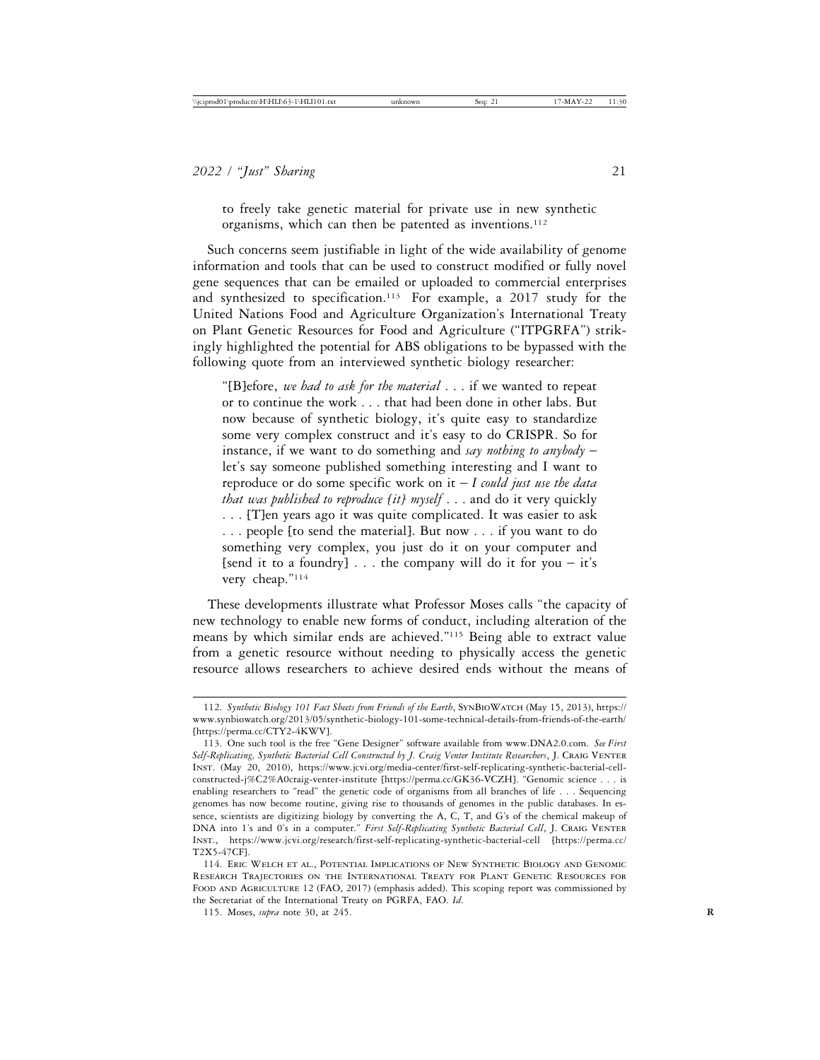to freely take genetic material for private use in new synthetic organisms, which can then be patented as inventions.[112]

Such concerns seem justifiable in light of the wide availability of genome information and tools that can be used to construct modified or fully novel gene sequences that can be emailed or uploaded to commercial enterprises and synthesized to specification.[113] For example, a 2017 study for the United Nations Food and Agriculture Organization's International Treaty on Plant Genetic Resources for Food and Agriculture ("ITPGRFA") strikingly highlighted the potential for ABS obligations to be bypassed with the following quote from an interviewed synthetic biology researcher:

> "[B]efore, *we had to ask for the material* . . . if we wanted to repeat or to continue the work . . . that had been done in other labs. But now because of synthetic biology, it's quite easy to standardize some very complex construct and it's easy to do CRISPR. So for instance, if we want to do something and *say nothing to anybody* – let's say someone published something interesting and I want to reproduce or do some specific work on it – *I could just use the data that was published to reproduce {it} myself* . . . and do it very quickly . . . [T]en years ago it was quite complicated. It was easier to ask . . . people [to send the material]. But now . . . if you want to do something very complex, you just do it on your computer and [send it to a foundry] . . . the company will do it for you – it's very cheap."[114]

These developments illustrate what Professor Moses calls "the capacity of new technology to enable new forms of conduct, including alteration of the means by which similar ends are achieved."[115] Being able to extract value from a genetic resource without needing to physically access the genetic resource allows researchers to achieve desired ends without the means of

---

112. *Synthetic Biology 101 Fact Sheets from Friends of the Earth*, SynBioWatch (May 15, 2013), https://www.synbiowatch.org/2013/05/synthetic-biology-101-some-technical-details-from-friends-of-the-earth/ [https://perma.cc/CTY2-4KWV].

113. One such tool is the free "Gene Designer" software available from www.DNA2.0.com. *See First Self-Replicating, Synthetic Bacterial Cell Constructed by J. Craig Venter Institute Researchers*, J. Craig Venter Inst. (May 20, 2010), https://www.jcvi.org/media-center/first-self-replicating-synthetic-bacterial-cell-constructed-j%C2%A0craig-venter-institute [https://perma.cc/GK36-VCZH]. "Genomic science . . . is enabling researchers to "read" the genetic code of organisms from all branches of life . . . Sequencing genomes has now become routine, giving rise to thousands of genomes in the public databases. In essence, scientists are digitizing biology by converting the A, C, T, and G's of the chemical makeup of DNA into 1's and 0's in a computer." *First Self-Replicating Synthetic Bacterial Cell*, J. Craig Venter Inst., https://www.jcvi.org/research/first-self-replicating-synthetic-bacterial-cell [https://perma.cc/T2X5-47CF].

114. Eric Welch et al., Potential Implications of New Synthetic Biology and Genomic Research Trajectories on the International Treaty for Plant Genetic Resources for Food and Agriculture 12 (FAO, 2017) (emphasis added). This scoping report was commissioned by the Secretariat of the International Treaty on PGRFA, FAO. *Id*.

115. Moses, *supra* note 30, at 245.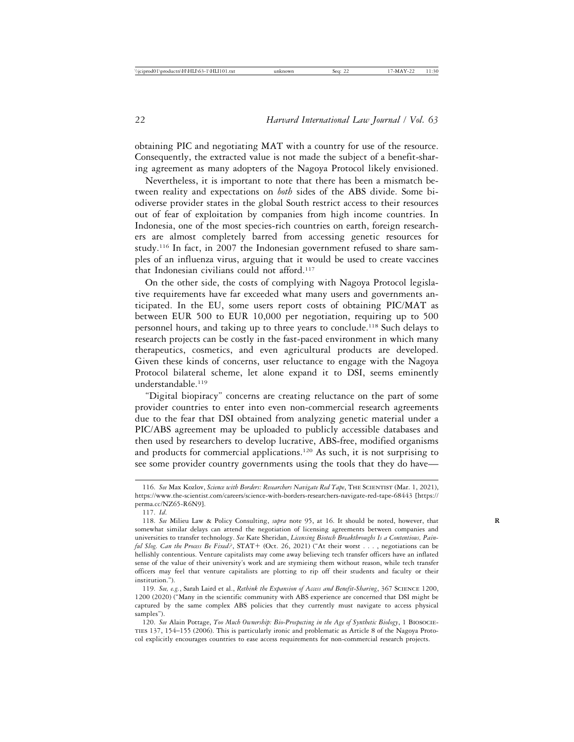obtaining PIC and negotiating MAT with a country for use of the resource. Consequently, the extracted value is not made the subject of a benefit-sharing agreement as many adopters of the Nagoya Protocol likely envisioned.

Nevertheless, it is important to note that there has been a mismatch between reality and expectations on *both* sides of the ABS divide. Some biodiverse provider states in the global South restrict access to their resources out of fear of exploitation by companies from high income countries. In Indonesia, one of the most species-rich countries on earth, foreign researchers are almost completely barred from accessing genetic resources for study.[116] In fact, in 2007 the Indonesian government refused to share samples of an influenza virus, arguing that it would be used to create vaccines that Indonesian civilians could not afford.[117]

On the other side, the costs of complying with Nagoya Protocol legislative requirements have far exceeded what many users and governments anticipated. In the EU, some users report costs of obtaining PIC/MAT as between EUR 500 to EUR 10,000 per negotiation, requiring up to 500 personnel hours, and taking up to three years to conclude.[118] Such delays to research projects can be costly in the fast-paced environment in which many therapeutics, cosmetics, and even agricultural products are developed. Given these kinds of concerns, user reluctance to engage with the Nagoya Protocol bilateral scheme, let alone expand it to DSI, seems eminently understandable.[119]

"Digital biopiracy" concerns are creating reluctance on the part of some provider countries to enter into even non-commercial research agreements due to the fear that DSI obtained from analyzing genetic material under a PIC/ABS agreement may be uploaded to publicly accessible databases and then used by researchers to develop lucrative, ABS-free, modified organisms and products for commercial applications.[120] As such, it is not surprising to see some provider country governments using the tools that they do have—

---

116. *See* Max Kozlov, *Science with Borders: Researchers Navigate Red Tape*, The Scientist (Mar. 1, 2021), https://www.the-scientist.com/careers/science-with-borders-researchers-navigate-red-tape-68443 [https://perma.cc/NZ65-R6N9].

117. *Id.*

118. *See* Milieu Law & Policy Consulting, *supra* note 95, at 16. It should be noted, however, that somewhat similar delays can attend the negotiation of licensing agreements between companies and universities to transfer technology. *See* Kate Sheridan, *Licensing Biotech Breakthroughs Is a Contentious, Painful Slog. Can the Process Be Fixed?*, STAT+ (Oct. 26, 2021) ("At their worst . . . , negotiations can be hellishly contentious. Venture capitalists may come away believing tech transfer officers have an inflated sense of the value of their university's work and are stymieing them without reason, while tech transfer officers may feel that venture capitalists are plotting to rip off their students and faculty or their institution.").

119. *See, e.g.*, Sarah Laird et al., *Rethink the Expansion of Access and Benefit-Sharing*, 367 Science 1200, 1200 (2020) ("Many in the scientific community with ABS experience are concerned that DSI might be captured by the same complex ABS policies that they currently must navigate to access physical samples").

120. *See* Alain Pottage, *Too Much Ownership: Bio-Prospecting in the Age of Synthetic Biology*, 1 Biosocieties 137, 154–155 (2006). This is particularly ironic and problematic as Article 8 of the Nagoya Protocol explicitly encourages countries to ease access requirements for non-commercial research projects.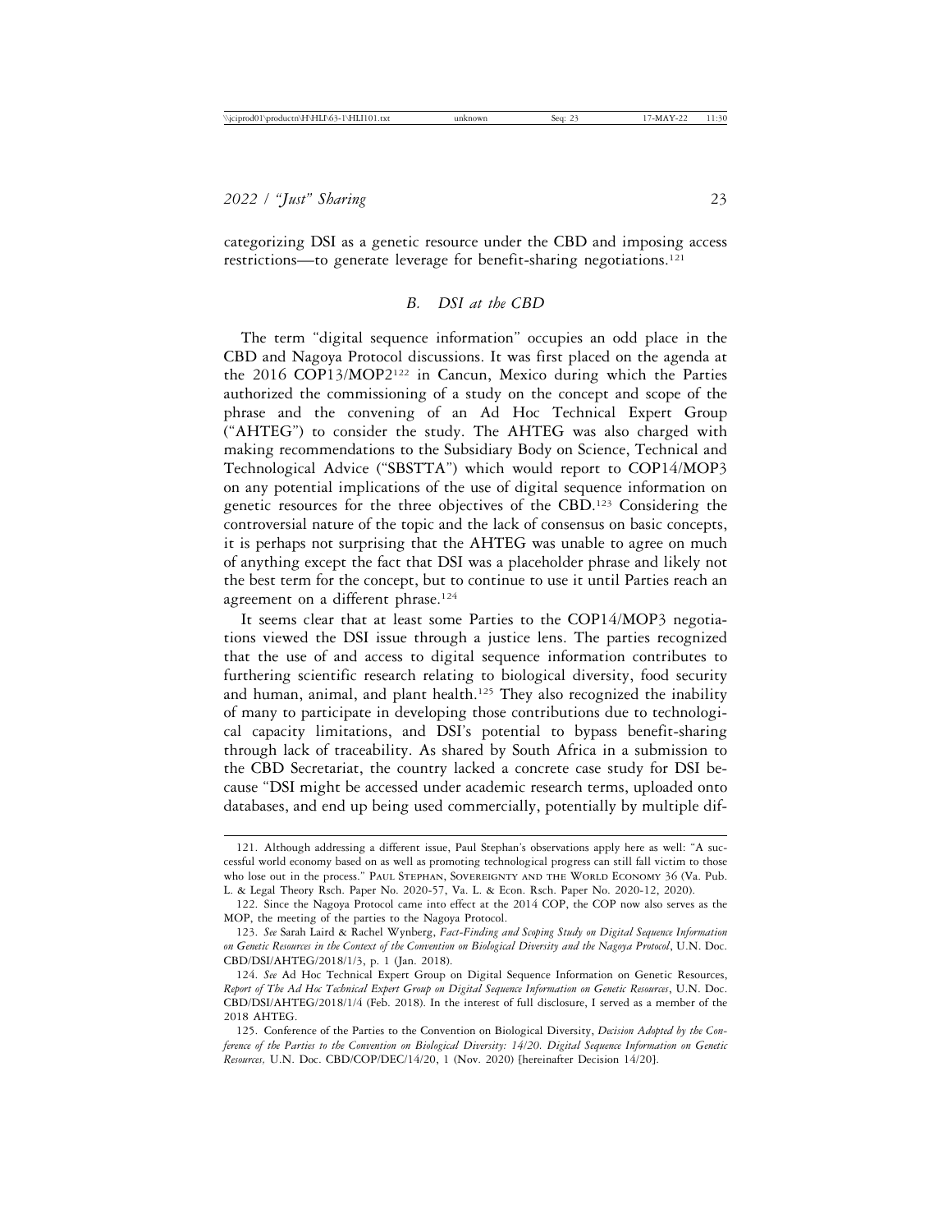categorizing DSI as a genetic resource under the CBD and imposing access restrictions—to generate leverage for benefit-sharing negotiations.[121]

### *B. DSI at the CBD*

The term "digital sequence information" occupies an odd place in the CBD and Nagoya Protocol discussions. It was first placed on the agenda at the 2016 COP13/MOP2[122] in Cancun, Mexico during which the Parties authorized the commissioning of a study on the concept and scope of the phrase and the convening of an Ad Hoc Technical Expert Group ("AHTEG") to consider the study. The AHTEG was also charged with making recommendations to the Subsidiary Body on Science, Technical and Technological Advice ("SBSTTA") which would report to COP14/MOP3 on any potential implications of the use of digital sequence information on genetic resources for the three objectives of the CBD.[123] Considering the controversial nature of the topic and the lack of consensus on basic concepts, it is perhaps not surprising that the AHTEG was unable to agree on much of anything except the fact that DSI was a placeholder phrase and likely not the best term for the concept, but to continue to use it until Parties reach an agreement on a different phrase.[124]

It seems clear that at least some Parties to the COP14/MOP3 negotiations viewed the DSI issue through a justice lens. The parties recognized that the use of and access to digital sequence information contributes to furthering scientific research relating to biological diversity, food security and human, animal, and plant health.[125] They also recognized the inability of many to participate in developing those contributions due to technological capacity limitations, and DSI's potential to bypass benefit-sharing through lack of traceability. As shared by South Africa in a submission to the CBD Secretariat, the country lacked a concrete case study for DSI because "DSI might be accessed under academic research terms, uploaded onto databases, and end up being used commercially, potentially by multiple dif-

---

121. Although addressing a different issue, Paul Stephan's observations apply here as well: "A successful world economy based on as well as promoting technological progress can still fall victim to those who lose out in the process." Paul Stephan, Sovereignty and the World Economy 36 (Va. Pub. L. & Legal Theory Rsch. Paper No. 2020-57, Va. L. & Econ. Rsch. Paper No. 2020-12, 2020).

122. Since the Nagoya Protocol came into effect at the 2014 COP, the COP now also serves as the MOP, the meeting of the parties to the Nagoya Protocol.

123. *See* Sarah Laird & Rachel Wynberg, *Fact-Finding and Scoping Study on Digital Sequence Information on Genetic Resources in the Context of the Convention on Biological Diversity and the Nagoya Protocol*, U.N. Doc. CBD/DSI/AHTEG/2018/1/3, p. 1 (Jan. 2018).

124. *See* Ad Hoc Technical Expert Group on Digital Sequence Information on Genetic Resources, *Report of The Ad Hoc Technical Expert Group on Digital Sequence Information on Genetic Resources*, U.N. Doc. CBD/DSI/AHTEG/2018/1/4 (Feb. 2018). In the interest of full disclosure, I served as a member of the 2018 AHTEG.

125. Conference of the Parties to the Convention on Biological Diversity, *Decision Adopted by the Conference of the Parties to the Convention on Biological Diversity: 14/20. Digital Sequence Information on Genetic Resources,* U.N. Doc. CBD/COP/DEC/14/20, 1 (Nov. 2020) [hereinafter Decision 14/20].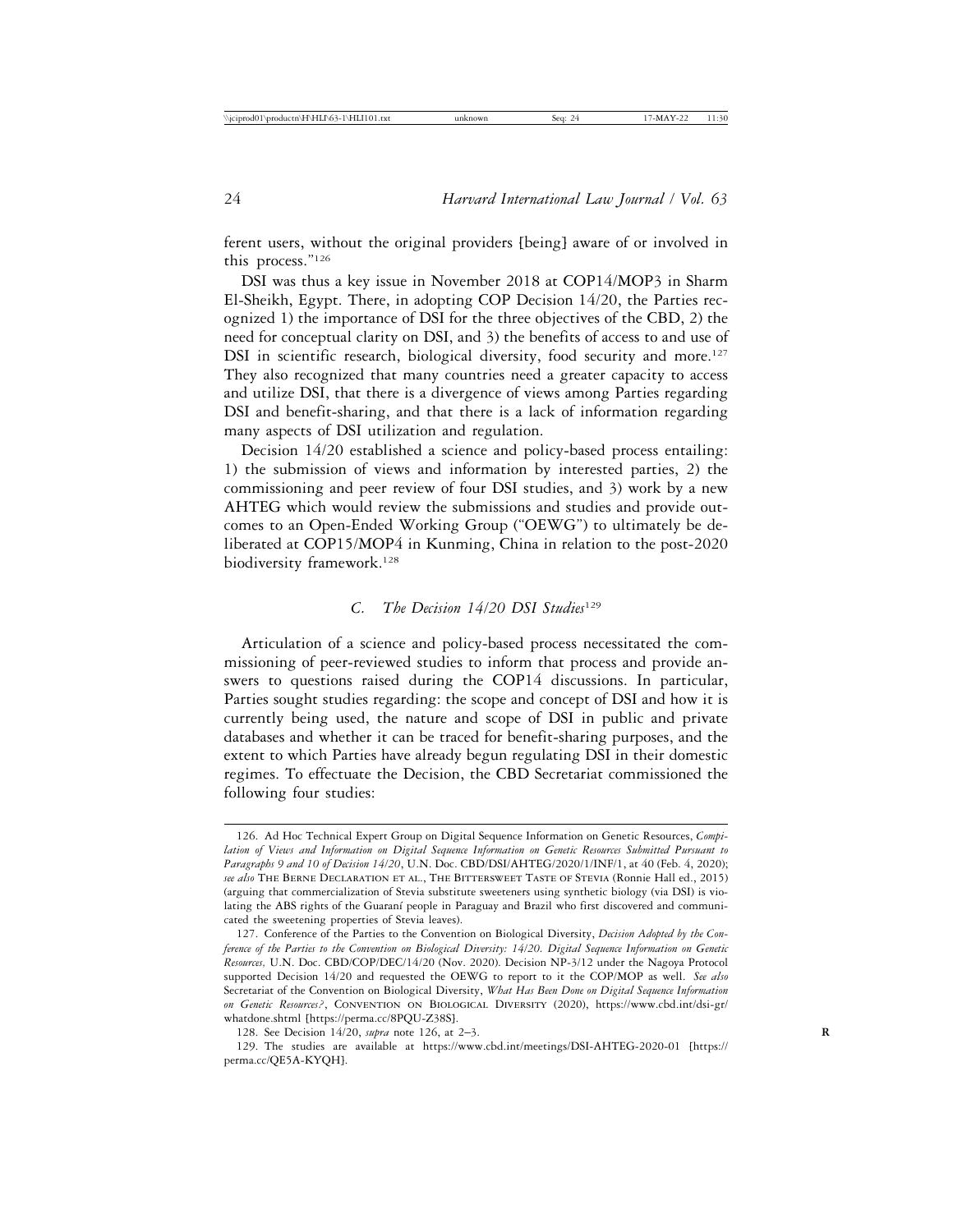ferent users, without the original providers [being] aware of or involved in this process."[126]

DSI was thus a key issue in November 2018 at COP14/MOP3 in Sharm El-Sheikh, Egypt. There, in adopting COP Decision 14/20, the Parties recognized 1) the importance of DSI for the three objectives of the CBD, 2) the need for conceptual clarity on DSI, and 3) the benefits of access to and use of DSI in scientific research, biological diversity, food security and more.[127] They also recognized that many countries need a greater capacity to access and utilize DSI, that there is a divergence of views among Parties regarding DSI and benefit-sharing, and that there is a lack of information regarding many aspects of DSI utilization and regulation.

Decision 14/20 established a science and policy-based process entailing: 1) the submission of views and information by interested parties, 2) the commissioning and peer review of four DSI studies, and 3) work by a new AHTEG which would review the submissions and studies and provide outcomes to an Open-Ended Working Group ("OEWG") to ultimately be deliberated at COP15/MOP4 in Kunming, China in relation to the post-2020 biodiversity framework.[128]

### *C. The Decision 14/20 DSI Studies*[129]

Articulation of a science and policy-based process necessitated the commissioning of peer-reviewed studies to inform that process and provide answers to questions raised during the COP14 discussions. In particular, Parties sought studies regarding: the scope and concept of DSI and how it is currently being used, the nature and scope of DSI in public and private databases and whether it can be traced for benefit-sharing purposes, and the extent to which Parties have already begun regulating DSI in their domestic regimes. To effectuate the Decision, the CBD Secretariat commissioned the following four studies:

---

126. Ad Hoc Technical Expert Group on Digital Sequence Information on Genetic Resources, *Compilation of Views and Information on Digital Sequence Information on Genetic Resources Submitted Pursuant to Paragraphs 9 and 10 of Decision 14/20*, U.N. Doc. CBD/DSI/AHTEG/2020/1/INF/1, at 40 (Feb. 4, 2020); *see also* THE BERNE DECLARATION ET AL., THE BITTERSWEET TASTE OF STEVIA (Ronnie Hall ed., 2015) (arguing that commercialization of Stevia substitute sweeteners using synthetic biology (via DSI) is violating the ABS rights of the Guaraní people in Paraguay and Brazil who first discovered and communicated the sweetening properties of Stevia leaves).

127. Conference of the Parties to the Convention on Biological Diversity, *Decision Adopted by the Conference of the Parties to the Convention on Biological Diversity: 14/20. Digital Sequence Information on Genetic Resources,* U.N. Doc. CBD/COP/DEC/14/20 (Nov. 2020). Decision NP-3/12 under the Nagoya Protocol supported Decision 14/20 and requested the OEWG to report to it the COP/MOP as well. *See also* Secretariat of the Convention on Biological Diversity, *What Has Been Done on Digital Sequence Information on Genetic Resources?*, CONVENTION ON BIOLOGICAL DIVERSITY (2020), https://www.cbd.int/dsi-gr/whatdone.shtml [https://perma.cc/8PQU-Z38S].

128. See Decision 14/20, *supra* note 126, at 2–3.

129. The studies are available at https://www.cbd.int/meetings/DSI-AHTEG-2020-01 [https://perma.cc/QE5A-KYQH].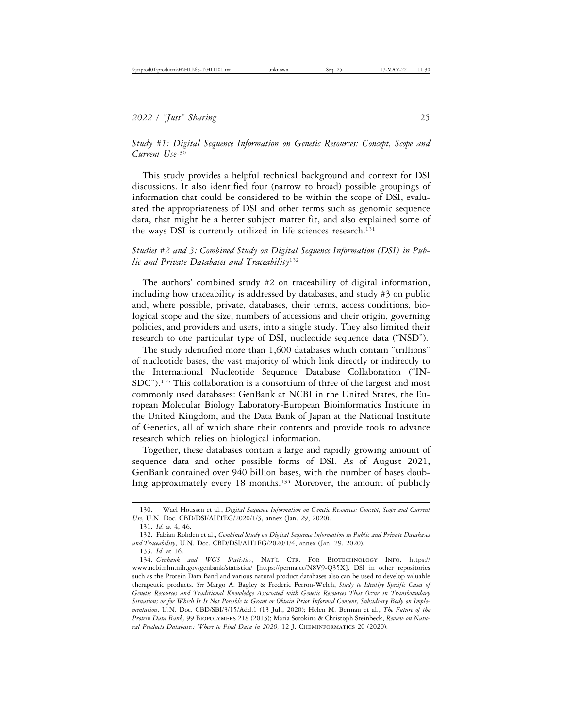*Study #1: Digital Sequence Information on Genetic Resources: Concept, Scope and Current Use*[130]

This study provides a helpful technical background and context for DSI discussions. It also identified four (narrow to broad) possible groupings of information that could be considered to be within the scope of DSI, evaluated the appropriateness of DSI and other terms such as genomic sequence data, that might be a better subject matter fit, and also explained some of the ways DSI is currently utilized in life sciences research.[131]

*Studies #2 and 3: Combined Study on Digital Sequence Information (DSI) in Public and Private Databases and Traceability*[132]

The authors' combined study #2 on traceability of digital information, including how traceability is addressed by databases, and study #3 on public and, where possible, private, databases, their terms, access conditions, biological scope and the size, numbers of accessions and their origin, governing policies, and providers and users, into a single study. They also limited their research to one particular type of DSI, nucleotide sequence data ("NSD").

The study identified more than 1,600 databases which contain "trillions" of nucleotide bases, the vast majority of which link directly or indirectly to the International Nucleotide Sequence Database Collaboration ("INSDC").[133] This collaboration is a consortium of three of the largest and most commonly used databases: GenBank at NCBI in the United States, the European Molecular Biology Laboratory-European Bioinformatics Institute in the United Kingdom, and the Data Bank of Japan at the National Institute of Genetics, all of which share their contents and provide tools to advance research which relies on biological information.

Together, these databases contain a large and rapidly growing amount of sequence data and other possible forms of DSI. As of August 2021, GenBank contained over 940 billion bases, with the number of bases doubling approximately every 18 months.[134] Moreover, the amount of publicly

---

130. Wael Houssen et al., *Digital Sequence Information on Genetic Resources: Concept, Scope and Current Use*, U.N. Doc. CBD/DSI/AHTEG/2020/1/3, annex (Jan. 29, 2020).

131. *Id.* at 4, 46.

132. Fabian Rohden et al., *Combined Study on Digital Sequence Information in Public and Private Databases and Traceability*, U.N. Doc. CBD/DSI/AHTEG/2020/1/4, annex (Jan. 29, 2020).

133. *Id.* at 16.

134. *Genbank and WGS Statistics*, NAT'L CTR. FOR BIOTECHNOLOGY INFO. https://www.ncbi.nlm.nih.gov/genbank/statistics/ [https://perma.cc/N8V9-Q35X]. DSI in other repositories such as the Protein Data Band and various natural product databases also can be used to develop valuable therapeutic products. *See* Margo A. Bagley & Frederic Perron-Welch, *Study to Identify Specific Cases of Genetic Resources and Traditional Knowledge Associated with Genetic Resources That Occur in Transboundary Situations or for Which It Is Not Possible to Grant or Obtain Prior Informed Consent, Subsidiary Body on Implementation*, U.N. Doc. CBD/SBI/3/15/Add.1 (13 Jul., 2020); Helen M. Berman et al., *The Future of the Protein Data Bank,* 99 BIOPOLYMERS 218 (2013); Maria Sorokina & Christoph Steinbeck, *Review on Natural Products Databases: Where to Find Data in 2020,* 12 J. CHEMINFORMATICS 20 (2020).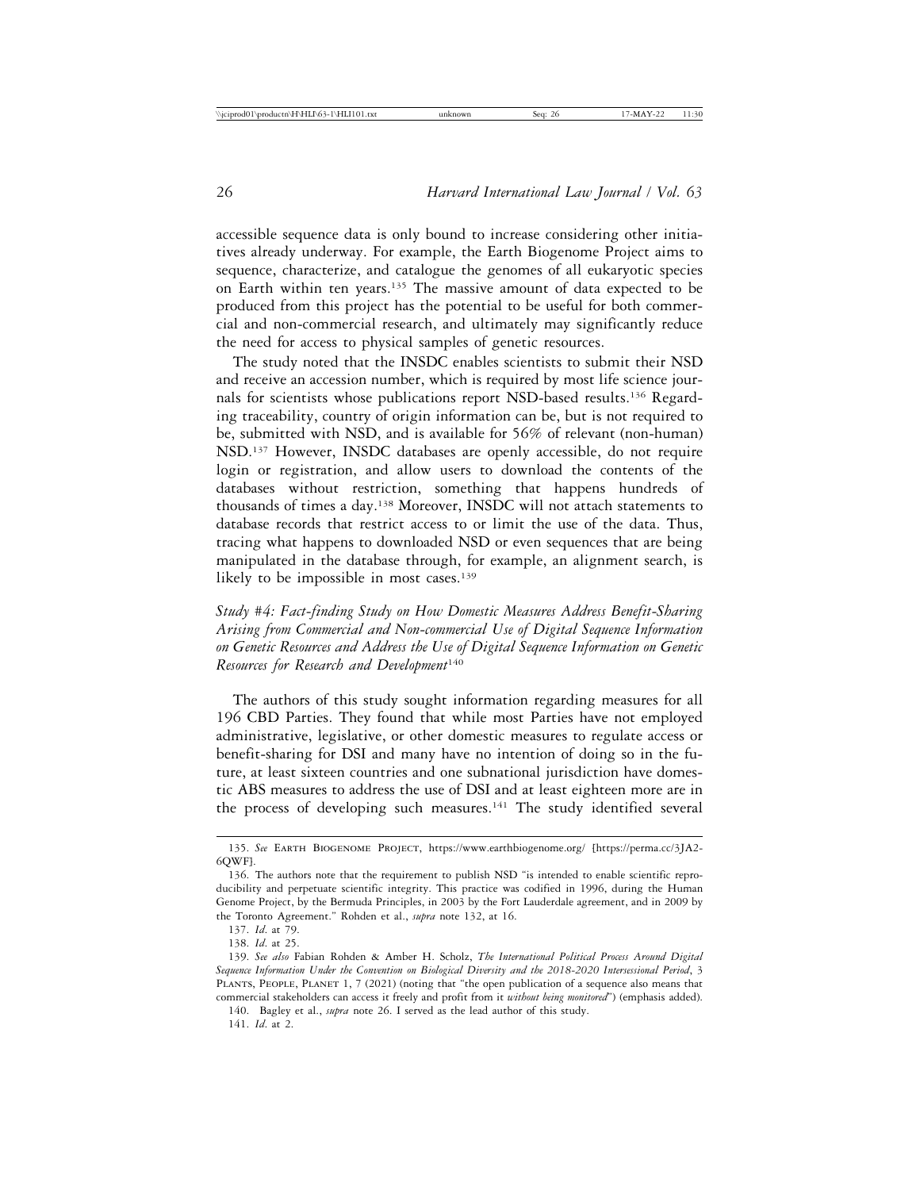accessible sequence data is only bound to increase considering other initiatives already underway. For example, the Earth Biogenome Project aims to sequence, characterize, and catalogue the genomes of all eukaryotic species on Earth within ten years.[135] The massive amount of data expected to be produced from this project has the potential to be useful for both commercial and non-commercial research, and ultimately may significantly reduce the need for access to physical samples of genetic resources.

The study noted that the INSDC enables scientists to submit their NSD and receive an accession number, which is required by most life science journals for scientists whose publications report NSD-based results.[136] Regarding traceability, country of origin information can be, but is not required to be, submitted with NSD, and is available for 56% of relevant (non-human) NSD.[137] However, INSDC databases are openly accessible, do not require login or registration, and allow users to download the contents of the databases without restriction, something that happens hundreds of thousands of times a day.[138] Moreover, INSDC will not attach statements to database records that restrict access to or limit the use of the data. Thus, tracing what happens to downloaded NSD or even sequences that are being manipulated in the database through, for example, an alignment search, is likely to be impossible in most cases.[139]

*Study #4: Fact-finding Study on How Domestic Measures Address Benefit-Sharing Arising from Commercial and Non-commercial Use of Digital Sequence Information on Genetic Resources and Address the Use of Digital Sequence Information on Genetic Resources for Research and Development*[140]

The authors of this study sought information regarding measures for all 196 CBD Parties. They found that while most Parties have not employed administrative, legislative, or other domestic measures to regulate access or benefit-sharing for DSI and many have no intention of doing so in the future, at least sixteen countries and one subnational jurisdiction have domestic ABS measures to address the use of DSI and at least eighteen more are in the process of developing such measures.[141] The study identified several

---

135. *See* Earth Biogenome Project, https://www.earthbiogenome.org/ [https://perma.cc/3JA2-6QWF].

136. The authors note that the requirement to publish NSD "is intended to enable scientific reproducibility and perpetuate scientific integrity. This practice was codified in 1996, during the Human Genome Project, by the Bermuda Principles, in 2003 by the Fort Lauderdale agreement, and in 2009 by the Toronto Agreement." Rohden et al., *supra* note 132, at 16.

137. *Id.* at 79.

138. *Id.* at 25.

139. *See also* Fabian Rohden & Amber H. Scholz, *The International Political Process Around Digital Sequence Information Under the Convention on Biological Diversity and the 2018-2020 Intersessional Period*, 3 Plants, People, Planet 1, 7 (2021) (noting that "the open publication of a sequence also means that commercial stakeholders can access it freely and profit from it *without being monitored*") (emphasis added).

140. Bagley et al., *supra* note 26. I served as the lead author of this study.

141. *Id.* at 2.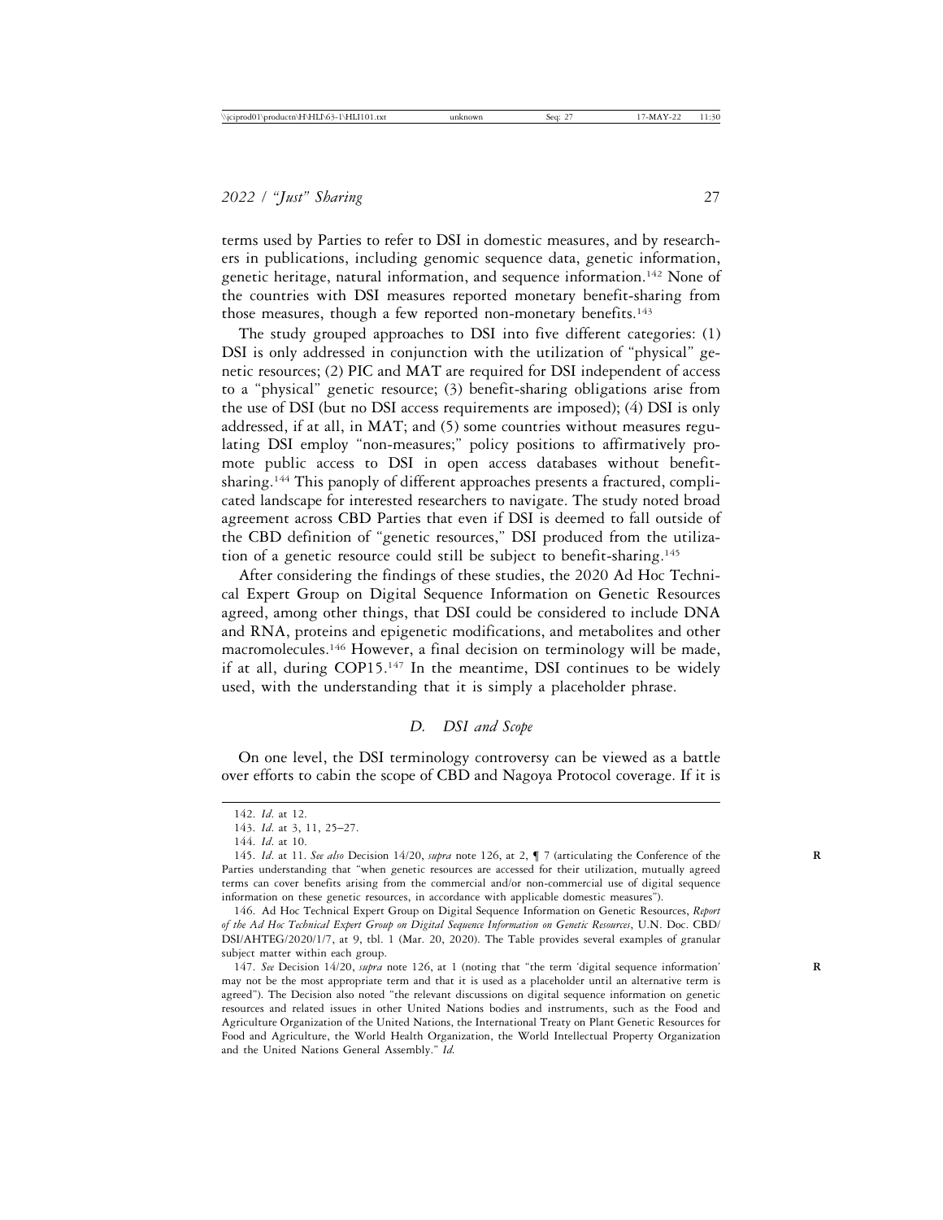terms used by Parties to refer to DSI in domestic measures, and by researchers in publications, including genomic sequence data, genetic information, genetic heritage, natural information, and sequence information.[142] None of the countries with DSI measures reported monetary benefit-sharing from those measures, though a few reported non-monetary benefits.[143]

The study grouped approaches to DSI into five different categories: (1) DSI is only addressed in conjunction with the utilization of "physical" genetic resources; (2) PIC and MAT are required for DSI independent of access to a "physical" genetic resource; (3) benefit-sharing obligations arise from the use of DSI (but no DSI access requirements are imposed); (4) DSI is only addressed, if at all, in MAT; and (5) some countries without measures regulating DSI employ "non-measures;" policy positions to affirmatively promote public access to DSI in open access databases without benefit-sharing.[144] This panoply of different approaches presents a fractured, complicated landscape for interested researchers to navigate. The study noted broad agreement across CBD Parties that even if DSI is deemed to fall outside of the CBD definition of "genetic resources," DSI produced from the utilization of a genetic resource could still be subject to benefit-sharing.[145]

After considering the findings of these studies, the 2020 Ad Hoc Technical Expert Group on Digital Sequence Information on Genetic Resources agreed, among other things, that DSI could be considered to include DNA and RNA, proteins and epigenetic modifications, and metabolites and other macromolecules.[146] However, a final decision on terminology will be made, if at all, during COP15.[147] In the meantime, DSI continues to be widely used, with the understanding that it is simply a placeholder phrase.

### *D. DSI and Scope*

On one level, the DSI terminology controversy can be viewed as a battle over efforts to cabin the scope of CBD and Nagoya Protocol coverage. If it is

---

142. *Id*. at 12.

143. *Id*. at 3, 11, 25–27.

144. *Id*. at 10.

145. *Id*. at 11. *See also* Decision 14/20, *supra* note 126, at 2, ¶ 7 (articulating the Conference of the Parties understanding that "when genetic resources are accessed for their utilization, mutually agreed terms can cover benefits arising from the commercial and/or non-commercial use of digital sequence information on these genetic resources, in accordance with applicable domestic measures").

146. Ad Hoc Technical Expert Group on Digital Sequence Information on Genetic Resources, *Report of the Ad Hoc Technical Expert Group on Digital Sequence Information on Genetic Resources*, U.N. Doc. CBD/DSI/AHTEG/2020/1/7, at 9, tbl. 1 (Mar. 20, 2020). The Table provides several examples of granular subject matter within each group.

147. *See* Decision 14/20, *supra* note 126, at 1 (noting that "the term 'digital sequence information' may not be the most appropriate term and that it is used as a placeholder until an alternative term is agreed"). The Decision also noted "the relevant discussions on digital sequence information on genetic resources and related issues in other United Nations bodies and instruments, such as the Food and Agriculture Organization of the United Nations, the International Treaty on Plant Genetic Resources for Food and Agriculture, the World Health Organization, the World Intellectual Property Organization and the United Nations General Assembly." *Id.*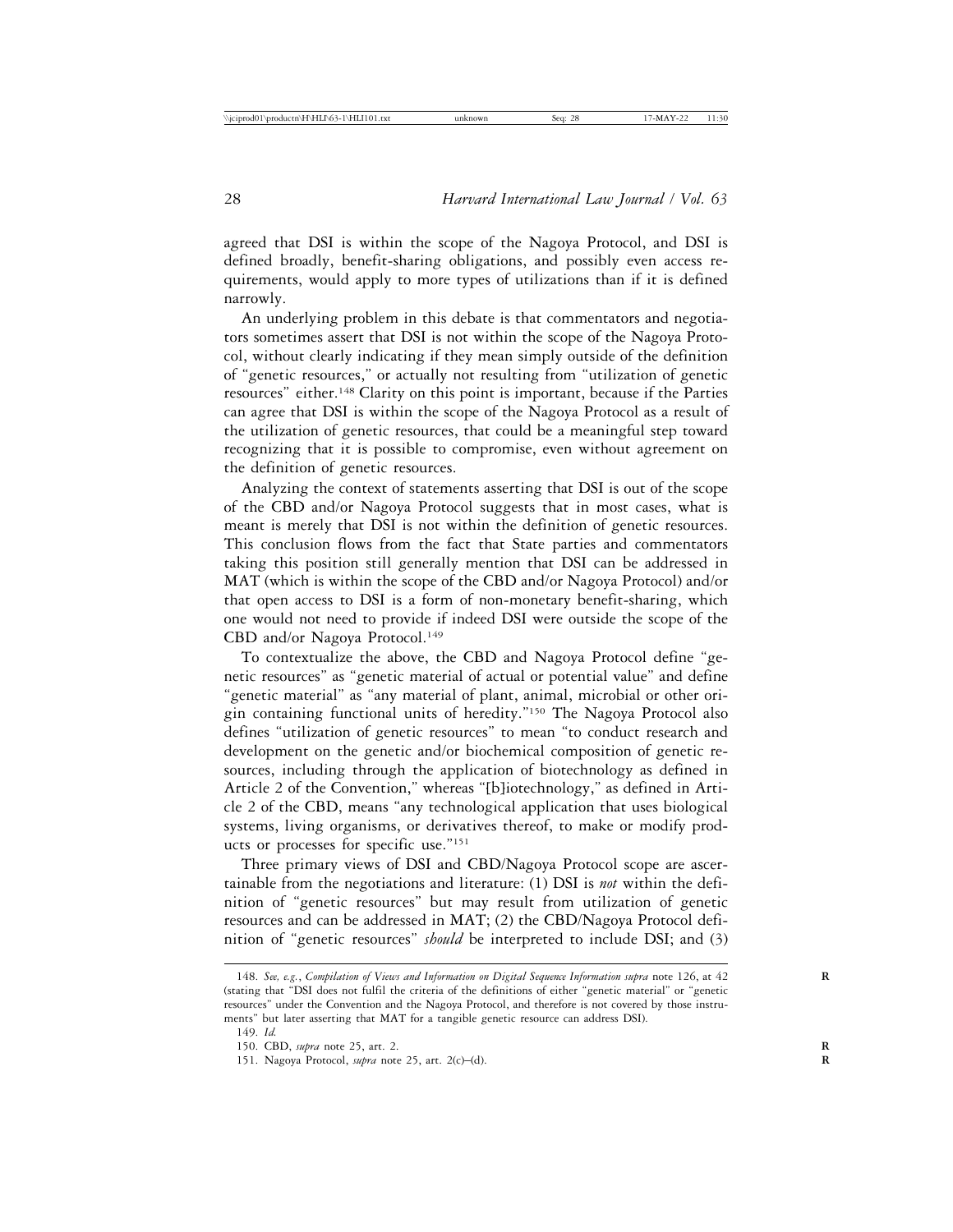agreed that DSI is within the scope of the Nagoya Protocol, and DSI is defined broadly, benefit-sharing obligations, and possibly even access requirements, would apply to more types of utilizations than if it is defined narrowly.

An underlying problem in this debate is that commentators and negotiators sometimes assert that DSI is not within the scope of the Nagoya Protocol, without clearly indicating if they mean simply outside of the definition of "genetic resources," or actually not resulting from "utilization of genetic resources" either.[148] Clarity on this point is important, because if the Parties can agree that DSI is within the scope of the Nagoya Protocol as a result of the utilization of genetic resources, that could be a meaningful step toward recognizing that it is possible to compromise, even without agreement on the definition of genetic resources.

Analyzing the context of statements asserting that DSI is out of the scope of the CBD and/or Nagoya Protocol suggests that in most cases, what is meant is merely that DSI is not within the definition of genetic resources. This conclusion flows from the fact that State parties and commentators taking this position still generally mention that DSI can be addressed in MAT (which is within the scope of the CBD and/or Nagoya Protocol) and/or that open access to DSI is a form of non-monetary benefit-sharing, which one would not need to provide if indeed DSI were outside the scope of the CBD and/or Nagoya Protocol.[149]

To contextualize the above, the CBD and Nagoya Protocol define "genetic resources" as "genetic material of actual or potential value" and define "genetic material" as "any material of plant, animal, microbial or other origin containing functional units of heredity."[150] The Nagoya Protocol also defines "utilization of genetic resources" to mean "to conduct research and development on the genetic and/or biochemical composition of genetic resources, including through the application of biotechnology as defined in Article 2 of the Convention," whereas "[b]iotechnology," as defined in Article 2 of the CBD, means "any technological application that uses biological systems, living organisms, or derivatives thereof, to make or modify products or processes for specific use."[151]

Three primary views of DSI and CBD/Nagoya Protocol scope are ascertainable from the negotiations and literature: (1) DSI is *not* within the definition of "genetic resources" but may result from utilization of genetic resources and can be addressed in MAT; (2) the CBD/Nagoya Protocol definition of "genetic resources" *should* be interpreted to include DSI; and (3)

---

148. *See, e.g.*, *Compilation of Views and Information on Digital Sequence Information supra* note 126, at 42 (stating that "DSI does not fulfil the criteria of the definitions of either "genetic material" or "genetic resources" under the Convention and the Nagoya Protocol, and therefore is not covered by those instruments" but later asserting that MAT for a tangible genetic resource can address DSI).

149. *Id.*

150. CBD, *supra* note 25, art. 2.

151. Nagoya Protocol, *supra* note 25, art. 2(c)–(d).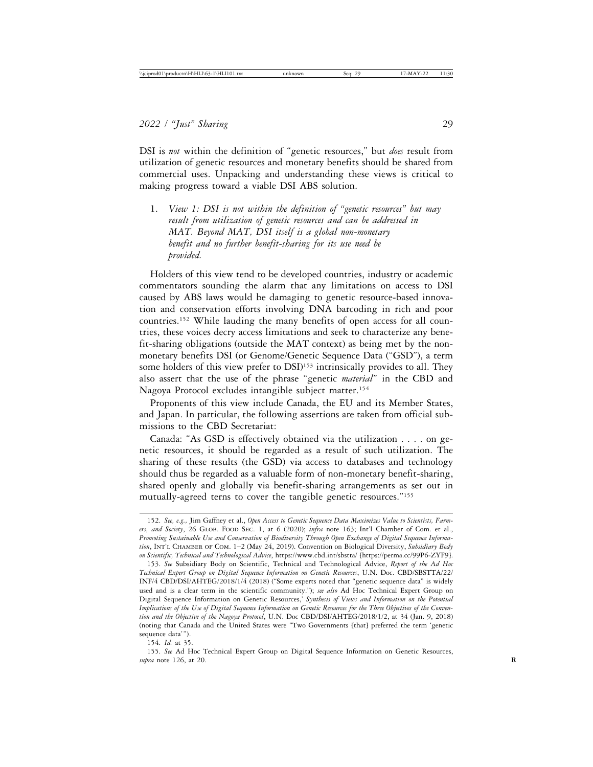DSI is *not* within the definition of "genetic resources," but *does* result from utilization of genetic resources and monetary benefits should be shared from commercial uses. Unpacking and understanding these views is critical to making progress toward a viable DSI ABS solution.

1. *View 1: DSI is not within the definition of "genetic resources" but may result from utilization of genetic resources and can be addressed in MAT. Beyond MAT, DSI itself is a global non-monetary benefit and no further benefit-sharing for its use need be provided.*

Holders of this view tend to be developed countries, industry or academic commentators sounding the alarm that any limitations on access to DSI caused by ABS laws would be damaging to genetic resource-based innovation and conservation efforts involving DNA barcoding in rich and poor countries.[152] While lauding the many benefits of open access for all countries, these voices decry access limitations and seek to characterize any benefit-sharing obligations (outside the MAT context) as being met by the non-monetary benefits DSI (or Genome/Genetic Sequence Data ("GSD"), a term some holders of this view prefer to DSI)[153] intrinsically provides to all. They also assert that the use of the phrase "genetic *material*" in the CBD and Nagoya Protocol excludes intangible subject matter.[154]

Proponents of this view include Canada, the EU and its Member States, and Japan. In particular, the following assertions are taken from official submissions to the CBD Secretariat:

Canada: "As GSD is effectively obtained via the utilization . . . . on genetic resources, it should be regarded as a result of such utilization. The sharing of these results (the GSD) via access to databases and technology should thus be regarded as a valuable form of non-monetary benefit-sharing, shared openly and globally via benefit-sharing arrangements as set out in mutually-agreed terns to cover the tangible genetic resources."[155]

---

152. *See, e.g.,* Jim Gaffney et al., *Open Access to Genetic Sequence Data Maximizes Value to Scientists, Farmers, and Society*, 26 GLOB. FOOD SEC. 1, at 6 (2020); *infra* note 163; Int'l Chamber of Com. et al., *Promoting Sustainable Use and Conservation of Biodiversity Through Open Exchange of Digital Sequence Information*, INT'L CHAMBER OF COM. 1–2 (May 24, 2019). Convention on Biological Diversity, *Subsidiary Body on Scientific, Technical and Technological Advice*, https://www.cbd.int/sbstta/ [https://perma.cc/99P6-ZYF9].

153. *See* Subsidiary Body on Scientific, Technical and Technological Advice, *Report of the Ad Hoc Technical Expert Group on Digital Sequence Information on Genetic Resources*, U.N. Doc. CBD/SBSTTA/22/INF/4 CBD/DSI/AHTEG/2018/1/4 (2018) ("Some experts noted that "genetic sequence data" is widely used and is a clear term in the scientific community."); *see also* Ad Hoc Technical Expert Group on Digital Sequence Information on Genetic Resources,' *Synthesis of Views and Information on the Potential Implications of the Use of Digital Sequence Information on Genetic Resources for the Three Objectives of the Convention and the Objective of the Nagoya Protocol*, U.N. Doc CBD/DSI/AHTEG/2018/1/2, at 34 (Jan. 9, 2018) (noting that Canada and the United States were "Two Governments [that] preferred the term 'genetic sequence data'").

154. *Id.* at 35.

155. *See* Ad Hoc Technical Expert Group on Digital Sequence Information on Genetic Resources, *supra* note 126, at 20.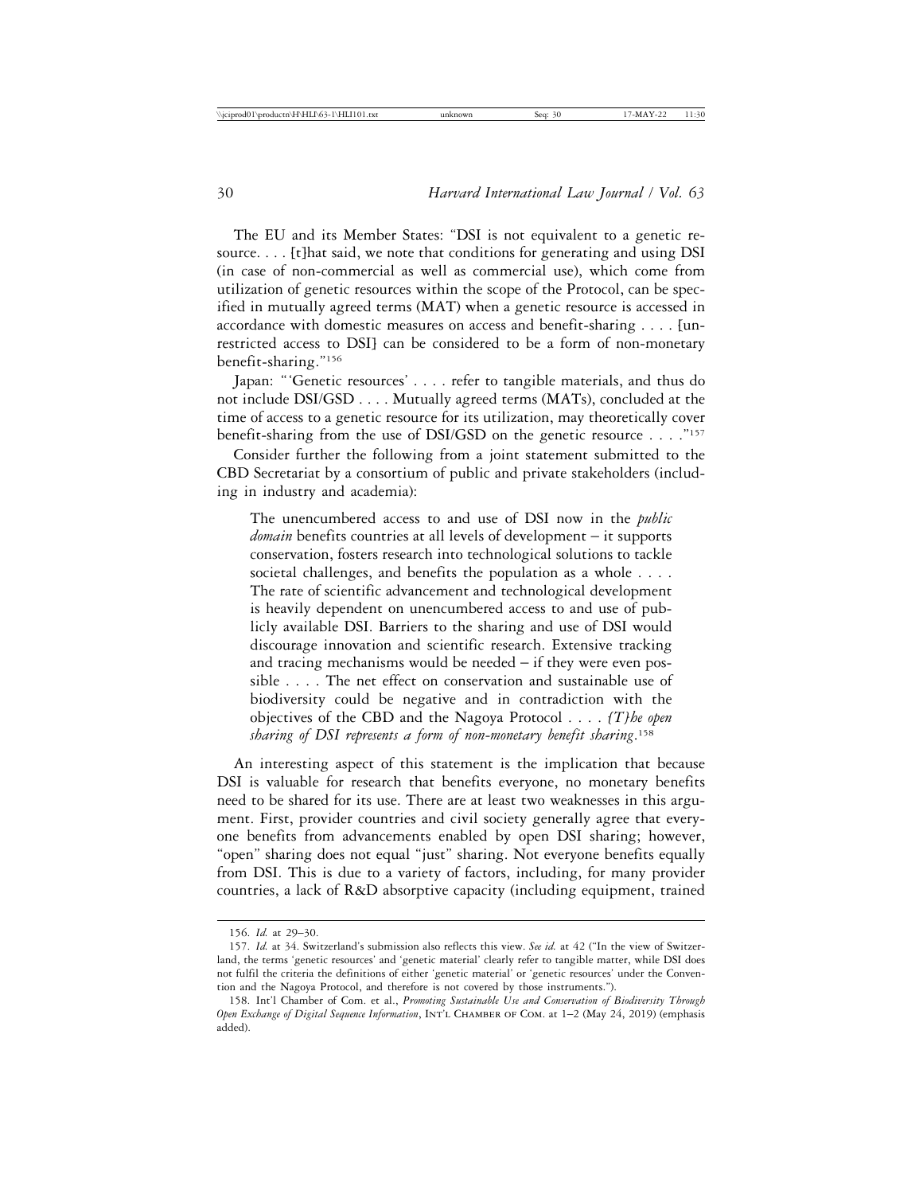The EU and its Member States: "DSI is not equivalent to a genetic resource. . . . [t]hat said, we note that conditions for generating and using DSI (in case of non-commercial as well as commercial use), which come from utilization of genetic resources within the scope of the Protocol, can be specified in mutually agreed terms (MAT) when a genetic resource is accessed in accordance with domestic measures on access and benefit-sharing . . . . [unrestricted access to DSI] can be considered to be a form of non-monetary benefit-sharing."[156]

Japan: "'Genetic resources' . . . . refer to tangible materials, and thus do not include DSI/GSD . . . . Mutually agreed terms (MATs), concluded at the time of access to a genetic resource for its utilization, may theoretically cover benefit-sharing from the use of DSI/GSD on the genetic resource . . . ."[157]

Consider further the following from a joint statement submitted to the CBD Secretariat by a consortium of public and private stakeholders (including in industry and academia):

> The unencumbered access to and use of DSI now in the *public domain* benefits countries at all levels of development – it supports conservation, fosters research into technological solutions to tackle societal challenges, and benefits the population as a whole . . . . The rate of scientific advancement and technological development is heavily dependent on unencumbered access to and use of publicly available DSI. Barriers to the sharing and use of DSI would discourage innovation and scientific research. Extensive tracking and tracing mechanisms would be needed – if they were even possible . . . . The net effect on conservation and sustainable use of biodiversity could be negative and in contradiction with the objectives of the CBD and the Nagoya Protocol . . . . *[T]he open sharing of DSI represents a form of non-monetary benefit sharing*.[158]

An interesting aspect of this statement is the implication that because DSI is valuable for research that benefits everyone, no monetary benefits need to be shared for its use. There are at least two weaknesses in this argument. First, provider countries and civil society generally agree that everyone benefits from advancements enabled by open DSI sharing; however, "open" sharing does not equal "just" sharing. Not everyone benefits equally from DSI. This is due to a variety of factors, including, for many provider countries, a lack of R&D absorptive capacity (including equipment, trained

---

156. *Id.* at 29–30.

157. *Id.* at 34. Switzerland's submission also reflects this view. *See id.* at 42 ("In the view of Switzerland, the terms 'genetic resources' and 'genetic material' clearly refer to tangible matter, while DSI does not fulfil the criteria the definitions of either 'genetic material' or 'genetic resources' under the Convention and the Nagoya Protocol, and therefore is not covered by those instruments.").

158. Int'l Chamber of Com. et al., *Promoting Sustainable Use and Conservation of Biodiversity Through Open Exchange of Digital Sequence Information*, INT'L CHAMBER OF COM. at 1–2 (May 24, 2019) (emphasis added).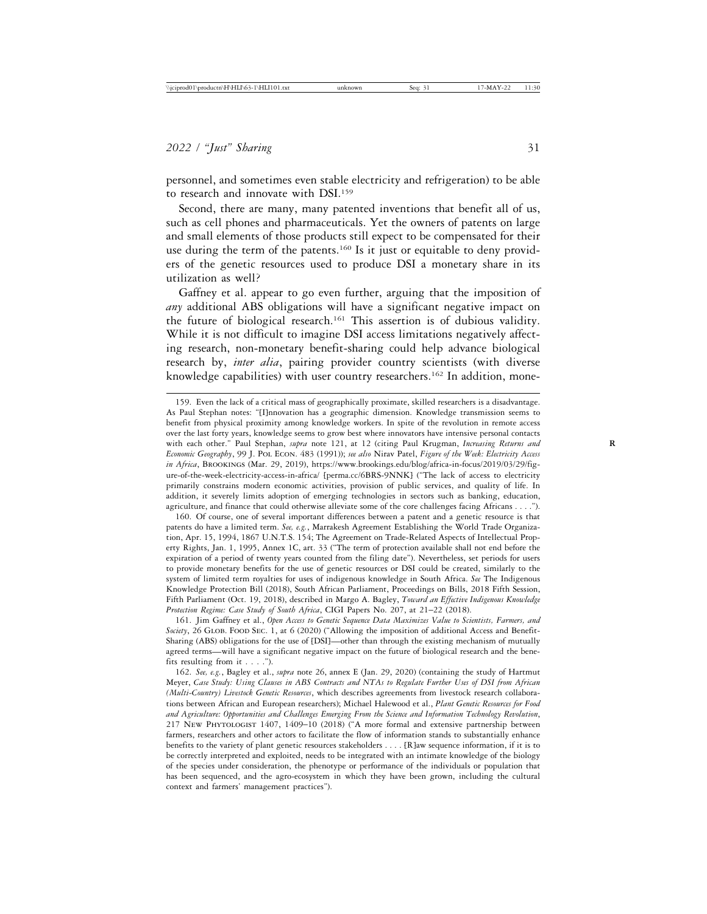personnel, and sometimes even stable electricity and refrigeration) to be able to research and innovate with DSI.[159]

Second, there are many, many patented inventions that benefit all of us, such as cell phones and pharmaceuticals. Yet the owners of patents on large and small elements of those products still expect to be compensated for their use during the term of the patents.[160] Is it just or equitable to deny providers of the genetic resources used to produce DSI a monetary share in its utilization as well?

Gaffney et al. appear to go even further, arguing that the imposition of *any* additional ABS obligations will have a significant negative impact on the future of biological research.[161] This assertion is of dubious validity. While it is not difficult to imagine DSI access limitations negatively affecting research, non-monetary benefit-sharing could help advance biological research by, *inter alia*, pairing provider country scientists (with diverse knowledge capabilities) with user country researchers.[162] In addition, mone-

---

159. Even the lack of a critical mass of geographically proximate, skilled researchers is a disadvantage. As Paul Stephan notes: "[I]nnovation has a geographic dimension. Knowledge transmission seems to benefit from physical proximity among knowledge workers. In spite of the revolution in remote access over the last forty years, knowledge seems to grow best where innovators have intensive personal contacts with each other." Paul Stephan, *supra* note 121, at 12 (citing Paul Krugman, *Increasing Returns and Economic Geography*, 99 J. POL ECON. 483 (1991)); *see also* Nirav Patel, *Figure of the Week: Electricity Access in Africa*, BROOKINGS (Mar. 29, 2019), https://www.brookings.edu/blog/africa-in-focus/2019/03/29/figure-of-the-week-electricity-access-in-africa/ [perma.cc/6BRS-9NNK] ("The lack of access to electricity primarily constrains modern economic activities, provision of public services, and quality of life. In addition, it severely limits adoption of emerging technologies in sectors such as banking, education, agriculture, and finance that could otherwise alleviate some of the core challenges facing Africans . . . .").

160. Of course, one of several important differences between a patent and a genetic resource is that patents do have a limited term. *See, e.g.*, Marrakesh Agreement Establishing the World Trade Organization, Apr. 15, 1994, 1867 U.N.T.S. 154; The Agreement on Trade-Related Aspects of Intellectual Property Rights, Jan. 1, 1995, Annex 1C, art. 33 ("The term of protection available shall not end before the expiration of a period of twenty years counted from the filing date"). Nevertheless, set periods for users to provide monetary benefits for the use of genetic resources or DSI could be created, similarly to the system of limited term royalties for uses of indigenous knowledge in South Africa. *See* The Indigenous Knowledge Protection Bill (2018), South African Parliament, Proceedings on Bills, 2018 Fifth Session, Fifth Parliament (Oct. 19, 2018), described in Margo A. Bagley, *Toward an Effective Indigenous Knowledge Protection Regime: Case Study of South Africa*, CIGI Papers No. 207, at 21–22 (2018).

161. Jim Gaffney et al., *Open Access to Genetic Sequence Data Maximizes Value to Scientists, Farmers, and Society*, 26 GLOB. FOOD SEC. 1, at 6 (2020) ("Allowing the imposition of additional Access and Benefit-Sharing (ABS) obligations for the use of [DSI]—other than through the existing mechanism of mutually agreed terms—will have a significant negative impact on the future of biological research and the benefits resulting from it . . . .").

162. *See, e.g.*, Bagley et al., *supra* note 26, annex E (Jan. 29, 2020) (containing the study of Hartmut Meyer, *Case Study: Using Clauses in ABS Contracts and NTAs to Regulate Further Uses of DSI from African (Multi-Country) Livestock Genetic Resources*, which describes agreements from livestock research collaborations between African and European researchers); Michael Halewood et al., *Plant Genetic Resources for Food and Agriculture: Opportunities and Challenges Emerging From the Science and Information Technology Revolution*, 217 NEW PHYTOLOGIST 1407, 1409–10 (2018) ("A more formal and extensive partnership between farmers, researchers and other actors to facilitate the flow of information stands to substantially enhance benefits to the variety of plant genetic resources stakeholders . . . . [R]aw sequence information, if it is to be correctly interpreted and exploited, needs to be integrated with an intimate knowledge of the biology of the species under consideration, the phenotype or performance of the individuals or population that has been sequenced, and the agro-ecosystem in which they have been grown, including the cultural context and farmers' management practices").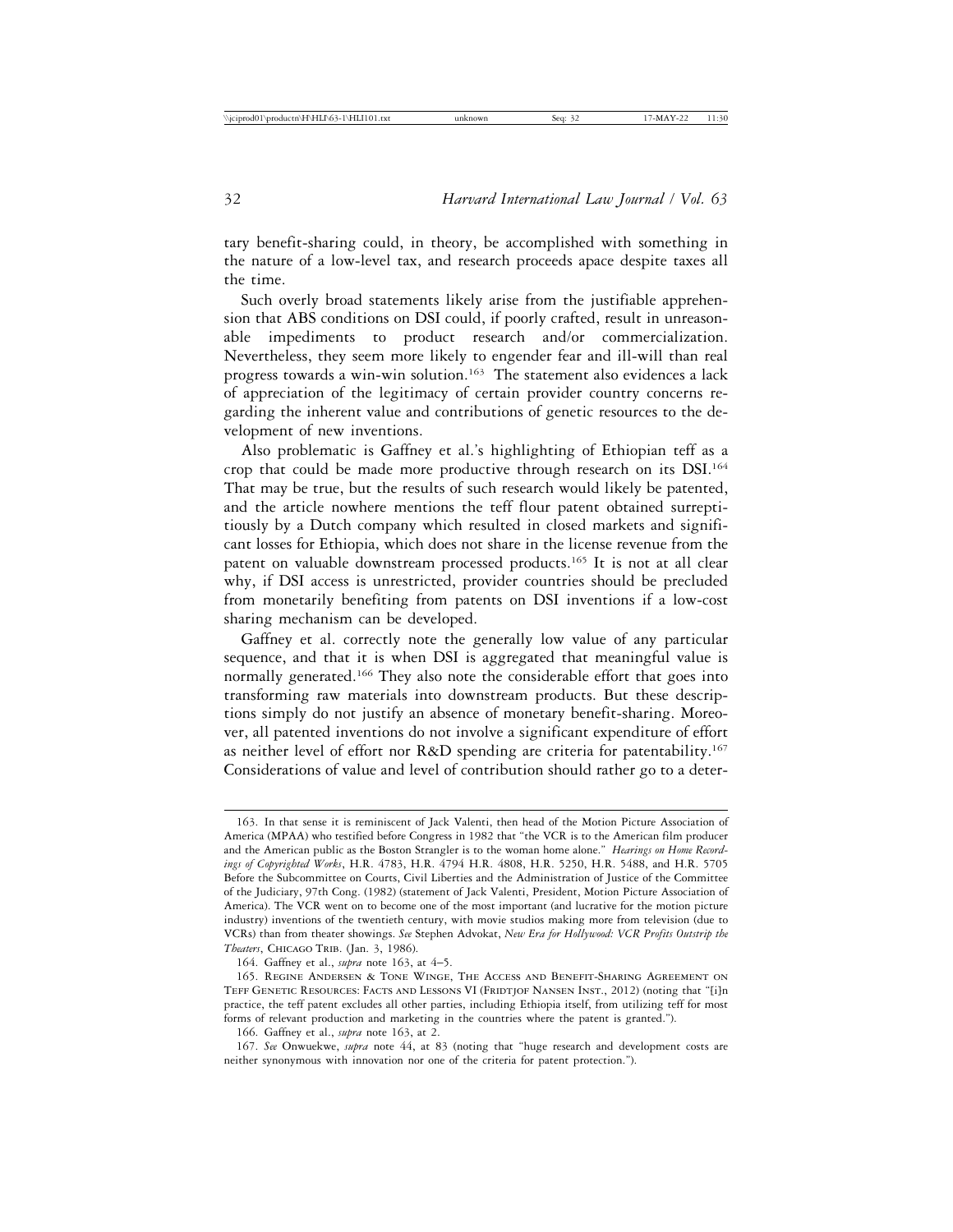tary benefit-sharing could, in theory, be accomplished with something in the nature of a low-level tax, and research proceeds apace despite taxes all the time.

Such overly broad statements likely arise from the justifiable apprehension that ABS conditions on DSI could, if poorly crafted, result in unreasonable impediments to product research and/or commercialization. Nevertheless, they seem more likely to engender fear and ill-will than real progress towards a win-win solution.[163] The statement also evidences a lack of appreciation of the legitimacy of certain provider country concerns regarding the inherent value and contributions of genetic resources to the development of new inventions.

Also problematic is Gaffney et al.'s highlighting of Ethiopian teff as a crop that could be made more productive through research on its DSI.[164] That may be true, but the results of such research would likely be patented, and the article nowhere mentions the teff flour patent obtained surreptitiously by a Dutch company which resulted in closed markets and significant losses for Ethiopia, which does not share in the license revenue from the patent on valuable downstream processed products.[165] It is not at all clear why, if DSI access is unrestricted, provider countries should be precluded from monetarily benefiting from patents on DSI inventions if a low-cost sharing mechanism can be developed.

Gaffney et al. correctly note the generally low value of any particular sequence, and that it is when DSI is aggregated that meaningful value is normally generated.[166] They also note the considerable effort that goes into transforming raw materials into downstream products. But these descriptions simply do not justify an absence of monetary benefit-sharing. Moreover, all patented inventions do not involve a significant expenditure of effort as neither level of effort nor R&D spending are criteria for patentability.[167] Considerations of value and level of contribution should rather go to a deter-

163. In that sense it is reminiscent of Jack Valenti, then head of the Motion Picture Association of America (MPAA) who testified before Congress in 1982 that "the VCR is to the American film producer and the American public as the Boston Strangler is to the woman home alone." *Hearings on Home Recordings of Copyrighted Works*, H.R. 4783, H.R. 4794 H.R. 4808, H.R. 5250, H.R. 5488, and H.R. 5705 Before the Subcommittee on Courts, Civil Liberties and the Administration of Justice of the Committee of the Judiciary, 97th Cong. (1982) (statement of Jack Valenti, President, Motion Picture Association of America). The VCR went on to become one of the most important (and lucrative for the motion picture industry) inventions of the twentieth century, with movie studios making more from television (due to VCRs) than from theater showings. *See* Stephen Advokat, *New Era for Hollywood: VCR Profits Outstrip the Theaters*, CHICAGO TRIB. (Jan. 3, 1986).

164. Gaffney et al., *supra* note 163, at 4–5.

165. REGINE ANDERSEN & TONE WINGE, THE ACCESS AND BENEFIT-SHARING AGREEMENT ON TEFF GENETIC RESOURCES: FACTS AND LESSONS VI (FRIDTJOF NANSEN INST., 2012) (noting that "[i]n practice, the teff patent excludes all other parties, including Ethiopia itself, from utilizing teff for most forms of relevant production and marketing in the countries where the patent is granted.").

166. Gaffney et al., *supra* note 163, at 2.

167. *See* Onwuekwe, *supra* note 44, at 83 (noting that "huge research and development costs are neither synonymous with innovation nor one of the criteria for patent protection.").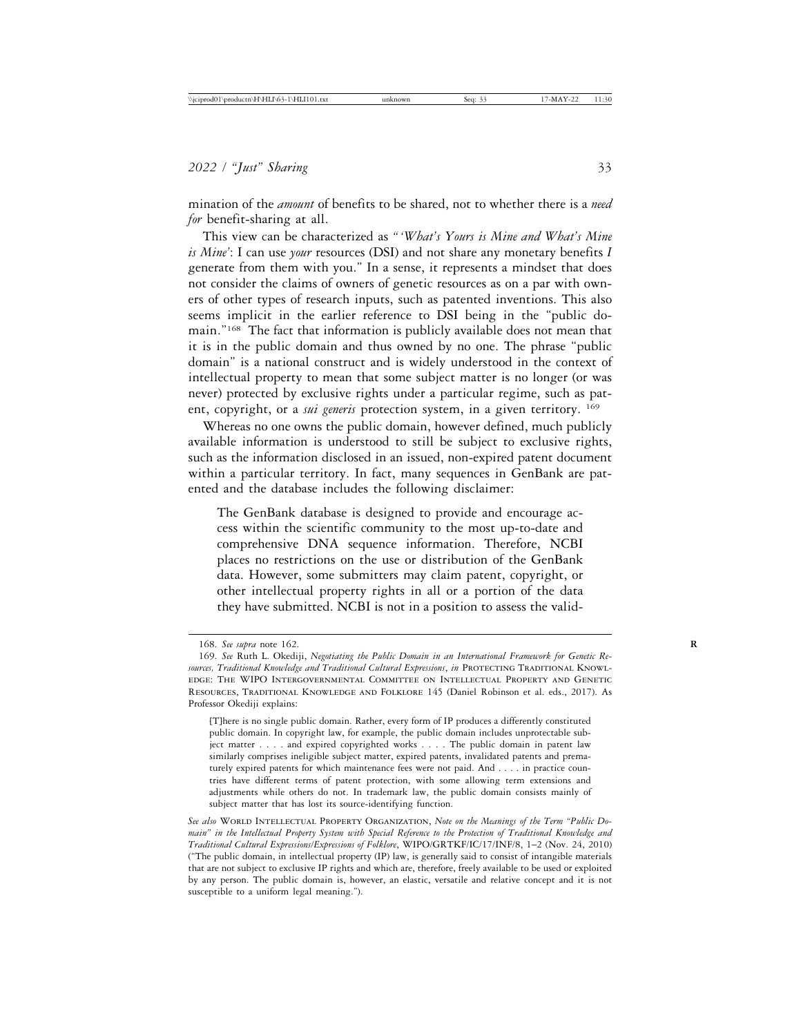mination of the *amount* of benefits to be shared, not to whether there is a *need for* benefit-sharing at all.

This view can be characterized as "'*What's Yours is Mine and What's Mine is Mine*': I can use *your* resources (DSI) and not share any monetary benefits *I* generate from them with you." In a sense, it represents a mindset that does not consider the claims of owners of genetic resources as on a par with owners of other types of research inputs, such as patented inventions. This also seems implicit in the earlier reference to DSI being in the "public domain."[168] The fact that information is publicly available does not mean that it is in the public domain and thus owned by no one. The phrase "public domain" is a national construct and is widely understood in the context of intellectual property to mean that some subject matter is no longer (or was never) protected by exclusive rights under a particular regime, such as patent, copyright, or a *sui generis* protection system, in a given territory. [169]

Whereas no one owns the public domain, however defined, much publicly available information is understood to still be subject to exclusive rights, such as the information disclosed in an issued, non-expired patent document within a particular territory. In fact, many sequences in GenBank are patented and the database includes the following disclaimer:

> The GenBank database is designed to provide and encourage access within the scientific community to the most up-to-date and comprehensive DNA sequence information. Therefore, NCBI places no restrictions on the use or distribution of the GenBank data. However, some submitters may claim patent, copyright, or other intellectual property rights in all or a portion of the data they have submitted. NCBI is not in a position to assess the valid-

---

168. *See supra* note 162.

169. *See* Ruth L. Okediji, *Negotiating the Public Domain in an International Framework for Genetic Resources, Traditional Knowledge and Traditional Cultural Expressions*, *in* PROTECTING TRADITIONAL KNOWLEDGE: THE WIPO INTERGOVERNMENTAL COMMITTEE ON INTELLECTUAL PROPERTY AND GENETIC RESOURCES, TRADITIONAL KNOWLEDGE AND FOLKLORE 145 (Daniel Robinson et al. eds., 2017). As Professor Okediji explains:

> [T]here is no single public domain. Rather, every form of IP produces a differently constituted public domain. In copyright law, for example, the public domain includes unprotectable subject matter . . . . and expired copyrighted works . . . . The public domain in patent law similarly comprises ineligible subject matter, expired patents, invalidated patents and prematurely expired patents for which maintenance fees were not paid. And . . . . in practice countries have different terms of patent protection, with some allowing term extensions and adjustments while others do not. In trademark law, the public domain consists mainly of subject matter that has lost its source-identifying function.

*See also* WORLD INTELLECTUAL PROPERTY ORGANIZATION, *Note on the Meanings of the Term "Public Domain" in the Intellectual Property System with Special Reference to the Protection of Traditional Knowledge and Traditional Cultural Expressions/Expressions of Folklore*, WIPO/GRTKF/IC/17/INF/8, 1–2 (Nov. 24, 2010) ("The public domain, in intellectual property (IP) law, is generally said to consist of intangible materials that are not subject to exclusive IP rights and which are, therefore, freely available to be used or exploited by any person. The public domain is, however, an elastic, versatile and relative concept and it is not susceptible to a uniform legal meaning.").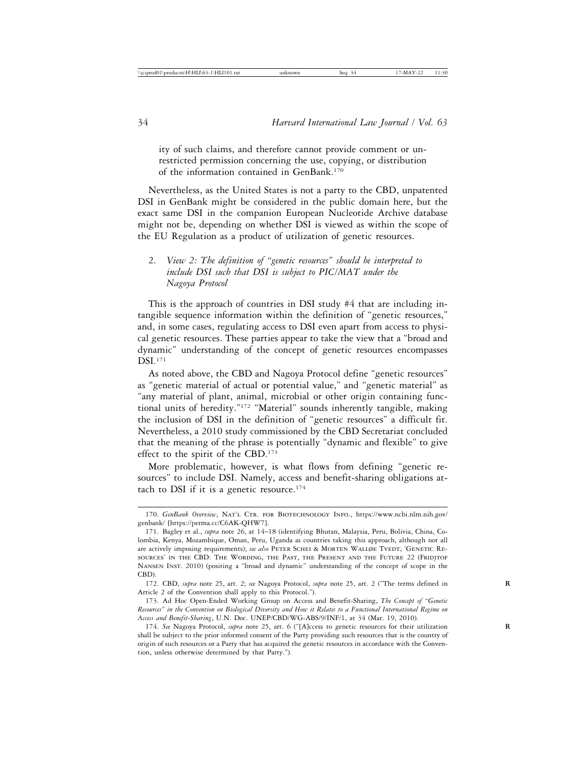ity of such claims, and therefore cannot provide comment or unrestricted permission concerning the use, copying, or distribution of the information contained in GenBank.[170]

Nevertheless, as the United States is not a party to the CBD, unpatented DSI in GenBank might be considered in the public domain here, but the exact same DSI in the companion European Nucleotide Archive database might not be, depending on whether DSI is viewed as within the scope of the EU Regulation as a product of utilization of genetic resources.

### 2. *View 2: The definition of "genetic resources" should be interpreted to include DSI such that DSI is subject to PIC/MAT under the Nagoya Protocol*

This is the approach of countries in DSI study #4 that are including intangible sequence information within the definition of "genetic resources," and, in some cases, regulating access to DSI even apart from access to physical genetic resources. These parties appear to take the view that a "broad and dynamic" understanding of the concept of genetic resources encompasses DSI.[171]

As noted above, the CBD and Nagoya Protocol define "genetic resources" as "genetic material of actual or potential value," and "genetic material" as "any material of plant, animal, microbial or other origin containing functional units of heredity."[172] "Material" sounds inherently tangible, making the inclusion of DSI in the definition of "genetic resources" a difficult fit. Nevertheless, a 2010 study commissioned by the CBD Secretariat concluded that the meaning of the phrase is potentially "dynamic and flexible" to give effect to the spirit of the CBD.[173]

More problematic, however, is what flows from defining "genetic resources" to include DSI. Namely, access and benefit-sharing obligations attach to DSI if it is a genetic resource.[174]

---

170. *GenBank Overview*, Nat'l Ctr. for Biotechnology Info., https://www.ncbi.nlm.nih.gov/genbank/ [https://perma.cc/C6AK-QHW7].

171. Bagley et al., *supra* note 26, at 14–18 (identifying Bhutan, Malaysia, Peru, Bolivia, China, Colombia, Kenya, Mozambique, Oman, Peru, Uganda as countries taking this approach, although not all are actively imposing requirements); *see also* Peter Schei & Morten Walløe Tvedt, 'Genetic Resources' in the CBD: The Wording, the Past, the Present and the Future 22 (Fridtjof Nansen Inst. 2010) (positing a "broad and dynamic" understanding of the concept of scope in the CBD).

172. CBD, *supra* note 25, art. 2; *see* Nagoya Protocol, *supra* note 25, art. 2 ("The terms defined in Article 2 of the Convention shall apply to this Protocol.").

173. Ad Hoc Open-Ended Working Group on Access and Benefit-Sharing, *The Concept of "Genetic Resources" in the Convention on Biological Diversity and How it Relates to a Functional International Regime on Access and Benefit-Sharing*, U.N. Doc. UNEP/CBD/WG-ABS/9/INF/1, at 34 (Mar. 19, 2010).

174. *See* Nagoya Protocol, *supra* note 25, art. 6 ("[A]ccess to genetic resources for their utilization shall be subject to the prior informed consent of the Party providing such resources that is the country of origin of such resources or a Party that has acquired the genetic resources in accordance with the Convention, unless otherwise determined by that Party.").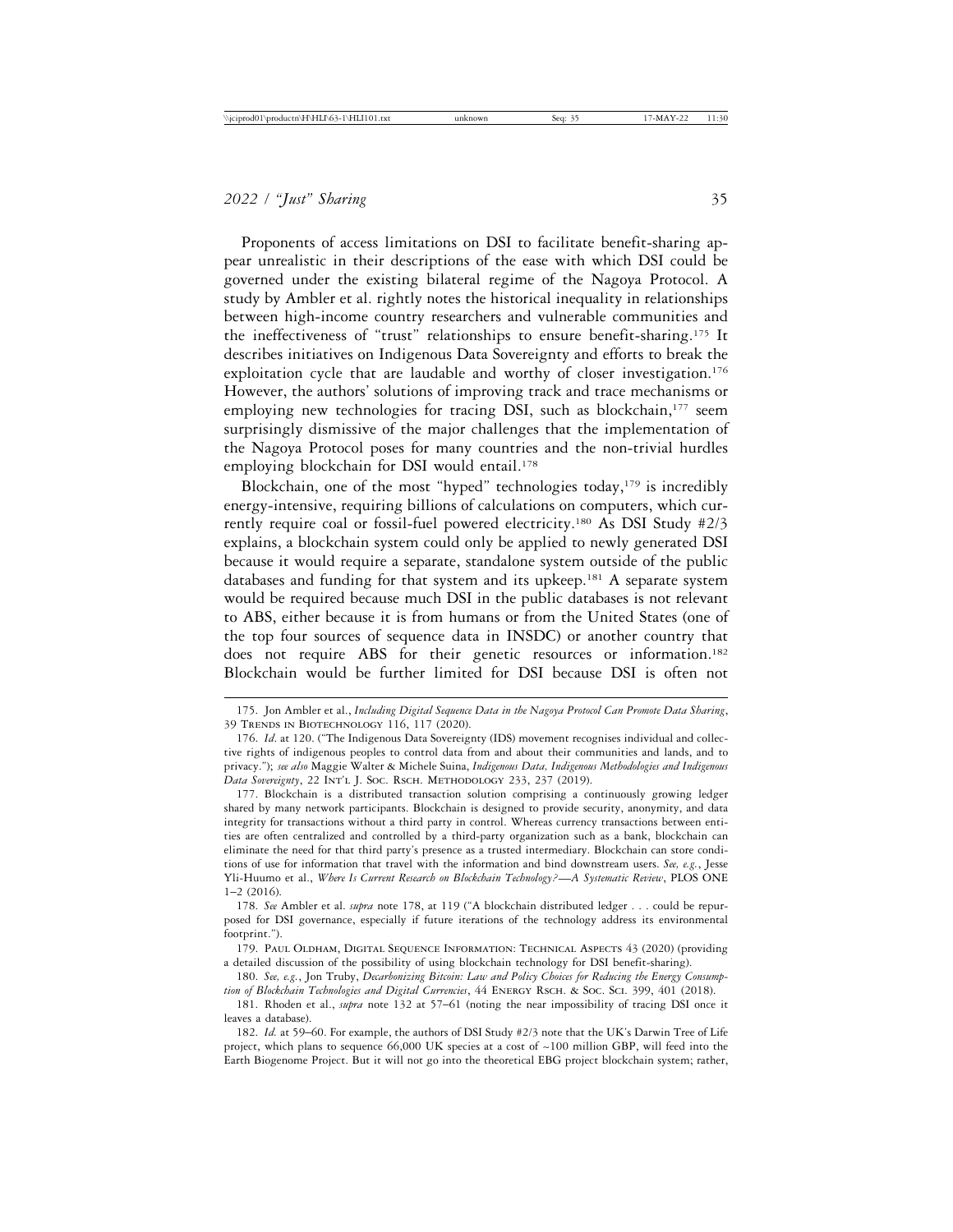Proponents of access limitations on DSI to facilitate benefit-sharing appear unrealistic in their descriptions of the ease with which DSI could be governed under the existing bilateral regime of the Nagoya Protocol. A study by Ambler et al. rightly notes the historical inequality in relationships between high-income country researchers and vulnerable communities and the ineffectiveness of "trust" relationships to ensure benefit-sharing.[175] It describes initiatives on Indigenous Data Sovereignty and efforts to break the exploitation cycle that are laudable and worthy of closer investigation.[176] However, the authors' solutions of improving track and trace mechanisms or employing new technologies for tracing DSI, such as blockchain,[177] seem surprisingly dismissive of the major challenges that the implementation of the Nagoya Protocol poses for many countries and the non-trivial hurdles employing blockchain for DSI would entail.[178]

Blockchain, one of the most "hyped" technologies today,[179] is incredibly energy-intensive, requiring billions of calculations on computers, which currently require coal or fossil-fuel powered electricity.[180] As DSI Study #2/3 explains, a blockchain system could only be applied to newly generated DSI because it would require a separate, standalone system outside of the public databases and funding for that system and its upkeep.[181] A separate system would be required because much DSI in the public databases is not relevant to ABS, either because it is from humans or from the United States (one of the top four sources of sequence data in INSDC) or another country that does not require ABS for their genetic resources or information.[182] Blockchain would be further limited for DSI because DSI is often not

---

175. Jon Ambler et al., *Including Digital Sequence Data in the Nagoya Protocol Can Promote Data Sharing*, 39 Trends in Biotechnology 116, 117 (2020).

176. *Id*. at 120. ("The Indigenous Data Sovereignty (IDS) movement recognises individual and collective rights of indigenous peoples to control data from and about their communities and lands, and to privacy."); *see also* Maggie Walter & Michele Suina, *Indigenous Data, Indigenous Methodologies and Indigenous Data Sovereignty*, 22 Int'l J. Soc. Rsch. Methodology 233, 237 (2019).

177. Blockchain is a distributed transaction solution comprising a continuously growing ledger shared by many network participants. Blockchain is designed to provide security, anonymity, and data integrity for transactions without a third party in control. Whereas currency transactions between entities are often centralized and controlled by a third-party organization such as a bank, blockchain can eliminate the need for that third party's presence as a trusted intermediary. Blockchain can store conditions of use for information that travel with the information and bind downstream users. *See, e.g.*, Jesse Yli-Huumo et al., *Where Is Current Research on Blockchain Technology?—A Systematic Review*, PLOS ONE 1–2 (2016).

178. *See* Ambler et al. *supra* note 178, at 119 ("A blockchain distributed ledger . . . could be repurposed for DSI governance, especially if future iterations of the technology address its environmental footprint.").

179. Paul Oldham, Digital Sequence Information: Technical Aspects 43 (2020) (providing a detailed discussion of the possibility of using blockchain technology for DSI benefit-sharing).

180. *See, e.g.*, Jon Truby, *Decarbonizing Bitcoin: Law and Policy Choices for Reducing the Energy Consumption of Blockchain Technologies and Digital Currencies*, 44 Energy Rsch. & Soc. Sci. 399, 401 (2018).

181. Rhoden et al., *supra* note 132 at 57–61 (noting the near impossibility of tracing DSI once it leaves a database).

182. *Id.* at 59–60. For example, the authors of DSI Study #2/3 note that the UK's Darwin Tree of Life project, which plans to sequence 66,000 UK species at a cost of ~100 million GBP, will feed into the Earth Biogenome Project. But it will not go into the theoretical EBG project blockchain system; rather,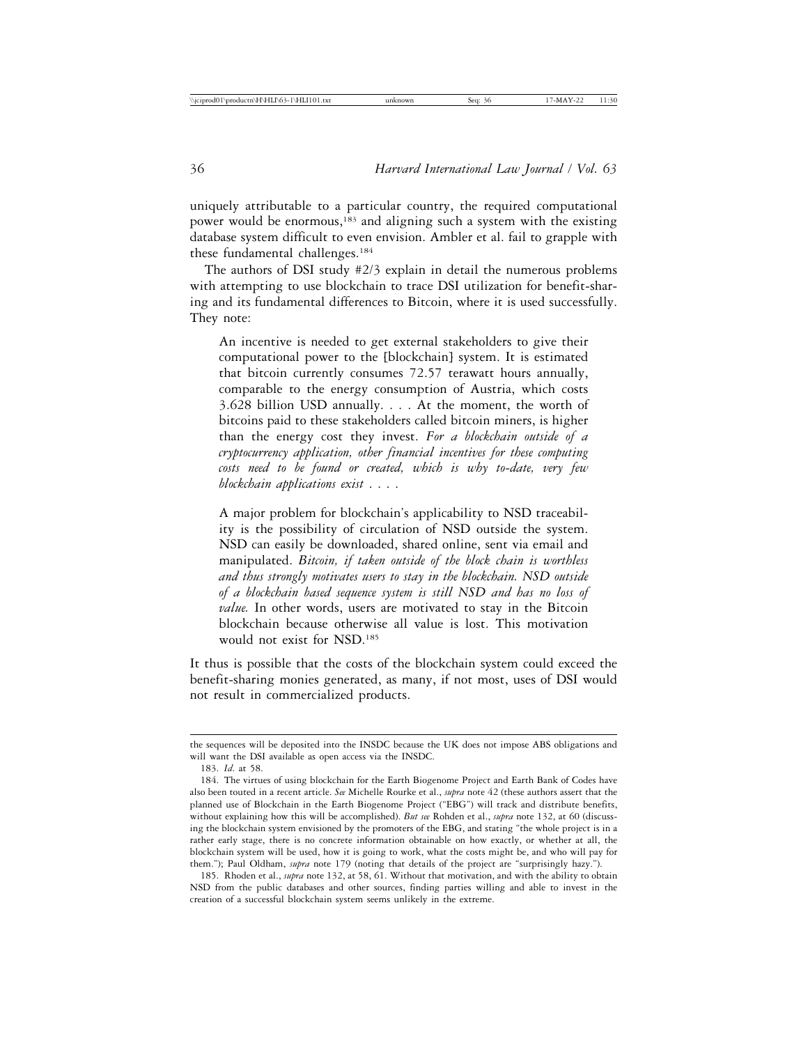uniquely attributable to a particular country, the required computational power would be enormous,[183] and aligning such a system with the existing database system difficult to even envision. Ambler et al. fail to grapple with these fundamental challenges.[184]

The authors of DSI study #2/3 explain in detail the numerous problems with attempting to use blockchain to trace DSI utilization for benefit-sharing and its fundamental differences to Bitcoin, where it is used successfully. They note:

> An incentive is needed to get external stakeholders to give their computational power to the [blockchain] system. It is estimated that bitcoin currently consumes 72.57 terawatt hours annually, comparable to the energy consumption of Austria, which costs 3.628 billion USD annually. . . . At the moment, the worth of bitcoins paid to these stakeholders called bitcoin miners, is higher than the energy cost they invest. *For a blockchain outside of a cryptocurrency application, other financial incentives for these computing costs need to be found or created, which is why to-date, very few blockchain applications exist* . . . .
>
> A major problem for blockchain's applicability to NSD traceability is the possibility of circulation of NSD outside the system. NSD can easily be downloaded, shared online, sent via email and manipulated. *Bitcoin, if taken outside of the block chain is worthless and thus strongly motivates users to stay in the blockchain. NSD outside of a blockchain based sequence system is still NSD and has no loss of value.* In other words, users are motivated to stay in the Bitcoin blockchain because otherwise all value is lost. This motivation would not exist for NSD.[185]

It thus is possible that the costs of the blockchain system could exceed the benefit-sharing monies generated, as many, if not most, uses of DSI would not result in commercialized products.

---

the sequences will be deposited into the INSDC because the UK does not impose ABS obligations and will want the DSI available as open access via the INSDC.

183. *Id.* at 58.

184. The virtues of using blockchain for the Earth Biogenome Project and Earth Bank of Codes have also been touted in a recent article. *See* Michelle Rourke et al., *supra* note 42 (these authors assert that the planned use of Blockchain in the Earth Biogenome Project ("EBG") will track and distribute benefits, without explaining how this will be accomplished). *But see* Rohden et al., *supra* note 132, at 60 (discussing the blockchain system envisioned by the promoters of the EBG, and stating "the whole project is in a rather early stage, there is no concrete information obtainable on how exactly, or whether at all, the blockchain system will be used, how it is going to work, what the costs might be, and who will pay for them."); Paul Oldham, *supra* note 179 (noting that details of the project are "surprisingly hazy.").

185. Rhoden et al., *supra* note 132, at 58, 61. Without that motivation, and with the ability to obtain NSD from the public databases and other sources, finding parties willing and able to invest in the creation of a successful blockchain system seems unlikely in the extreme.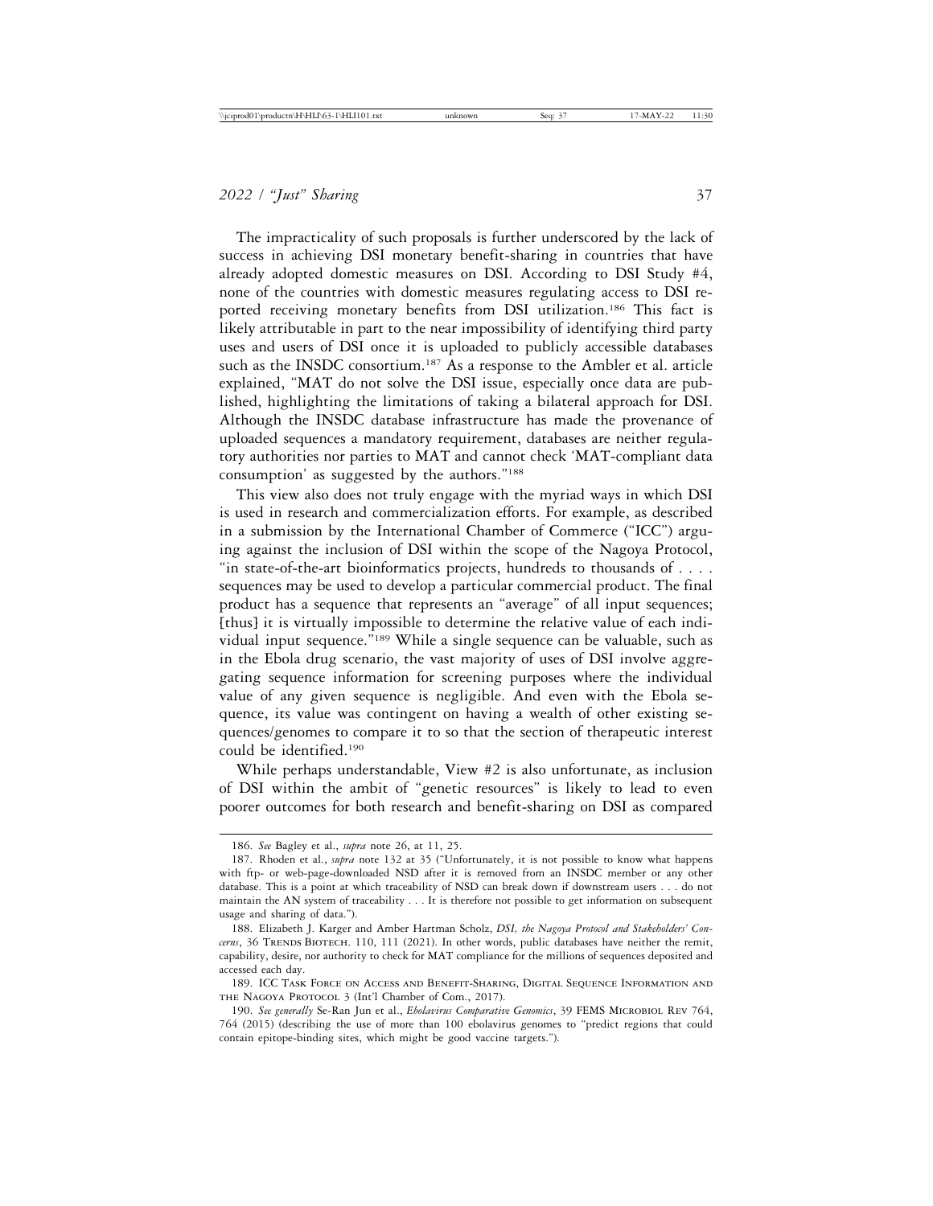The impracticality of such proposals is further underscored by the lack of success in achieving DSI monetary benefit-sharing in countries that have already adopted domestic measures on DSI. According to DSI Study #4, none of the countries with domestic measures regulating access to DSI reported receiving monetary benefits from DSI utilization.[186] This fact is likely attributable in part to the near impossibility of identifying third party uses and users of DSI once it is uploaded to publicly accessible databases such as the INSDC consortium.[187] As a response to the Ambler et al. article explained, "MAT do not solve the DSI issue, especially once data are published, highlighting the limitations of taking a bilateral approach for DSI. Although the INSDC database infrastructure has made the provenance of uploaded sequences a mandatory requirement, databases are neither regulatory authorities nor parties to MAT and cannot check 'MAT-compliant data consumption' as suggested by the authors."[188]

This view also does not truly engage with the myriad ways in which DSI is used in research and commercialization efforts. For example, as described in a submission by the International Chamber of Commerce ("ICC") arguing against the inclusion of DSI within the scope of the Nagoya Protocol, "in state-of-the-art bioinformatics projects, hundreds to thousands of . . . . sequences may be used to develop a particular commercial product. The final product has a sequence that represents an "average" of all input sequences; [thus] it is virtually impossible to determine the relative value of each individual input sequence."[189] While a single sequence can be valuable, such as in the Ebola drug scenario, the vast majority of uses of DSI involve aggregating sequence information for screening purposes where the individual value of any given sequence is negligible. And even with the Ebola sequence, its value was contingent on having a wealth of other existing sequences/genomes to compare it to so that the section of therapeutic interest could be identified.[190]

While perhaps understandable, View #2 is also unfortunate, as inclusion of DSI within the ambit of "genetic resources" is likely to lead to even poorer outcomes for both research and benefit-sharing on DSI as compared

---

186. *See* Bagley et al., *supra* note 26, at 11, 25.

187. Rhoden et al., *supra* note 132 at 35 ("Unfortunately, it is not possible to know what happens with ftp- or web-page-downloaded NSD after it is removed from an INSDC member or any other database. This is a point at which traceability of NSD can break down if downstream users . . . do not maintain the AN system of traceability . . . It is therefore not possible to get information on subsequent usage and sharing of data.").

188. Elizabeth J. Karger and Amber Hartman Scholz, *DSI, the Nagoya Protocol and Stakeholders' Concerns*, 36 TRENDS BIOTECH. 110, 111 (2021). In other words, public databases have neither the remit, capability, desire, nor authority to check for MAT compliance for the millions of sequences deposited and accessed each day.

189. ICC TASK FORCE ON ACCESS AND BENEFIT-SHARING, DIGITAL SEQUENCE INFORMATION AND THE NAGOYA PROTOCOL 3 (Int'l Chamber of Com., 2017).

190. *See generally* Se-Ran Jun et al., *Ebolavirus Comparative Genomics*, 39 FEMS MICROBIOL REV 764, 764 (2015) (describing the use of more than 100 ebolavirus genomes to "predict regions that could contain epitope-binding sites, which might be good vaccine targets.").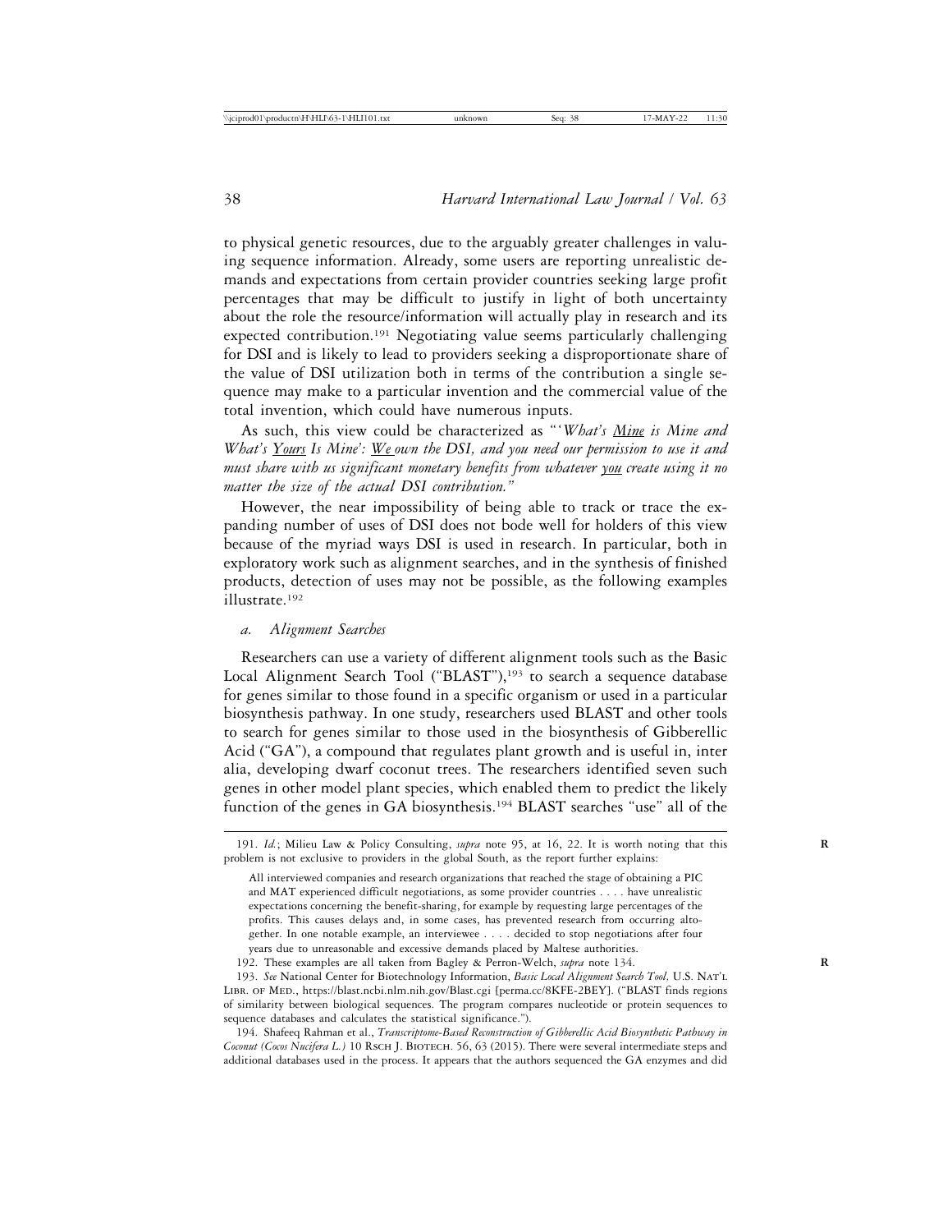to physical genetic resources, due to the arguably greater challenges in valuing sequence information. Already, some users are reporting unrealistic demands and expectations from certain provider countries seeking large profit percentages that may be difficult to justify in light of both uncertainty about the role the resource/information will actually play in research and its expected contribution.[191] Negotiating value seems particularly challenging for DSI and is likely to lead to providers seeking a disproportionate share of the value of DSI utilization both in terms of the contribution a single sequence may make to a particular invention and the commercial value of the total invention, which could have numerous inputs.

As such, this view could be characterized as "*'What's Mine is Mine and What's Yours Is Mine': We own the DSI, and you need our permission to use it and must share with us significant monetary benefits from whatever you create using it no matter the size of the actual DSI contribution.*"

However, the near impossibility of being able to track or trace the expanding number of uses of DSI does not bode well for holders of this view because of the myriad ways DSI is used in research. In particular, both in exploratory work such as alignment searches, and in the synthesis of finished products, detection of uses may not be possible, as the following examples illustrate.[192]

*a. Alignment Searches*

Researchers can use a variety of different alignment tools such as the Basic Local Alignment Search Tool ("BLAST"),[193] to search a sequence database for genes similar to those found in a specific organism or used in a particular biosynthesis pathway. In one study, researchers used BLAST and other tools to search for genes similar to those used in the biosynthesis of Gibberellic Acid ("GA"), a compound that regulates plant growth and is useful in, inter alia, developing dwarf coconut trees. The researchers identified seven such genes in other model plant species, which enabled them to predict the likely function of the genes in GA biosynthesis.[194] BLAST searches "use" all of the

---

191. *Id.*; Milieu Law & Policy Consulting, *supra* note 95, at 16, 22. It is worth noting that this problem is not exclusive to providers in the global South, as the report further explains:

> All interviewed companies and research organizations that reached the stage of obtaining a PIC and MAT experienced difficult negotiations, as some provider countries . . . . have unrealistic expectations concerning the benefit-sharing, for example by requesting large percentages of the profits. This causes delays and, in some cases, has prevented research from occurring altogether. In one notable example, an interviewee . . . . decided to stop negotiations after four years due to unreasonable and excessive demands placed by Maltese authorities.

192. These examples are all taken from Bagley & Perron-Welch, *supra* note 134.

193. *See* National Center for Biotechnology Information, *Basic Local Alignment Search Tool,* U.S. NAT'L LIBR. OF MED., https://blast.ncbi.nlm.nih.gov/Blast.cgi [perma.cc/8KFE-2BEY]. ("BLAST finds regions of similarity between biological sequences. The program compares nucleotide or protein sequences to sequence databases and calculates the statistical significance.").

194. Shafeeq Rahman et al., *Transcriptome-Based Reconstruction of Gibberellic Acid Biosynthetic Pathway in Coconut (Cocos Nucifera L.)* 10 RSCH J. BIOTECH. 56, 63 (2015). There were several intermediate steps and additional databases used in the process. It appears that the authors sequenced the GA enzymes and did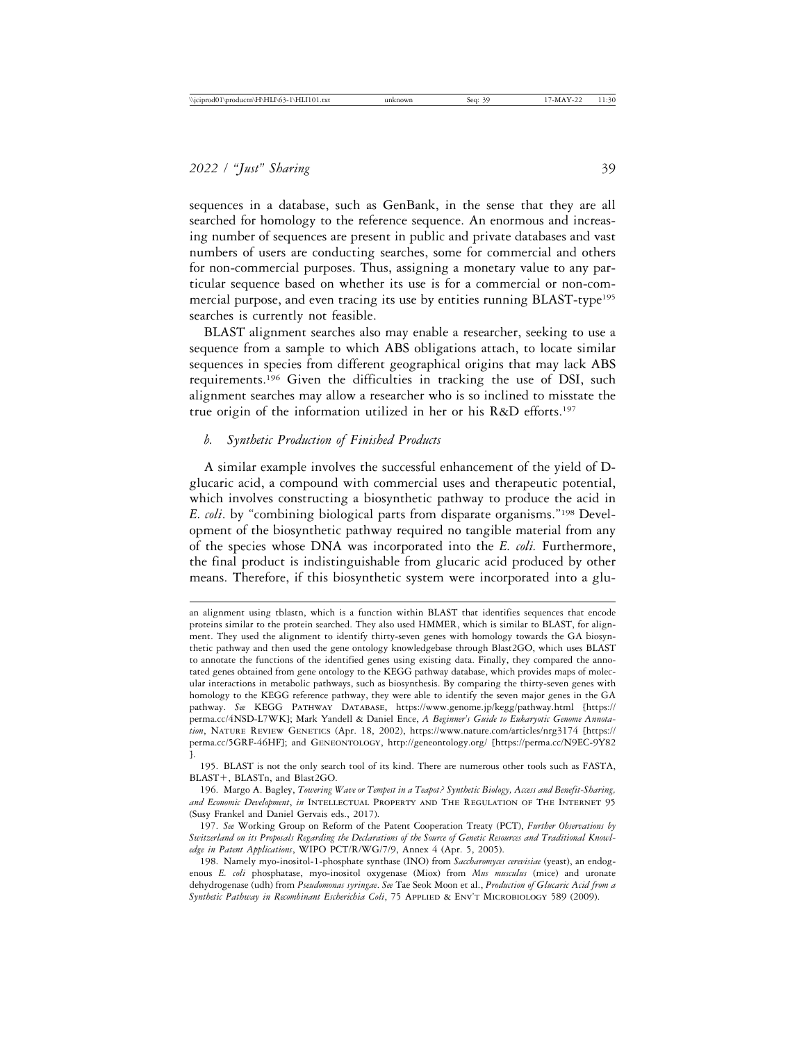sequences in a database, such as GenBank, in the sense that they are all searched for homology to the reference sequence. An enormous and increasing number of sequences are present in public and private databases and vast numbers of users are conducting searches, some for commercial and others for non-commercial purposes. Thus, assigning a monetary value to any particular sequence based on whether its use is for a commercial or non-commercial purpose, and even tracing its use by entities running BLAST-type[195] searches is currently not feasible.

BLAST alignment searches also may enable a researcher, seeking to use a sequence from a sample to which ABS obligations attach, to locate similar sequences in species from different geographical origins that may lack ABS requirements.[196] Given the difficulties in tracking the use of DSI, such alignment searches may allow a researcher who is so inclined to misstate the true origin of the information utilized in her or his R&D efforts.[197]

*b. Synthetic Production of Finished Products*

A similar example involves the successful enhancement of the yield of D-glucaric acid, a compound with commercial uses and therapeutic potential, which involves constructing a biosynthetic pathway to produce the acid in *E. coli*. by "combining biological parts from disparate organisms."[198] Development of the biosynthetic pathway required no tangible material from any of the species whose DNA was incorporated into the *E. coli.* Furthermore, the final product is indistinguishable from glucaric acid produced by other means. Therefore, if this biosynthetic system were incorporated into a glu-

---

an alignment using tblastn, which is a function within BLAST that identifies sequences that encode proteins similar to the protein searched. They also used HMMER, which is similar to BLAST, for alignment. They used the alignment to identify thirty-seven genes with homology towards the GA biosynthetic pathway and then used the gene ontology knowledgebase through Blast2GO, which uses BLAST to annotate the functions of the identified genes using existing data. Finally, they compared the annotated genes obtained from gene ontology to the KEGG pathway database, which provides maps of molecular interactions in metabolic pathways, such as biosynthesis. By comparing the thirty-seven genes with homology to the KEGG reference pathway, they were able to identify the seven major genes in the GA pathway. *See* KEGG PATHWAY DATABASE, https://www.genome.jp/kegg/pathway.html [https://perma.cc/4NSD-L7WK]; Mark Yandell & Daniel Ence, *A Beginner's Guide to Eukaryotic Genome Annotation*, NATURE REVIEW GENETICS (Apr. 18, 2002), https://www.nature.com/articles/nrg3174 [https://perma.cc/5GRF-46HF]; and GENEONTOLOGY, http://geneontology.org/ [https://perma.cc/N9EC-9Y82].

195. BLAST is not the only search tool of its kind. There are numerous other tools such as FASTA, BLAST+, BLASTn, and Blast2GO.

196. Margo A. Bagley, *Towering Wave or Tempest in a Teapot? Synthetic Biology, Access and Benefit-Sharing, and Economic Development*, *in* INTELLECTUAL PROPERTY AND THE REGULATION OF THE INTERNET 95 (Susy Frankel and Daniel Gervais eds., 2017).

197. *See* Working Group on Reform of the Patent Cooperation Treaty (PCT), *Further Observations by Switzerland on its Proposals Regarding the Declarations of the Source of Genetic Resources and Traditional Knowledge in Patent Applications*, WIPO PCT/R/WG/7/9, Annex 4 (Apr. 5, 2005).

198. Namely myo-inositol-1-phosphate synthase (INO) from *Saccharomyces cerevisiae* (yeast), an endogenous *E. coli* phosphatase, myo-inositol oxygenase (Miox) from *Mus musculus* (mice) and uronate dehydrogenase (udh) from *Pseudomonas syringae*. *See* Tae Seok Moon et al., *Production of Glucaric Acid from a Synthetic Pathway in Recombinant Escherichia Coli*, 75 APPLIED & ENV'T MICROBIOLOGY 589 (2009).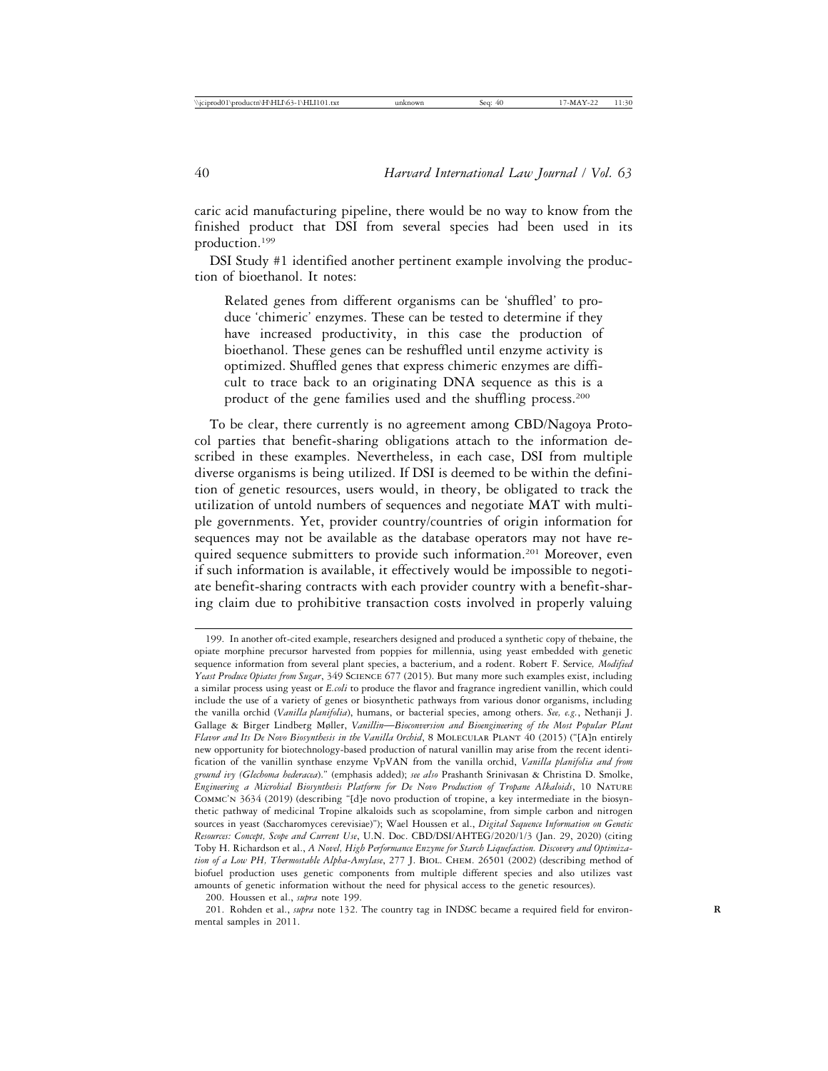caric acid manufacturing pipeline, there would be no way to know from the finished product that DSI from several species had been used in its production.[199]

DSI Study #1 identified another pertinent example involving the production of bioethanol. It notes:

> Related genes from different organisms can be 'shuffled' to produce 'chimeric' enzymes. These can be tested to determine if they have increased productivity, in this case the production of bioethanol. These genes can be reshuffled until enzyme activity is optimized. Shuffled genes that express chimeric enzymes are difficult to trace back to an originating DNA sequence as this is a product of the gene families used and the shuffling process.[200]

To be clear, there currently is no agreement among CBD/Nagoya Protocol parties that benefit-sharing obligations attach to the information described in these examples. Nevertheless, in each case, DSI from multiple diverse organisms is being utilized. If DSI is deemed to be within the definition of genetic resources, users would, in theory, be obligated to track the utilization of untold numbers of sequences and negotiate MAT with multiple governments. Yet, provider country/countries of origin information for sequences may not be available as the database operators may not have required sequence submitters to provide such information.[201] Moreover, even if such information is available, it effectively would be impossible to negotiate benefit-sharing contracts with each provider country with a benefit-sharing claim due to prohibitive transaction costs involved in properly valuing

---

199. In another oft-cited example, researchers designed and produced a synthetic copy of thebaine, the opiate morphine precursor harvested from poppies for millennia, using yeast embedded with genetic sequence information from several plant species, a bacterium, and a rodent. Robert F. Service, *Modified Yeast Produce Opiates from Sugar*, 349 SCIENCE 677 (2015). But many more such examples exist, including a similar process using yeast or *E.coli* to produce the flavor and fragrance ingredient vanillin, which could include the use of a variety of genes or biosynthetic pathways from various donor organisms, including the vanilla orchid (*Vanilla planifolia*), humans, or bacterial species, among others. *See, e.g.*, Nethanji J. Gallage & Birger Lindberg Møller, *Vanillin—Bioconversion and Bioengineering of the Most Popular Plant Flavor and Its De Novo Biosynthesis in the Vanilla Orchid*, 8 MOLECULAR PLANT 40 (2015) ("[A]n entirely new opportunity for biotechnology-based production of natural vanillin may arise from the recent identification of the vanillin synthase enzyme VpVAN from the vanilla orchid, *Vanilla planifolia and from ground ivy (Glechoma hederacea)*." (emphasis added); *see also* Prashanth Srinivasan & Christina D. Smolke, *Engineering a Microbial Biosynthesis Platform for De Novo Production of Tropane Alkaloids*, 10 NATURE COMMC'N 3634 (2019) (describing "[d]e novo production of tropine, a key intermediate in the biosynthetic pathway of medicinal Tropine alkaloids such as scopolamine, from simple carbon and nitrogen sources in yeast (Saccharomyces cerevisiae)"); Wael Houssen et al., *Digital Sequence Information on Genetic Resources: Concept, Scope and Current Use*, U.N. Doc. CBD/DSI/AHTEG/2020/1/3 (Jan. 29, 2020) (citing Toby H. Richardson et al., *A Novel, High Performance Enzyme for Starch Liquefaction. Discovery and Optimization of a Low PH, Thermostable Alpha-Amylase*, 277 J. BIOL. CHEM. 26501 (2002) (describing method of biofuel production uses genetic components from multiple different species and also utilizes vast amounts of genetic information without the need for physical access to the genetic resources).

200. Houssen et al., *supra* note 199.

201. Rohden et al., *supra* note 132. The country tag in INDSC became a required field for environmental samples in 2011.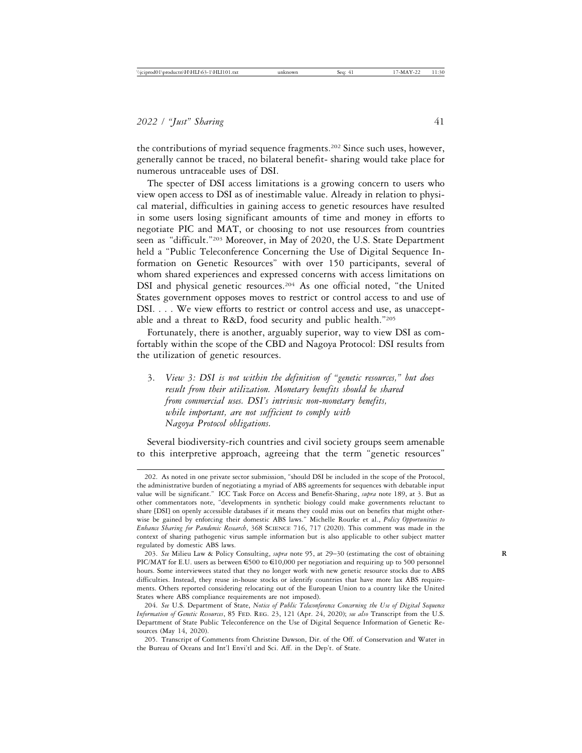the contributions of myriad sequence fragments.[202] Since such uses, however, generally cannot be traced, no bilateral benefit- sharing would take place for numerous untraceable uses of DSI.

The specter of DSI access limitations is a growing concern to users who view open access to DSI as of inestimable value. Already in relation to physical material, difficulties in gaining access to genetic resources have resulted in some users losing significant amounts of time and money in efforts to negotiate PIC and MAT, or choosing to not use resources from countries seen as "difficult."[203] Moreover, in May of 2020, the U.S. State Department held a "Public Teleconference Concerning the Use of Digital Sequence Information on Genetic Resources" with over 150 participants, several of whom shared experiences and expressed concerns with access limitations on DSI and physical genetic resources.[204] As one official noted, "the United States government opposes moves to restrict or control access to and use of DSI. . . . We view efforts to restrict or control access and use, as unacceptable and a threat to R&D, food security and public health."[205]

Fortunately, there is another, arguably superior, way to view DSI as comfortably within the scope of the CBD and Nagoya Protocol: DSI results from the utilization of genetic resources.

3. *View 3: DSI is not within the definition of "genetic resources," but does result from their utilization. Monetary benefits should be shared from commercial uses. DSI's intrinsic non-monetary benefits, while important, are not sufficient to comply with Nagoya Protocol obligations.*

Several biodiversity-rich countries and civil society groups seem amenable to this interpretive approach, agreeing that the term "genetic resources"

---

202. As noted in one private sector submission, "should DSI be included in the scope of the Protocol, the administrative burden of negotiating a myriad of ABS agreements for sequences with debatable input value will be significant." ICC Task Force on Access and Benefit-Sharing, *supra* note 189, at 3. But as other commentators note, "developments in synthetic biology could make governments reluctant to share [DSI] on openly accessible databases if it means they could miss out on benefits that might otherwise be gained by enforcing their domestic ABS laws." Michelle Rourke et al., *Policy Opportunities to Enhance Sharing for Pandemic Research*, 368 SCIENCE 716, 717 (2020). This comment was made in the context of sharing pathogenic virus sample information but is also applicable to other subject matter regulated by domestic ABS laws.

203. *See* Milieu Law & Policy Consulting, *supra* note 95, at 29–30 (estimating the cost of obtaining PIC/MAT for E.U. users as between €500 to €10,000 per negotiation and requiring up to 500 personnel hours. Some interviewees stated that they no longer work with new genetic resource stocks due to ABS difficulties. Instead, they reuse in-house stocks or identify countries that have more lax ABS requirements. Others reported considering relocating out of the European Union to a country like the United States where ABS compliance requirements are not imposed).

204. *See* U.S. Department of State, *Notice of Public Teleconference Concerning the Use of Digital Sequence Information of Genetic Resources*, 85 FED. REG. 23, 121 (Apr. 24, 2020); *see also* Transcript from the U.S. Department of State Public Teleconference on the Use of Digital Sequence Information of Genetic Resources (May 14, 2020).

205. Transcript of Comments from Christine Dawson, Dir. of the Off. of Conservation and Water in the Bureau of Oceans and Int'l Envi'tl and Sci. Aff. in the Dep't. of State.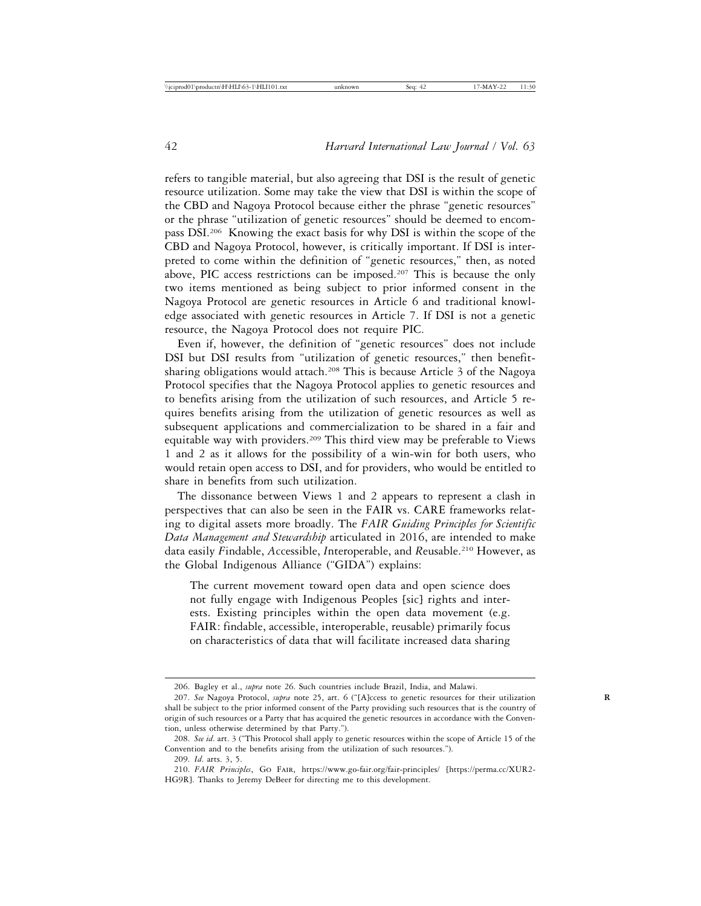refers to tangible material, but also agreeing that DSI is the result of genetic resource utilization. Some may take the view that DSI is within the scope of the CBD and Nagoya Protocol because either the phrase "genetic resources" or the phrase "utilization of genetic resources" should be deemed to encompass DSI.[206] Knowing the exact basis for why DSI is within the scope of the CBD and Nagoya Protocol, however, is critically important. If DSI is interpreted to come within the definition of "genetic resources," then, as noted above, PIC access restrictions can be imposed.[207] This is because the only two items mentioned as being subject to prior informed consent in the Nagoya Protocol are genetic resources in Article 6 and traditional knowledge associated with genetic resources in Article 7. If DSI is not a genetic resource, the Nagoya Protocol does not require PIC.

Even if, however, the definition of "genetic resources" does not include DSI but DSI results from "utilization of genetic resources," then benefit-sharing obligations would attach.[208] This is because Article 3 of the Nagoya Protocol specifies that the Nagoya Protocol applies to genetic resources and to benefits arising from the utilization of such resources, and Article 5 requires benefits arising from the utilization of genetic resources as well as subsequent applications and commercialization to be shared in a fair and equitable way with providers.[209] This third view may be preferable to Views 1 and 2 as it allows for the possibility of a win-win for both users, who would retain open access to DSI, and for providers, who would be entitled to share in benefits from such utilization.

The dissonance between Views 1 and 2 appears to represent a clash in perspectives that can also be seen in the FAIR vs. CARE frameworks relating to digital assets more broadly. The *FAIR Guiding Principles for Scientific Data Management and Stewardship* articulated in 2016, are intended to make data easily *F*indable, *A*ccessible, *I*nteroperable, and *R*eusable.[210] However, as the Global Indigenous Alliance ("GIDA") explains:

> The current movement toward open data and open science does not fully engage with Indigenous Peoples [sic] rights and interests. Existing principles within the open data movement (e.g. FAIR: findable, accessible, interoperable, reusable) primarily focus on characteristics of data that will facilitate increased data sharing

---

206. Bagley et al., *supra* note 26. Such countries include Brazil, India, and Malawi.

207. *See* Nagoya Protocol, *supra* note 25, art. 6 ("[A]ccess to genetic resources for their utilization shall be subject to the prior informed consent of the Party providing such resources that is the country of origin of such resources or a Party that has acquired the genetic resources in accordance with the Convention, unless otherwise determined by that Party.").

208. *See id*. art. 3 ("This Protocol shall apply to genetic resources within the scope of Article 15 of the Convention and to the benefits arising from the utilization of such resources.").

209. *Id*. arts. 3, 5.

210. *FAIR Principles*, Go Fair, https://www.go-fair.org/fair-principles/ [https://perma.cc/XUR2-HG9R]. Thanks to Jeremy DeBeer for directing me to this development.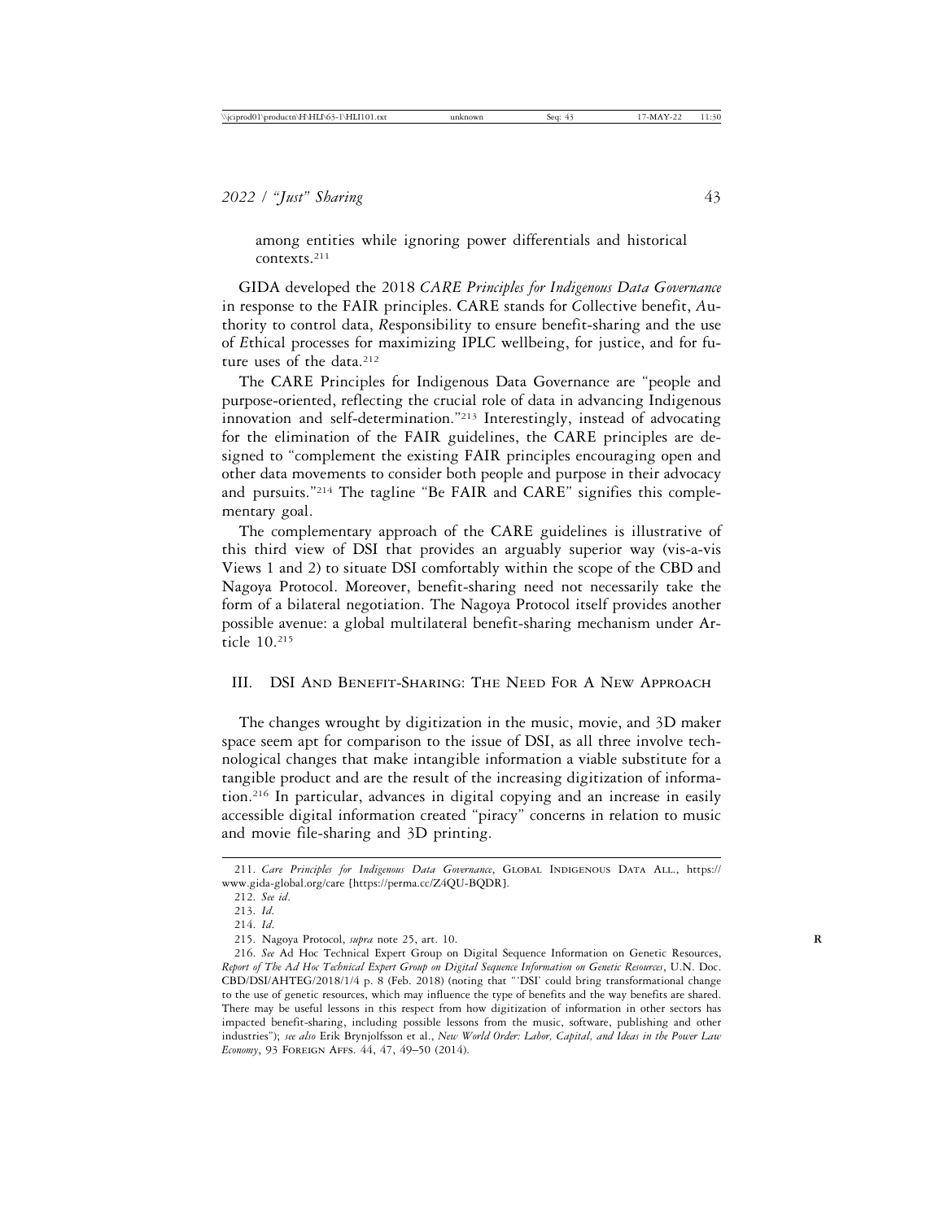among entities while ignoring power differentials and historical contexts.[211]

GIDA developed the 2018 *CARE Principles for Indigenous Data Governance* in response to the FAIR principles. CARE stands for *C*ollective benefit, *A*uthority to control data, *R*esponsibility to ensure benefit-sharing and the use of *E*thical processes for maximizing IPLC wellbeing, for justice, and for future uses of the data.[212]

The CARE Principles for Indigenous Data Governance are "people and purpose-oriented, reflecting the crucial role of data in advancing Indigenous innovation and self-determination."[213] Interestingly, instead of advocating for the elimination of the FAIR guidelines, the CARE principles are designed to "complement the existing FAIR principles encouraging open and other data movements to consider both people and purpose in their advocacy and pursuits."[214] The tagline "Be FAIR and CARE" signifies this complementary goal.

The complementary approach of the CARE guidelines is illustrative of this third view of DSI that provides an arguably superior way (vis-a-vis Views 1 and 2) to situate DSI comfortably within the scope of the CBD and Nagoya Protocol. Moreover, benefit-sharing need not necessarily take the form of a bilateral negotiation. The Nagoya Protocol itself provides another possible avenue: a global multilateral benefit-sharing mechanism under Article 10.[215]

## III. DSI And Benefit-Sharing: The Need For A New Approach

The changes wrought by digitization in the music, movie, and 3D maker space seem apt for comparison to the issue of DSI, as all three involve technological changes that make intangible information a viable substitute for a tangible product and are the result of the increasing digitization of information.[216] In particular, advances in digital copying and an increase in easily accessible digital information created "piracy" concerns in relation to music and movie file-sharing and 3D printing.

---

211. *Care Principles for Indigenous Data Governance*, Global Indigenous Data All., https://www.gida-global.org/care [https://perma.cc/Z4QU-BQDR].

212. *See id.*

213. *Id.*

214. *Id.*

215. Nagoya Protocol, *supra* note 25, art. 10.

216. *See* Ad Hoc Technical Expert Group on Digital Sequence Information on Genetic Resources, *Report of The Ad Hoc Technical Expert Group on Digital Sequence Information on Genetic Resources*, U.N. Doc. CBD/DSI/AHTEG/2018/1/4 p. 8 (Feb. 2018) (noting that "'DSI' could bring transformational change to the use of genetic resources, which may influence the type of benefits and the way benefits are shared. There may be useful lessons in this respect from how digitization of information in other sectors has impacted benefit-sharing, including possible lessons from the music, software, publishing and other industries"); *see also* Erik Brynjolfsson et al., *New World Order: Labor, Capital, and Ideas in the Power Law Economy*, 93 Foreign Affs. 44, 47, 49–50 (2014).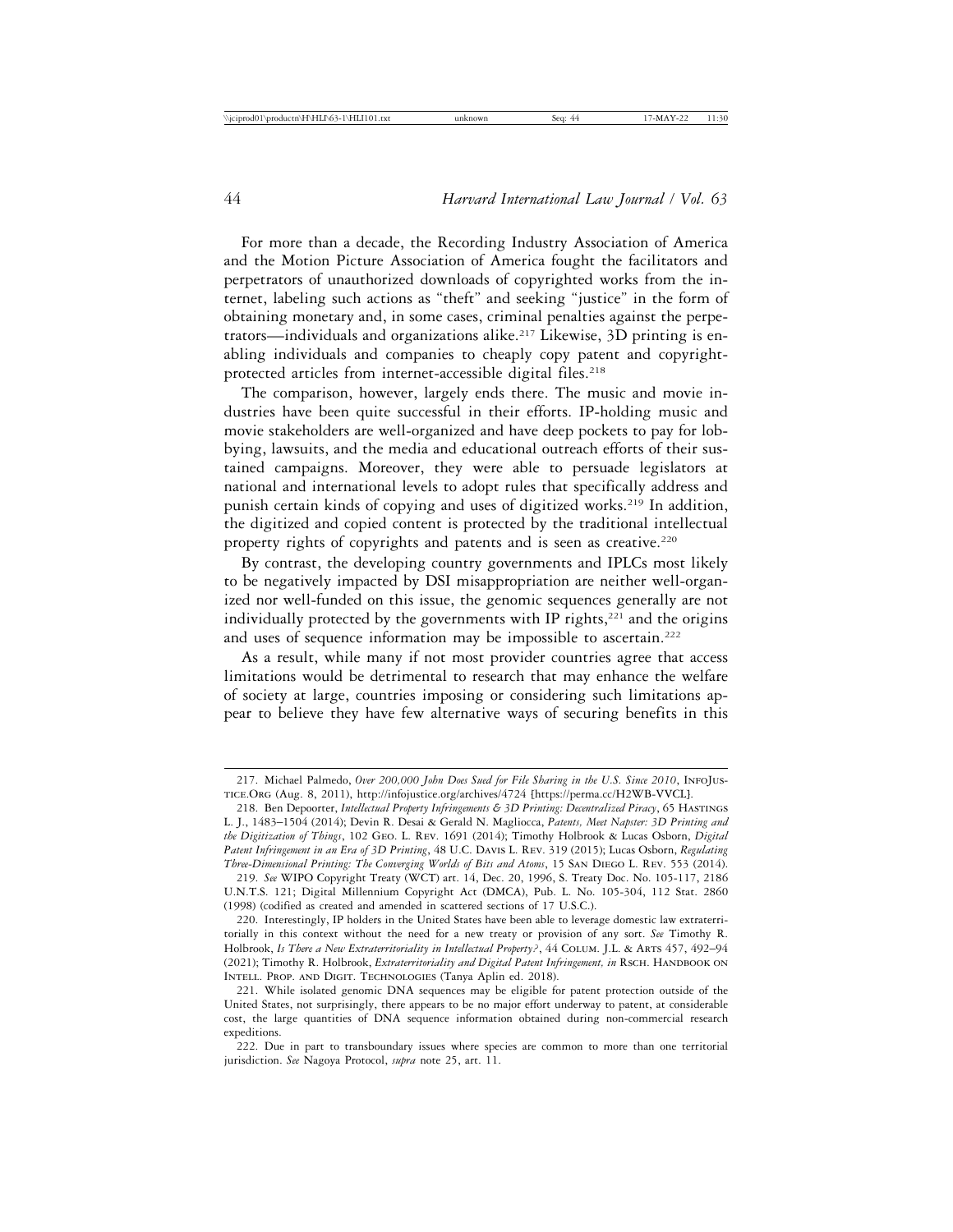For more than a decade, the Recording Industry Association of America and the Motion Picture Association of America fought the facilitators and perpetrators of unauthorized downloads of copyrighted works from the internet, labeling such actions as "theft" and seeking "justice" in the form of obtaining monetary and, in some cases, criminal penalties against the perpetrators—individuals and organizations alike.[217] Likewise, 3D printing is enabling individuals and companies to cheaply copy patent and copyright-protected articles from internet-accessible digital files.[218]

The comparison, however, largely ends there. The music and movie industries have been quite successful in their efforts. IP-holding music and movie stakeholders are well-organized and have deep pockets to pay for lobbying, lawsuits, and the media and educational outreach efforts of their sustained campaigns. Moreover, they were able to persuade legislators at national and international levels to adopt rules that specifically address and punish certain kinds of copying and uses of digitized works.[219] In addition, the digitized and copied content is protected by the traditional intellectual property rights of copyrights and patents and is seen as creative.[220]

By contrast, the developing country governments and IPLCs most likely to be negatively impacted by DSI misappropriation are neither well-organized nor well-funded on this issue, the genomic sequences generally are not individually protected by the governments with IP rights,[221] and the origins and uses of sequence information may be impossible to ascertain.[222]

As a result, while many if not most provider countries agree that access limitations would be detrimental to research that may enhance the welfare of society at large, countries imposing or considering such limitations appear to believe they have few alternative ways of securing benefits in this

---

217. Michael Palmedo, *Over 200,000 John Does Sued for File Sharing in the U.S. Since 2010*, InfoJustice.Org (Aug. 8, 2011), http://infojustice.org/archives/4724 [https://perma.cc/H2WB-VVCL].

218. Ben Depoorter, *Intellectual Property Infringements & 3D Printing: Decentralized Piracy*, 65 Hastings L. J., 1483–1504 (2014); Devin R. Desai & Gerald N. Magliocca, *Patents, Meet Napster: 3D Printing and the Digitization of Things*, 102 Geo. L. Rev. 1691 (2014); Timothy Holbrook & Lucas Osborn, *Digital Patent Infringement in an Era of 3D Printing*, 48 U.C. Davis L. Rev. 319 (2015); Lucas Osborn, *Regulating Three-Dimensional Printing: The Converging Worlds of Bits and Atoms*, 15 San Diego L. Rev. 553 (2014).

219. *See* WIPO Copyright Treaty (WCT) art. 14, Dec. 20, 1996, S. Treaty Doc. No. 105-117, 2186 U.N.T.S. 121; Digital Millennium Copyright Act (DMCA), Pub. L. No. 105-304, 112 Stat. 2860 (1998) (codified as created and amended in scattered sections of 17 U.S.C.).

220. Interestingly, IP holders in the United States have been able to leverage domestic law extraterritorially in this context without the need for a new treaty or provision of any sort. *See* Timothy R. Holbrook, *Is There a New Extraterritoriality in Intellectual Property?*, 44 Colum. J.L. & Arts 457, 492–94 (2021); Timothy R. Holbrook, *Extraterritoriality and Digital Patent Infringement, in* Rsch. Handbook on Intell. Prop. and Digit. Technologies (Tanya Aplin ed. 2018).

221. While isolated genomic DNA sequences may be eligible for patent protection outside of the United States, not surprisingly, there appears to be no major effort underway to patent, at considerable cost, the large quantities of DNA sequence information obtained during non-commercial research expeditions.

222. Due in part to transboundary issues where species are common to more than one territorial jurisdiction. *See* Nagoya Protocol, *supra* note 25, art. 11.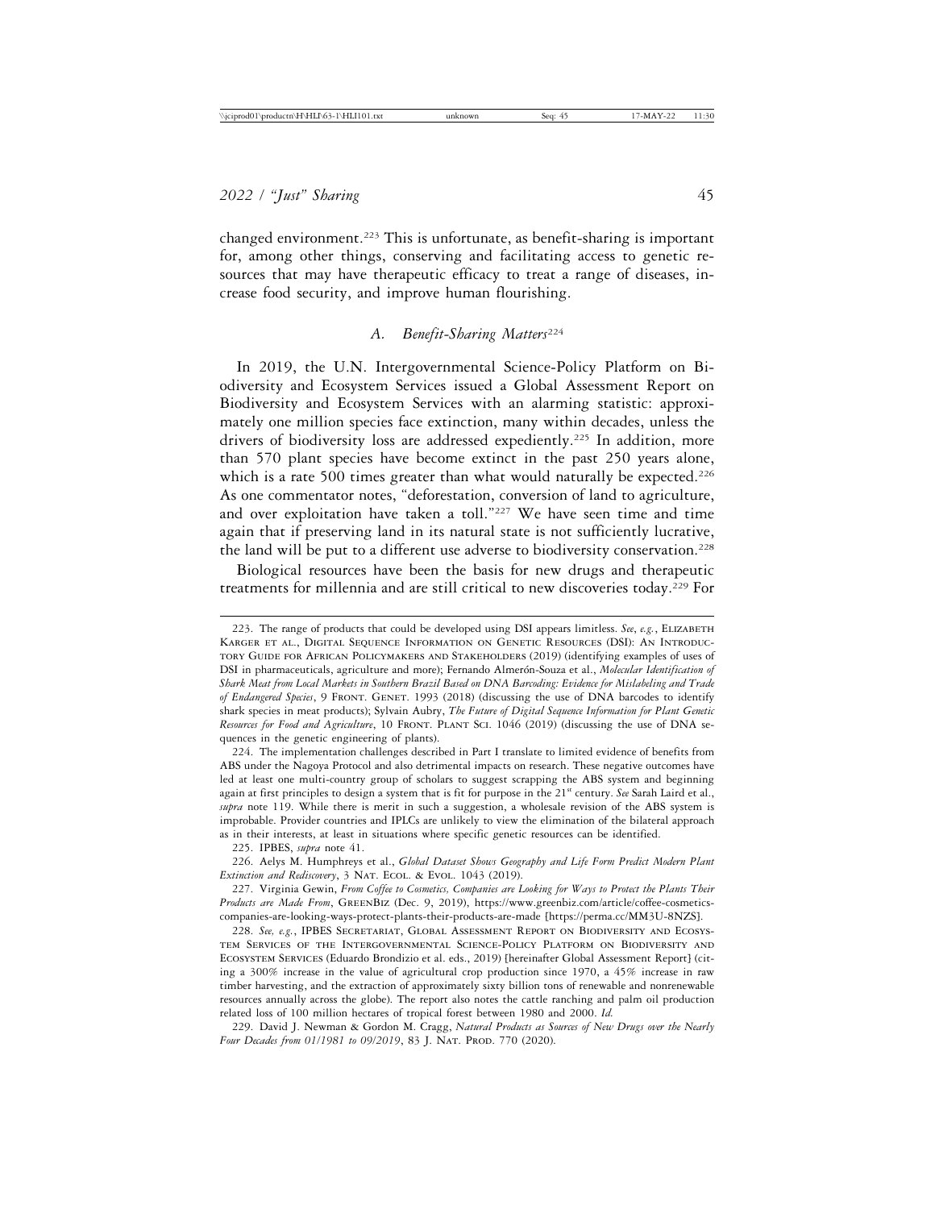changed environment.[223] This is unfortunate, as benefit-sharing is important for, among other things, conserving and facilitating access to genetic resources that may have therapeutic efficacy to treat a range of diseases, increase food security, and improve human flourishing.

### *A. Benefit-Sharing Matters*[224]

In 2019, the U.N. Intergovernmental Science-Policy Platform on Biodiversity and Ecosystem Services issued a Global Assessment Report on Biodiversity and Ecosystem Services with an alarming statistic: approximately one million species face extinction, many within decades, unless the drivers of biodiversity loss are addressed expediently.[225] In addition, more than 570 plant species have become extinct in the past 250 years alone, which is a rate 500 times greater than what would naturally be expected.[226] As one commentator notes, "deforestation, conversion of land to agriculture, and over exploitation have taken a toll."[227] We have seen time and time again that if preserving land in its natural state is not sufficiently lucrative, the land will be put to a different use adverse to biodiversity conservation.[228]

Biological resources have been the basis for new drugs and therapeutic treatments for millennia and are still critical to new discoveries today.[229] For

---

223. The range of products that could be developed using DSI appears limitless. *See*, *e.g.*, Elizabeth Karger et al., Digital Sequence Information on Genetic Resources (DSI): An Introductory Guide for African Policymakers and Stakeholders (2019) (identifying examples of uses of DSI in pharmaceuticals, agriculture and more); Fernando Almerón-Souza et al., *Molecular Identification of Shark Meat from Local Markets in Southern Brazil Based on DNA Barcoding: Evidence for Mislabeling and Trade of Endangered Species*, 9 Front. Genet. 1993 (2018) (discussing the use of DNA barcodes to identify shark species in meat products); Sylvain Aubry, *The Future of Digital Sequence Information for Plant Genetic Resources for Food and Agriculture*, 10 Front. Plant Sci. 1046 (2019) (discussing the use of DNA sequences in the genetic engineering of plants).

224. The implementation challenges described in Part I translate to limited evidence of benefits from ABS under the Nagoya Protocol and also detrimental impacts on research. These negative outcomes have led at least one multi-country group of scholars to suggest scrapping the ABS system and beginning again at first principles to design a system that is fit for purpose in the 21st century. *See* Sarah Laird et al., *supra* note 119. While there is merit in such a suggestion, a wholesale revision of the ABS system is improbable. Provider countries and IPLCs are unlikely to view the elimination of the bilateral approach as in their interests, at least in situations where specific genetic resources can be identified.

225. IPBES, *supra* note 41.

226. Aelys M. Humphreys et al., *Global Dataset Shows Geography and Life Form Predict Modern Plant Extinction and Rediscovery*, 3 Nat. Ecol. & Evol. 1043 (2019).

227. Virginia Gewin, *From Coffee to Cosmetics, Companies are Looking for Ways to Protect the Plants Their Products are Made From*, GreenBiz (Dec. 9, 2019), https://www.greenbiz.com/article/coffee-cosmetics-companies-are-looking-ways-protect-plants-their-products-are-made [https://perma.cc/MM3U-8NZS].

228. *See, e.g.*, IPBES Secretariat, Global Assessment Report on Biodiversity and Ecosystem Services of the Intergovernmental Science-Policy Platform on Biodiversity and Ecosystem Services (Eduardo Brondizio et al. eds., 2019) [hereinafter Global Assessment Report] (citing a 300% increase in the value of agricultural crop production since 1970, a 45% increase in raw timber harvesting, and the extraction of approximately sixty billion tons of renewable and nonrenewable resources annually across the globe). The report also notes the cattle ranching and palm oil production related loss of 100 million hectares of tropical forest between 1980 and 2000. *Id.*

229. David J. Newman & Gordon M. Cragg, *Natural Products as Sources of New Drugs over the Nearly Four Decades from 01/1981 to 09/2019*, 83 J. Nat. Prod. 770 (2020).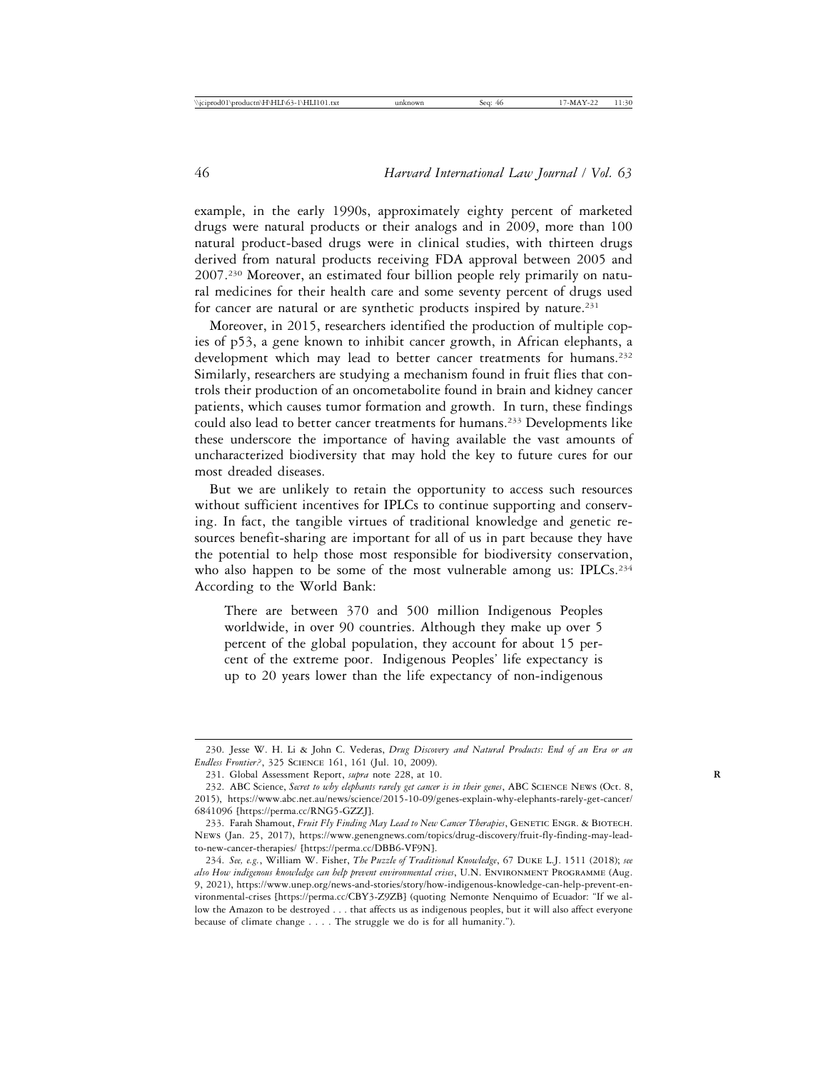example, in the early 1990s, approximately eighty percent of marketed drugs were natural products or their analogs and in 2009, more than 100 natural product-based drugs were in clinical studies, with thirteen drugs derived from natural products receiving FDA approval between 2005 and 2007.[230] Moreover, an estimated four billion people rely primarily on natural medicines for their health care and some seventy percent of drugs used for cancer are natural or are synthetic products inspired by nature.[231]

Moreover, in 2015, researchers identified the production of multiple copies of p53, a gene known to inhibit cancer growth, in African elephants, a development which may lead to better cancer treatments for humans.[232] Similarly, researchers are studying a mechanism found in fruit flies that controls their production of an oncometabolite found in brain and kidney cancer patients, which causes tumor formation and growth. In turn, these findings could also lead to better cancer treatments for humans.[233] Developments like these underscore the importance of having available the vast amounts of uncharacterized biodiversity that may hold the key to future cures for our most dreaded diseases.

But we are unlikely to retain the opportunity to access such resources without sufficient incentives for IPLCs to continue supporting and conserving. In fact, the tangible virtues of traditional knowledge and genetic resources benefit-sharing are important for all of us in part because they have the potential to help those most responsible for biodiversity conservation, who also happen to be some of the most vulnerable among us: IPLCs.[234] According to the World Bank:

> There are between 370 and 500 million Indigenous Peoples worldwide, in over 90 countries. Although they make up over 5 percent of the global population, they account for about 15 percent of the extreme poor. Indigenous Peoples' life expectancy is up to 20 years lower than the life expectancy of non-indigenous

---

230. Jesse W. H. Li & John C. Vederas, *Drug Discovery and Natural Products: End of an Era or an Endless Frontier?*, 325 Science 161, 161 (Jul. 10, 2009).

231. Global Assessment Report, *supra* note 228, at 10.

232. ABC Science, *Secret to why elephants rarely get cancer is in their genes*, ABC Science News (Oct. 8, 2015), https://www.abc.net.au/news/science/2015-10-09/genes-explain-why-elephants-rarely-get-cancer/6841096 [https://perma.cc/RNG5-GZZJ].

233. Farah Shamout, *Fruit Fly Finding May Lead to New Cancer Therapies*, Genetic Engr. & Biotech. News (Jan. 25, 2017), https://www.genengnews.com/topics/drug-discovery/fruit-fly-finding-may-lead-to-new-cancer-therapies/ [https://perma.cc/DBB6-VF9N].

234. *See, e.g.*, William W. Fisher, *The Puzzle of Traditional Knowledge*, 67 Duke L.J. 1511 (2018); *see also How indigenous knowledge can help prevent environmental crises*, U.N. Environment Programme (Aug. 9, 2021), https://www.unep.org/news-and-stories/story/how-indigenous-knowledge-can-help-prevent-environmental-crises [https://perma.cc/CBY3-Z9ZB] (quoting Nemonte Nenquimo of Ecuador: "If we allow the Amazon to be destroyed . . . that affects us as indigenous peoples, but it will also affect everyone because of climate change . . . . The struggle we do is for all humanity.").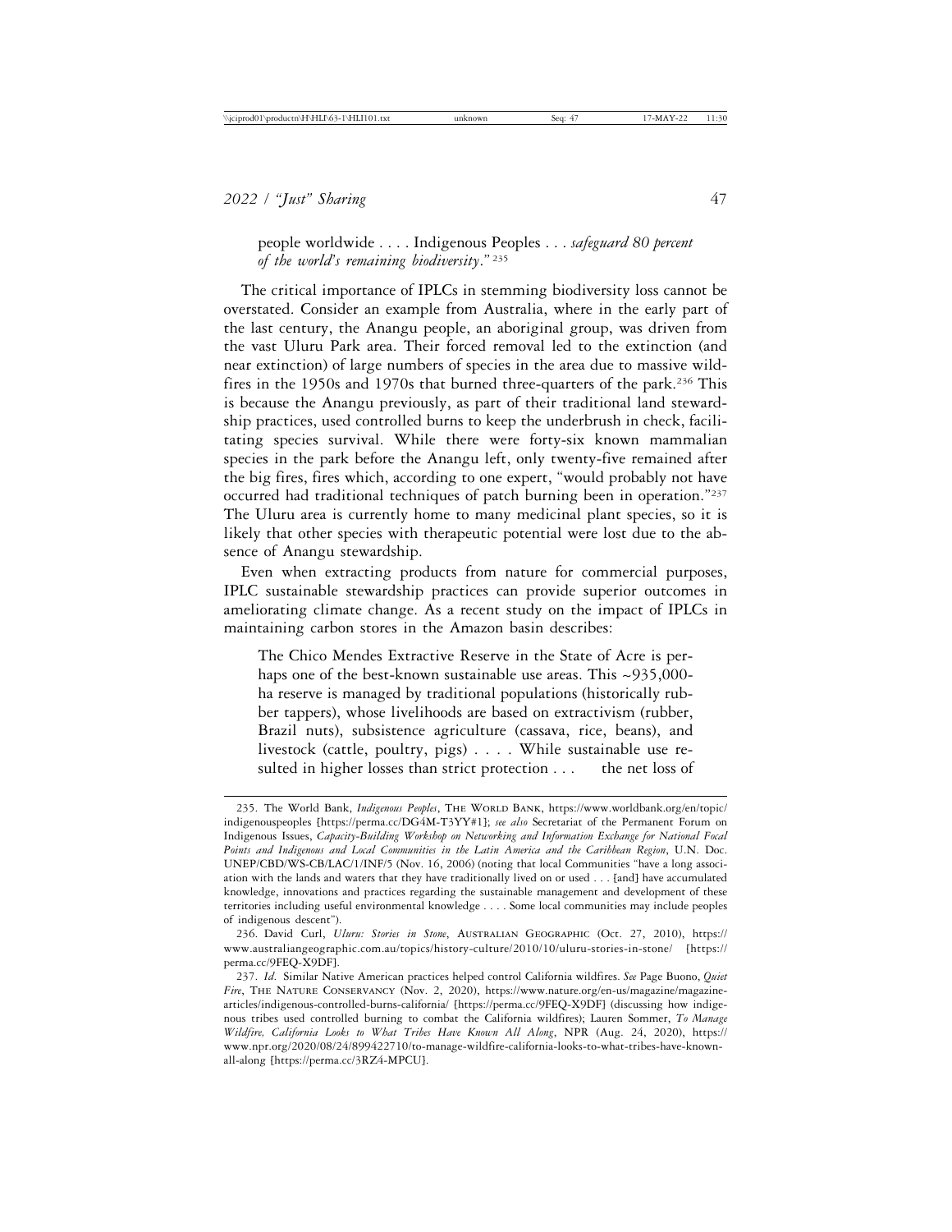people worldwide . . . . Indigenous Peoples . . . *safeguard 80 percent of the world's remaining biodiversity*."[235]

The critical importance of IPLCs in stemming biodiversity loss cannot be overstated. Consider an example from Australia, where in the early part of the last century, the Anangu people, an aboriginal group, was driven from the vast Uluru Park area. Their forced removal led to the extinction (and near extinction) of large numbers of species in the area due to massive wildfires in the 1950s and 1970s that burned three-quarters of the park.[236] This is because the Anangu previously, as part of their traditional land stewardship practices, used controlled burns to keep the underbrush in check, facilitating species survival. While there were forty-six known mammalian species in the park before the Anangu left, only twenty-five remained after the big fires, fires which, according to one expert, "would probably not have occurred had traditional techniques of patch burning been in operation."[237] The Uluru area is currently home to many medicinal plant species, so it is likely that other species with therapeutic potential were lost due to the absence of Anangu stewardship.

Even when extracting products from nature for commercial purposes, IPLC sustainable stewardship practices can provide superior outcomes in ameliorating climate change. As a recent study on the impact of IPLCs in maintaining carbon stores in the Amazon basin describes:

> The Chico Mendes Extractive Reserve in the State of Acre is perhaps one of the best-known sustainable use areas. This ~935,000-ha reserve is managed by traditional populations (historically rubber tappers), whose livelihoods are based on extractivism (rubber, Brazil nuts), subsistence agriculture (cassava, rice, beans), and livestock (cattle, poultry, pigs) . . . . While sustainable use resulted in higher losses than strict protection . . . the net loss of

---

235. The World Bank, *Indigenous Peoples*, THE WORLD BANK, https://www.worldbank.org/en/topic/indigenouspeoples [https://perma.cc/DG4M-T3YY#1]; *see also* Secretariat of the Permanent Forum on Indigenous Issues, *Capacity-Building Workshop on Networking and Information Exchange for National Focal Points and Indigenous and Local Communities in the Latin America and the Caribbean Region*, U.N. Doc. UNEP/CBD/WS-CB/LAC/1/INF/5 (Nov. 16, 2006) (noting that local Communities "have a long association with the lands and waters that they have traditionally lived on or used . . . [and] have accumulated knowledge, innovations and practices regarding the sustainable management and development of these territories including useful environmental knowledge . . . . Some local communities may include peoples of indigenous descent").

236. David Curl, *Uluru: Stories in Stone*, AUSTRALIAN GEOGRAPHIC (Oct. 27, 2010), https://www.australiangeographic.com.au/topics/history-culture/2010/10/uluru-stories-in-stone/ [https://perma.cc/9FEQ-X9DF].

237. *Id*. Similar Native American practices helped control California wildfires. *See* Page Buono, *Quiet Fire*, THE NATURE CONSERVANCY (Nov. 2, 2020), https://www.nature.org/en-us/magazine/magazine-articles/indigenous-controlled-burns-california/ [https://perma.cc/9FEQ-X9DF] (discussing how indigenous tribes used controlled burning to combat the California wildfires); Lauren Sommer, *To Manage Wildfire, California Looks to What Tribes Have Known All Along*, NPR (Aug. 24, 2020), https://www.npr.org/2020/08/24/899422710/to-manage-wildfire-california-looks-to-what-tribes-have-known-all-along [https://perma.cc/3RZ4-MPCU].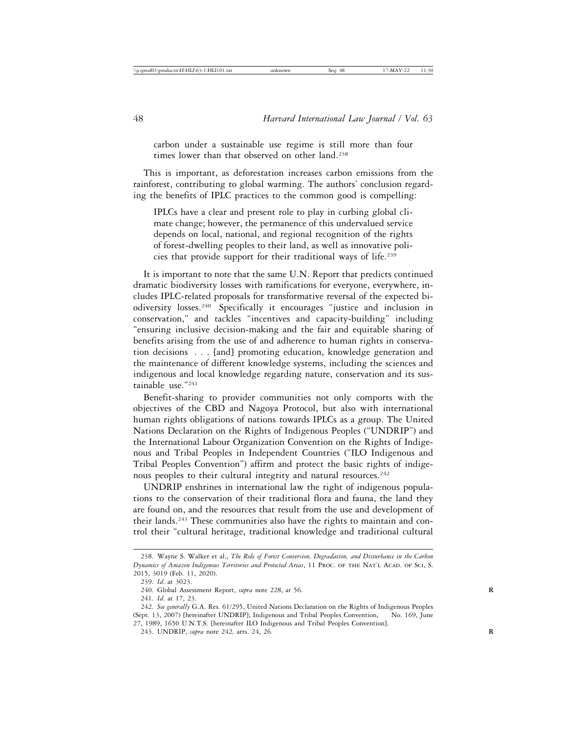carbon under a sustainable use regime is still more than four times lower than that observed on other land.[238]

This is important, as deforestation increases carbon emissions from the rainforest, contributing to global warming. The authors' conclusion regarding the benefits of IPLC practices to the common good is compelling:

> IPLCs have a clear and present role to play in curbing global climate change; however, the permanence of this undervalued service depends on local, national, and regional recognition of the rights of forest-dwelling peoples to their land, as well as innovative policies that provide support for their traditional ways of life.[239]

It is important to note that the same U.N. Report that predicts continued dramatic biodiversity losses with ramifications for everyone, everywhere, includes IPLC-related proposals for transformative reversal of the expected biodiversity losses.[240] Specifically it encourages "justice and inclusion in conservation," and tackles "incentives and capacity-building" including "ensuring inclusive decision-making and the fair and equitable sharing of benefits arising from the use of and adherence to human rights in conservation decisions . . . [and] promoting education, knowledge generation and the maintenance of different knowledge systems, including the sciences and indigenous and local knowledge regarding nature, conservation and its sustainable use."[241]

Benefit-sharing to provider communities not only comports with the objectives of the CBD and Nagoya Protocol, but also with international human rights obligations of nations towards IPLCs as a group. The United Nations Declaration on the Rights of Indigenous Peoples ("UNDRIP") and the International Labour Organization Convention on the Rights of Indigenous and Tribal Peoples in Independent Countries ("ILO Indigenous and Tribal Peoples Convention") affirm and protect the basic rights of indigenous peoples to their cultural integrity and natural resources.[242]

UNDRIP enshrines in international law the right of indigenous populations to the conservation of their traditional flora and fauna, the land they are found on, and the resources that result from the use and development of their lands.[243] These communities also have the rights to maintain and control their "cultural heritage, traditional knowledge and traditional cultural

---

238. Wayne S. Walker et al., *The Role of Forest Conversion, Degradation, and Disturbance in the Carbon Dynamics of Amazon Indigenous Territories and Protected Areas*, 11 PROC. OF THE NAT'L ACAD. OF SCI, S. 2015, 3019 (Feb. 11, 2020).

239. *Id*. at 3023.

240. Global Assessment Report, *supra* note 228, at 56.

241. *Id*. at 17, 23.

242. *See generally* G.A. Res. 61/295, United Nations Declaration on the Rights of Indigenous Peoples (Sept. 13, 2007) [hereinafter UNDRIP]; Indigenous and Tribal Peoples Convention, No. 169, June 27, 1989, 1650 U.N.T.S. [hereinafter ILO Indigenous and Tribal Peoples Convention].

243. UNDRIP, *supra* note 242, arts. 24, 26.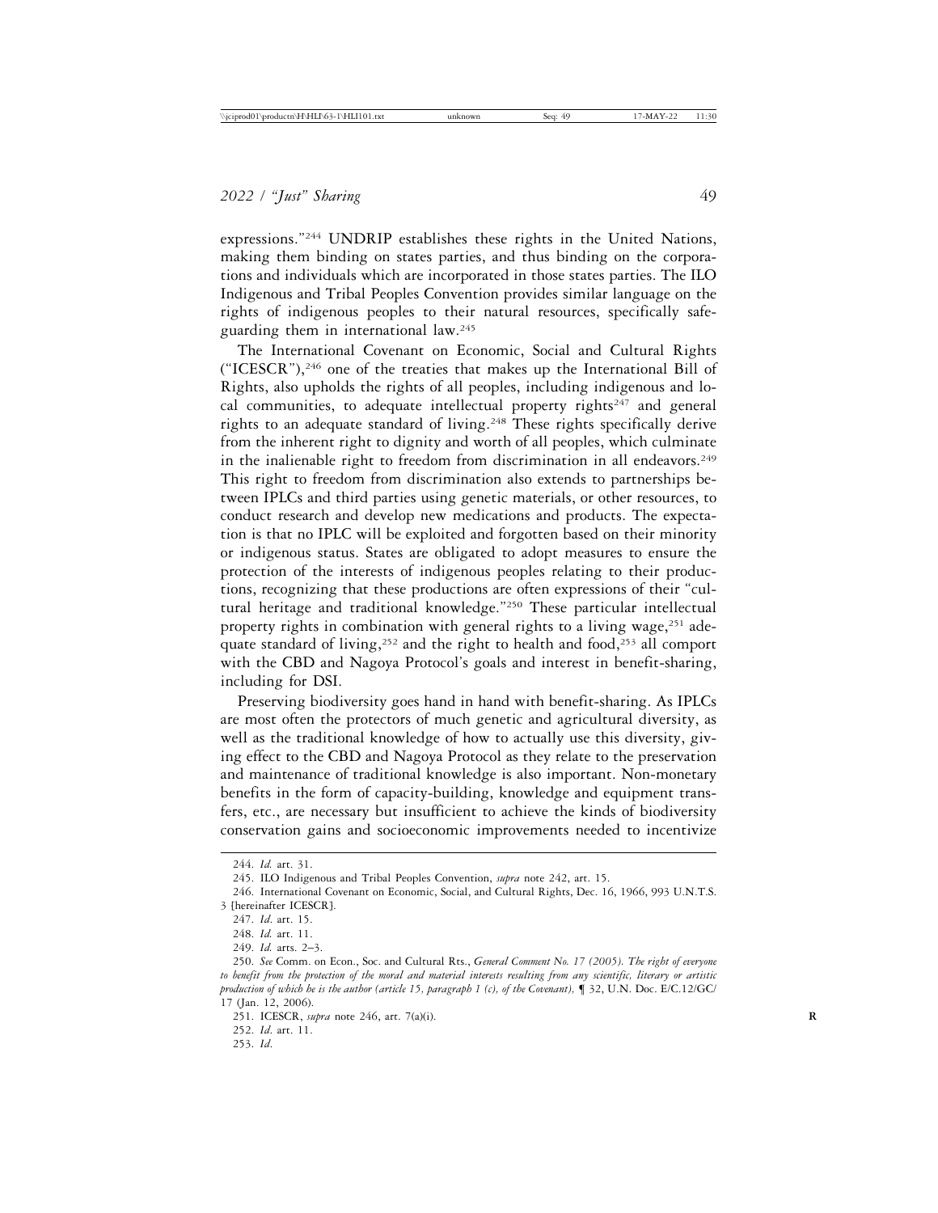expressions."[244] UNDRIP establishes these rights in the United Nations, making them binding on states parties, and thus binding on the corporations and individuals which are incorporated in those states parties. The ILO Indigenous and Tribal Peoples Convention provides similar language on the rights of indigenous peoples to their natural resources, specifically safeguarding them in international law.[245]

The International Covenant on Economic, Social and Cultural Rights ("ICESCR"),[246] one of the treaties that makes up the International Bill of Rights, also upholds the rights of all peoples, including indigenous and local communities, to adequate intellectual property rights[247] and general rights to an adequate standard of living.[248] These rights specifically derive from the inherent right to dignity and worth of all peoples, which culminate in the inalienable right to freedom from discrimination in all endeavors.[249] This right to freedom from discrimination also extends to partnerships between IPLCs and third parties using genetic materials, or other resources, to conduct research and develop new medications and products. The expectation is that no IPLC will be exploited and forgotten based on their minority or indigenous status. States are obligated to adopt measures to ensure the protection of the interests of indigenous peoples relating to their productions, recognizing that these productions are often expressions of their "cultural heritage and traditional knowledge."[250] These particular intellectual property rights in combination with general rights to a living wage,[251] adequate standard of living,[252] and the right to health and food,[253] all comport with the CBD and Nagoya Protocol's goals and interest in benefit-sharing, including for DSI.

Preserving biodiversity goes hand in hand with benefit-sharing. As IPLCs are most often the protectors of much genetic and agricultural diversity, as well as the traditional knowledge of how to actually use this diversity, giving effect to the CBD and Nagoya Protocol as they relate to the preservation and maintenance of traditional knowledge is also important. Non-monetary benefits in the form of capacity-building, knowledge and equipment transfers, etc., are necessary but insufficient to achieve the kinds of biodiversity conservation gains and socioeconomic improvements needed to incentivize

---

244. *Id.* art. 31.

245. ILO Indigenous and Tribal Peoples Convention, *supra* note 242, art. 15.

246. International Covenant on Economic, Social, and Cultural Rights, Dec. 16, 1966, 993 U.N.T.S. 3 [hereinafter ICESCR].

247. *Id.* art. 15.

248. *Id.* art. 11.

249. *Id.* arts. 2–3.

250. *See* Comm. on Econ., Soc. and Cultural Rts., *General Comment No. 17 (2005). The right of everyone to benefit from the protection of the moral and material interests resulting from any scientific, literary or artistic production of which he is the author (article 15, paragraph 1 (c), of the Covenant),* ¶ 32, U.N. Doc. E/C.12/GC/17 (Jan. 12, 2006).

251. ICESCR, *supra* note 246, art. 7(a)(i).

252. *Id.* art. 11.

253. *Id.*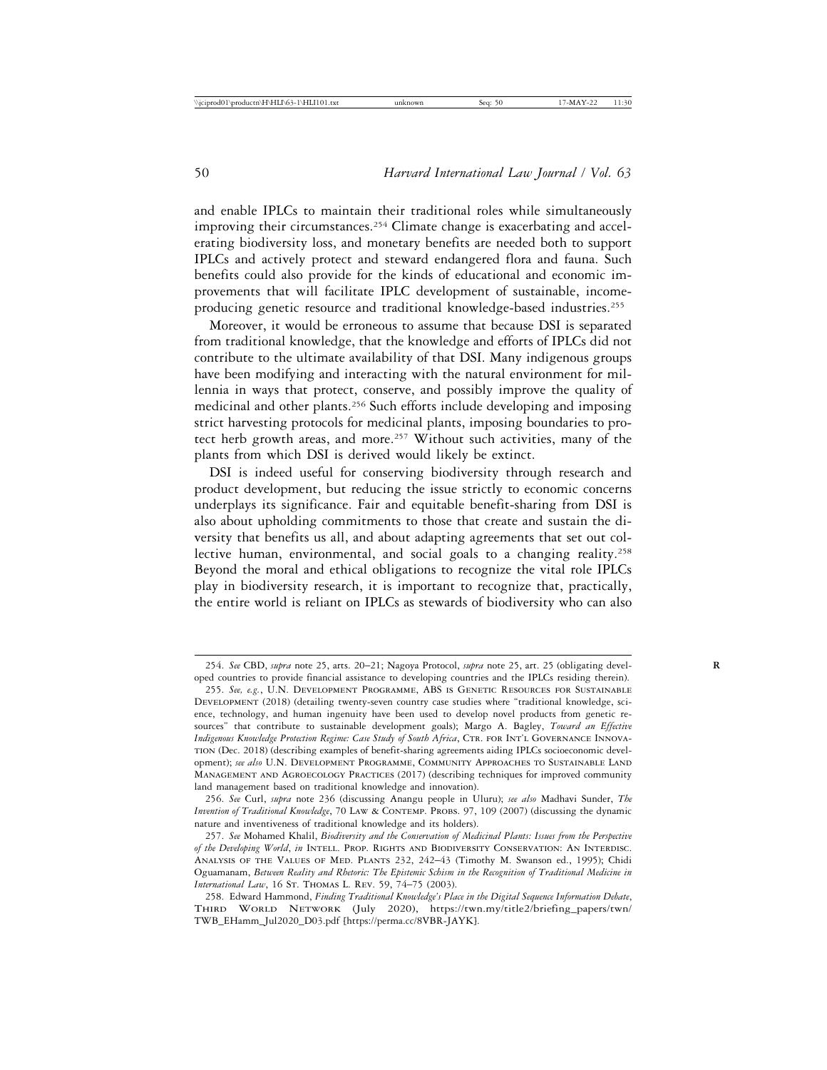and enable IPLCs to maintain their traditional roles while simultaneously improving their circumstances.[254] Climate change is exacerbating and accelerating biodiversity loss, and monetary benefits are needed both to support IPLCs and actively protect and steward endangered flora and fauna. Such benefits could also provide for the kinds of educational and economic improvements that will facilitate IPLC development of sustainable, income-producing genetic resource and traditional knowledge-based industries.[255]

Moreover, it would be erroneous to assume that because DSI is separated from traditional knowledge, that the knowledge and efforts of IPLCs did not contribute to the ultimate availability of that DSI. Many indigenous groups have been modifying and interacting with the natural environment for millennia in ways that protect, conserve, and possibly improve the quality of medicinal and other plants.[256] Such efforts include developing and imposing strict harvesting protocols for medicinal plants, imposing boundaries to protect herb growth areas, and more.[257] Without such activities, many of the plants from which DSI is derived would likely be extinct.

DSI is indeed useful for conserving biodiversity through research and product development, but reducing the issue strictly to economic concerns underplays its significance. Fair and equitable benefit-sharing from DSI is also about upholding commitments to those that create and sustain the diversity that benefits us all, and about adapting agreements that set out collective human, environmental, and social goals to a changing reality.[258] Beyond the moral and ethical obligations to recognize the vital role IPLCs play in biodiversity research, it is important to recognize that, practically, the entire world is reliant on IPLCs as stewards of biodiversity who can also

---

254. *See* CBD, *supra* note 25, arts. 20–21; Nagoya Protocol, *supra* note 25, art. 25 (obligating developed countries to provide financial assistance to developing countries and the IPLCs residing therein).

255. *See, e.g.*, U.N. Development Programme, ABS is Genetic Resources for Sustainable Development (2018) (detailing twenty-seven country case studies where "traditional knowledge, science, technology, and human ingenuity have been used to develop novel products from genetic resources" that contribute to sustainable development goals); Margo A. Bagley, *Toward an Effective Indigenous Knowledge Protection Regime: Case Study of South Africa*, Ctr. for Int'l Governance Innovation (Dec. 2018) (describing examples of benefit-sharing agreements aiding IPLCs socioeconomic development); *see also* U.N. Development Programme, Community Approaches to Sustainable Land Management and Agroecology Practices (2017) (describing techniques for improved community land management based on traditional knowledge and innovation).

256. *See* Curl, *supra* note 236 (discussing Anangu people in Uluru); *see also* Madhavi Sunder, *The Invention of Traditional Knowledge*, 70 Law & Contemp. Probs. 97, 109 (2007) (discussing the dynamic nature and inventiveness of traditional knowledge and its holders).

257. *See* Mohamed Khalil, *Biodiversity and the Conservation of Medicinal Plants: Issues from the Perspective of the Developing World*, *in* Intell. Prop. Rights and Biodiversity Conservation: An Interdisc. Analysis of the Values of Med. Plants 232, 242–43 (Timothy M. Swanson ed., 1995); Chidi Oguamanam, *Between Reality and Rhetoric: The Epistemic Schism in the Recognition of Traditional Medicine in International Law*, 16 St. Thomas L. Rev. 59, 74–75 (2003).

258. Edward Hammond, *Finding Traditional Knowledge's Place in the Digital Sequence Information Debate*, Third World Network (July 2020), https://twn.my/title2/briefing_papers/twn/TWB_EHamm_Jul2020_D03.pdf [https://perma.cc/8VBR-JAYK].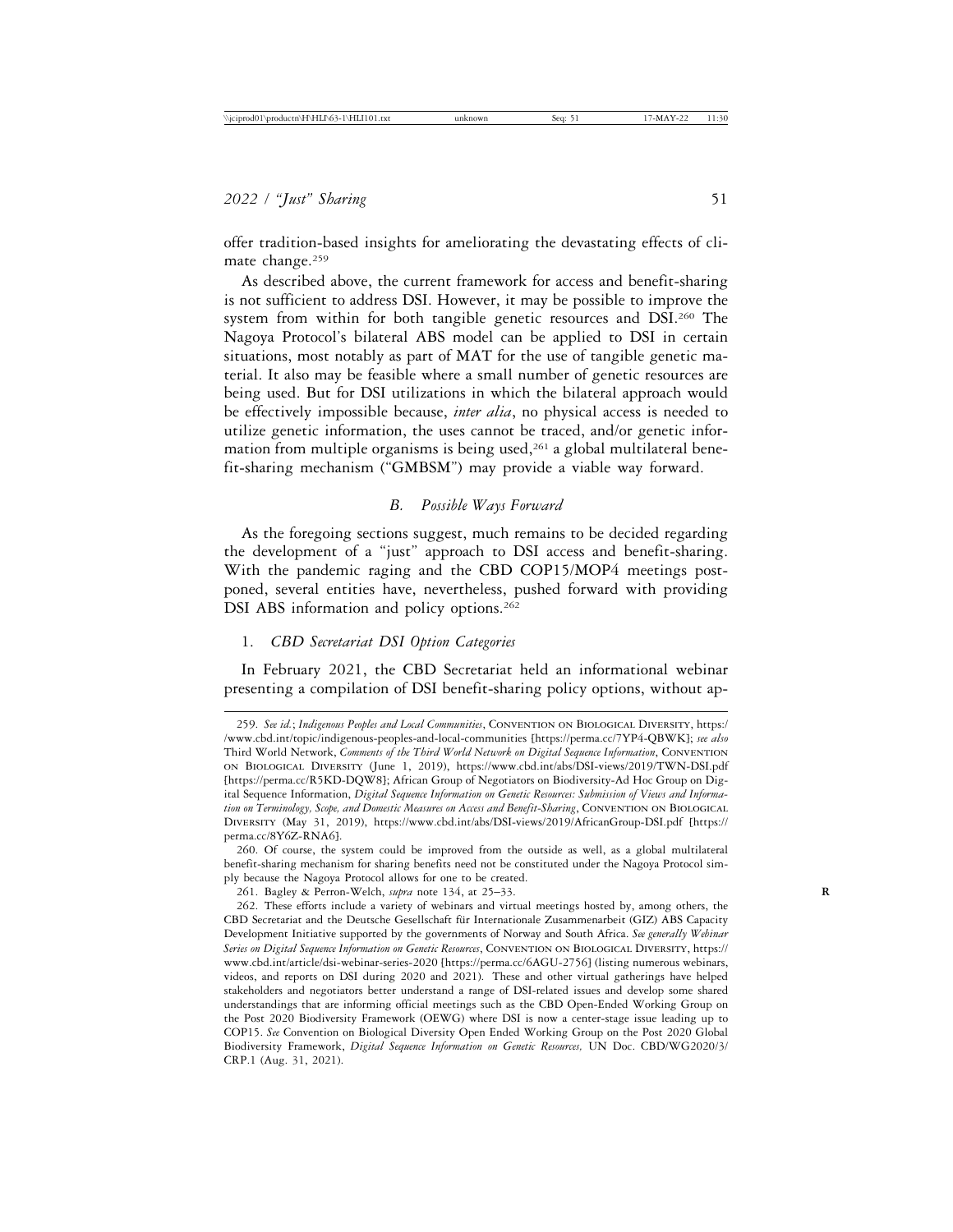offer tradition-based insights for ameliorating the devastating effects of climate change.[259]

As described above, the current framework for access and benefit-sharing is not sufficient to address DSI. However, it may be possible to improve the system from within for both tangible genetic resources and DSI.[260] The Nagoya Protocol's bilateral ABS model can be applied to DSI in certain situations, most notably as part of MAT for the use of tangible genetic material. It also may be feasible where a small number of genetic resources are being used. But for DSI utilizations in which the bilateral approach would be effectively impossible because, *inter alia*, no physical access is needed to utilize genetic information, the uses cannot be traced, and/or genetic information from multiple organisms is being used,[261] a global multilateral benefit-sharing mechanism ("GMBSM") may provide a viable way forward.

### B. *Possible Ways Forward*

As the foregoing sections suggest, much remains to be decided regarding the development of a "just" approach to DSI access and benefit-sharing. With the pandemic raging and the CBD COP15/MOP4 meetings postponed, several entities have, nevertheless, pushed forward with providing DSI ABS information and policy options.[262]

#### 1. *CBD Secretariat DSI Option Categories*

In February 2021, the CBD Secretariat held an informational webinar presenting a compilation of DSI benefit-sharing policy options, without ap-

---

259. *See id.*; *Indigenous Peoples and Local Communities*, Convention on Biological Diversity, https://www.cbd.int/topic/indigenous-peoples-and-local-communities [https://perma.cc/7YP4-QBWK]; *see also* Third World Network, *Comments of the Third World Network on Digital Sequence Information*, Convention on Biological Diversity (June 1, 2019), https://www.cbd.int/abs/DSI-views/2019/TWN-DSI.pdf [https://perma.cc/R5KD-DQW8]; African Group of Negotiators on Biodiversity-Ad Hoc Group on Digital Sequence Information, *Digital Sequence Information on Genetic Resources: Submission of Views and Information on Terminology, Scope, and Domestic Measures on Access and Benefit-Sharing*, Convention on Biological Diversity (May 31, 2019), https://www.cbd.int/abs/DSI-views/2019/AfricanGroup-DSI.pdf [https://perma.cc/8Y6Z-RNA6].

260. Of course, the system could be improved from the outside as well, as a global multilateral benefit-sharing mechanism for sharing benefits need not be constituted under the Nagoya Protocol simply because the Nagoya Protocol allows for one to be created.

261. Bagley & Perron-Welch, *supra* note 134, at 25–33.

262. These efforts include a variety of webinars and virtual meetings hosted by, among others, the CBD Secretariat and the Deutsche Gesellschaft für Internationale Zusammenarbeit (GIZ) ABS Capacity Development Initiative supported by the governments of Norway and South Africa. *See generally Webinar Series on Digital Sequence Information on Genetic Resources*, Convention on Biological Diversity, https://www.cbd.int/article/dsi-webinar-series-2020 [https://perma.cc/6AGU-2756] (listing numerous webinars, videos, and reports on DSI during 2020 and 2021). These and other virtual gatherings have helped stakeholders and negotiators better understand a range of DSI-related issues and develop some shared understandings that are informing official meetings such as the CBD Open-Ended Working Group on the Post 2020 Biodiversity Framework (OEWG) where DSI is now a center-stage issue leading up to COP15. *See* Convention on Biological Diversity Open Ended Working Group on the Post 2020 Global Biodiversity Framework, *Digital Sequence Information on Genetic Resources,* UN Doc. CBD/WG2020/3/CRP.1 (Aug. 31, 2021).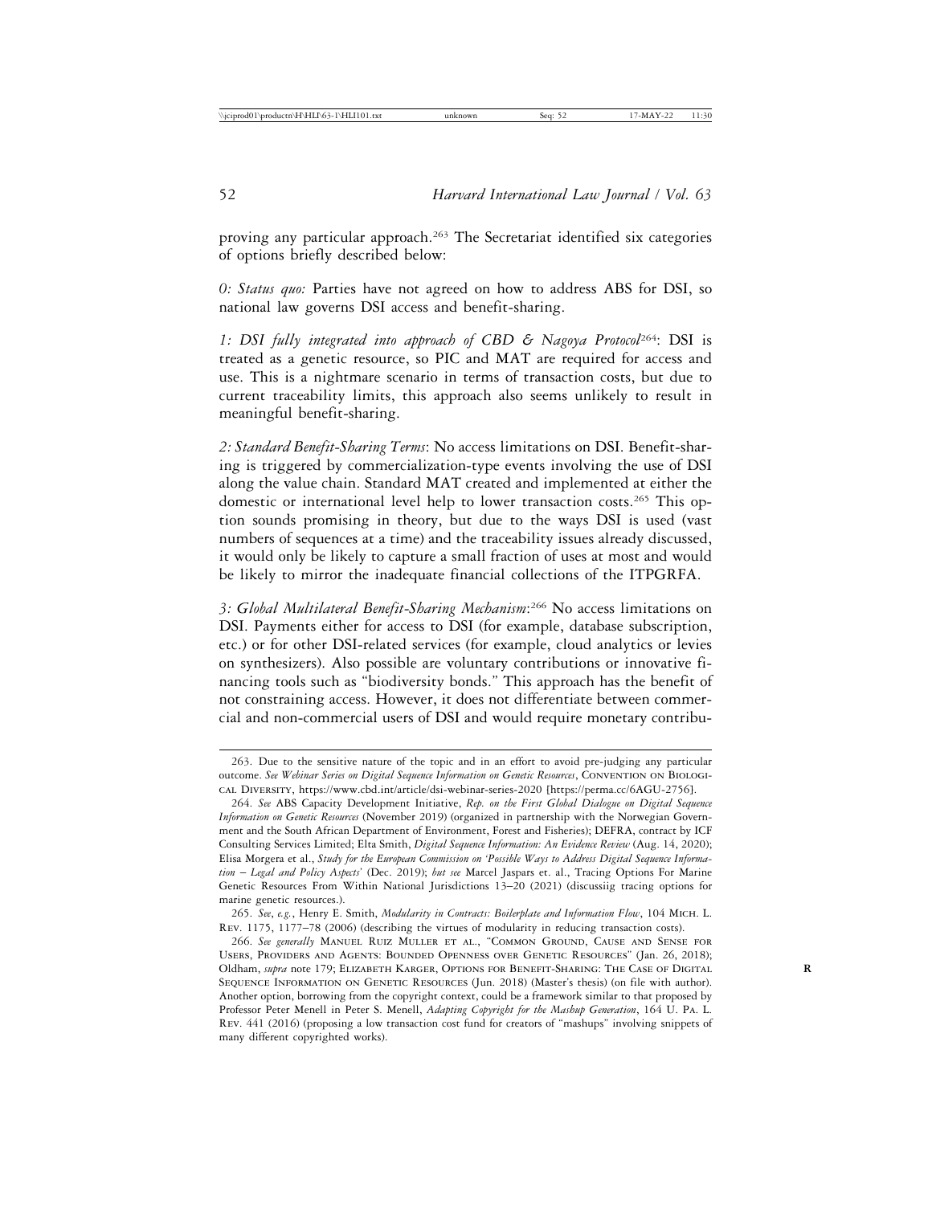proving any particular approach.[263] The Secretariat identified six categories of options briefly described below:

*0: Status quo:* Parties have not agreed on how to address ABS for DSI, so national law governs DSI access and benefit-sharing.

*1: DSI fully integrated into approach of CBD & Nagoya Protocol*[264]: DSI is treated as a genetic resource, so PIC and MAT are required for access and use. This is a nightmare scenario in terms of transaction costs, but due to current traceability limits, this approach also seems unlikely to result in meaningful benefit-sharing.

*2: Standard Benefit-Sharing Terms*: No access limitations on DSI. Benefit-sharing is triggered by commercialization-type events involving the use of DSI along the value chain. Standard MAT created and implemented at either the domestic or international level help to lower transaction costs.[265] This option sounds promising in theory, but due to the ways DSI is used (vast numbers of sequences at a time) and the traceability issues already discussed, it would only be likely to capture a small fraction of uses at most and would be likely to mirror the inadequate financial collections of the ITPGRFA.

*3: Global Multilateral Benefit-Sharing Mechanism*:[266] No access limitations on DSI. Payments either for access to DSI (for example, database subscription, etc.) or for other DSI-related services (for example, cloud analytics or levies on synthesizers). Also possible are voluntary contributions or innovative financing tools such as "biodiversity bonds." This approach has the benefit of not constraining access. However, it does not differentiate between commercial and non-commercial users of DSI and would require monetary contribu-

---

263. Due to the sensitive nature of the topic and in an effort to avoid pre-judging any particular outcome. *See Webinar Series on Digital Sequence Information on Genetic Resources*, CONVENTION ON BIOLOGICAL DIVERSITY, https://www.cbd.int/article/dsi-webinar-series-2020 [https://perma.cc/6AGU-2756].

264. *See* ABS Capacity Development Initiative, *Rep. on the First Global Dialogue on Digital Sequence Information on Genetic Resources* (November 2019) (organized in partnership with the Norwegian Government and the South African Department of Environment, Forest and Fisheries); DEFRA, contract by ICF Consulting Services Limited; Elta Smith, *Digital Sequence Information: An Evidence Review* (Aug. 14, 2020); Elisa Morgera et al., *Study for the European Commission on 'Possible Ways to Address Digital Sequence Information – Legal and Policy Aspects'* (Dec. 2019); *but see* Marcel Jaspars et. al., Tracing Options For Marine Genetic Resources From Within National Jurisdictions 13–20 (2021) (discussiig tracing options for marine genetic resources.).

265. *See*, *e.g.*, Henry E. Smith, *Modularity in Contracts: Boilerplate and Information Flow*, 104 MICH. L. REV. 1175, 1177–78 (2006) (describing the virtues of modularity in reducing transaction costs).

266. *See generally* MANUEL RUIZ MULLER ET AL., "COMMON GROUND, CAUSE AND SENSE FOR USERS, PROVIDERS AND AGENTS: BOUNDED OPENNESS OVER GENETIC RESOURCES" (Jan. 26, 2018); Oldham, *supra* note 179; ELIZABETH KARGER, OPTIONS FOR BENEFIT-SHARING: THE CASE OF DIGITAL SEQUENCE INFORMATION ON GENETIC RESOURCES (Jun. 2018) (Master's thesis) (on file with author). Another option, borrowing from the copyright context, could be a framework similar to that proposed by Professor Peter Menell in Peter S. Menell, *Adapting Copyright for the Mashup Generation*, 164 U. PA. L. REV. 441 (2016) (proposing a low transaction cost fund for creators of "mashups" involving snippets of many different copyrighted works).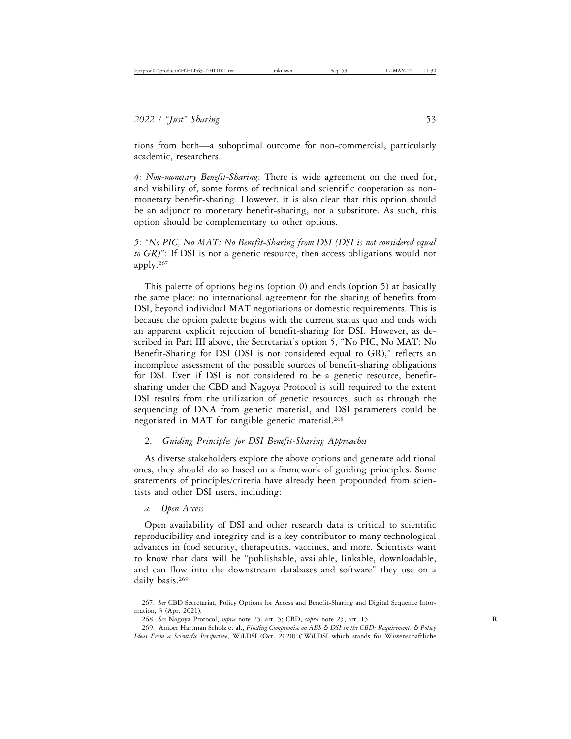tions from both—a suboptimal outcome for non-commercial, particularly academic, researchers.

*4: Non-monetary Benefit-Sharing*: There is wide agreement on the need for, and viability of, some forms of technical and scientific cooperation as non-monetary benefit-sharing. However, it is also clear that this option should be an adjunct to monetary benefit-sharing, not a substitute. As such, this option should be complementary to other options.

*5: "No PIC, No MAT: No Benefit-Sharing from DSI (DSI is not considered equal to GR)"*: If DSI is not a genetic resource, then access obligations would not apply.[267]

This palette of options begins (option 0) and ends (option 5) at basically the same place: no international agreement for the sharing of benefits from DSI, beyond individual MAT negotiations or domestic requirements. This is because the option palette begins with the current status quo and ends with an apparent explicit rejection of benefit-sharing for DSI. However, as described in Part III above, the Secretariat's option 5, "No PIC, No MAT: No Benefit-Sharing for DSI (DSI is not considered equal to GR)," reflects an incomplete assessment of the possible sources of benefit-sharing obligations for DSI. Even if DSI is not considered to be a genetic resource, benefit-sharing under the CBD and Nagoya Protocol is still required to the extent DSI results from the utilization of genetic resources, such as through the sequencing of DNA from genetic material, and DSI parameters could be negotiated in MAT for tangible genetic material.[268]

### 2. *Guiding Principles for DSI Benefit-Sharing Approaches*

As diverse stakeholders explore the above options and generate additional ones, they should do so based on a framework of guiding principles. Some statements of principles/criteria have already been propounded from scientists and other DSI users, including:

#### *a. Open Access*

Open availability of DSI and other research data is critical to scientific reproducibility and integrity and is a key contributor to many technological advances in food security, therapeutics, vaccines, and more. Scientists want to know that data will be "publishable, available, linkable, downloadable, and can flow into the downstream databases and software" they use on a daily basis.[269]

---

267. *See* CBD Secretariat, Policy Options for Access and Benefit-Sharing and Digital Sequence Information, 3 (Apr. 2021).

268. *See* Nagoya Protocol, *supra* note 25, art. 5; CBD, *supra* note 25, art. 15.

269. Amber Hartman Scholz et al., *Finding Compromise on ABS & DSI in the CBD: Requirements & Policy Ideas From a Scientific Perspective*, WiLDSI (Oct. 2020) ("WiLDSI which stands for Wissenschaftliche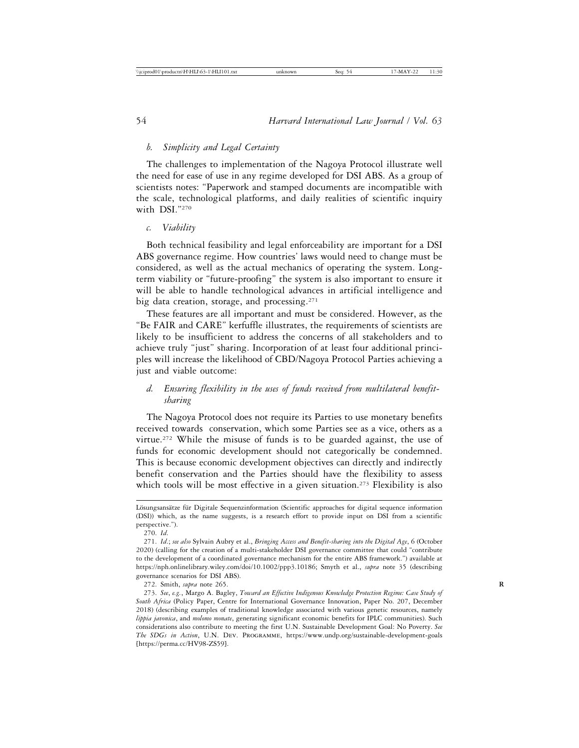*b. Simplicity and Legal Certainty*

The challenges to implementation of the Nagoya Protocol illustrate well the need for ease of use in any regime developed for DSI ABS. As a group of scientists notes: "Paperwork and stamped documents are incompatible with the scale, technological platforms, and daily realities of scientific inquiry with DSI."[270]

*c. Viability*

Both technical feasibility and legal enforceability are important for a DSI ABS governance regime. How countries' laws would need to change must be considered, as well as the actual mechanics of operating the system. Long-term viability or "future-proofing" the system is also important to ensure it will be able to handle technological advances in artificial intelligence and big data creation, storage, and processing.[271]

These features are all important and must be considered. However, as the "Be FAIR and CARE" kerfuffle illustrates, the requirements of scientists are likely to be insufficient to address the concerns of all stakeholders and to achieve truly "just" sharing. Incorporation of at least four additional principles will increase the likelihood of CBD/Nagoya Protocol Parties achieving a just and viable outcome:

*d. Ensuring flexibility in the uses of funds received from multilateral benefit-sharing*

The Nagoya Protocol does not require its Parties to use monetary benefits received towards conservation, which some Parties see as a vice, others as a virtue.[272] While the misuse of funds is to be guarded against, the use of funds for economic development should not categorically be condemned. This is because economic development objectives can directly and indirectly benefit conservation and the Parties should have the flexibility to assess which tools will be most effective in a given situation.[273] Flexibility is also

---

Lösungsansätze für Digitale Sequenzinformation (Scientific approaches for digital sequence information (DSI)) which, as the name suggests, is a research effort to provide input on DSI from a scientific perspective.").

270. *Id.*

271. *Id.*; *see also* Sylvain Aubry et al., *Bringing Access and Benefit-sharing into the Digital Age*, 6 (October 2020) (calling for the creation of a multi-stakeholder DSI governance committee that could "contribute to the development of a coordinated governance mechanism for the entire ABS framework.") available at https://nph.onlinelibrary.wiley.com/doi/10.1002/ppp3.10186; Smyth et al., *supra* note 35 (describing governance scenarios for DSI ABS).

272. Smith, *supra* note 265.

273. *See*, *e.g.*, Margo A. Bagley, *Toward an Effective Indigenous Knowledge Protection Regime: Case Study of South Africa* (Policy Paper, Centre for International Governance Innovation, Paper No. 207, December 2018) (describing examples of traditional knowledge associated with various genetic resources, namely *lippia javonica*, and *molomo monate*, generating significant economic benefits for IPLC communities). Such considerations also contribute to meeting the first U.N. Sustainable Development Goal: No Poverty. *See The SDGs in Action*, U.N. Dev. Programme, https://www.undp.org/sustainable-development-goals [https://perma.cc/HV98-ZS59].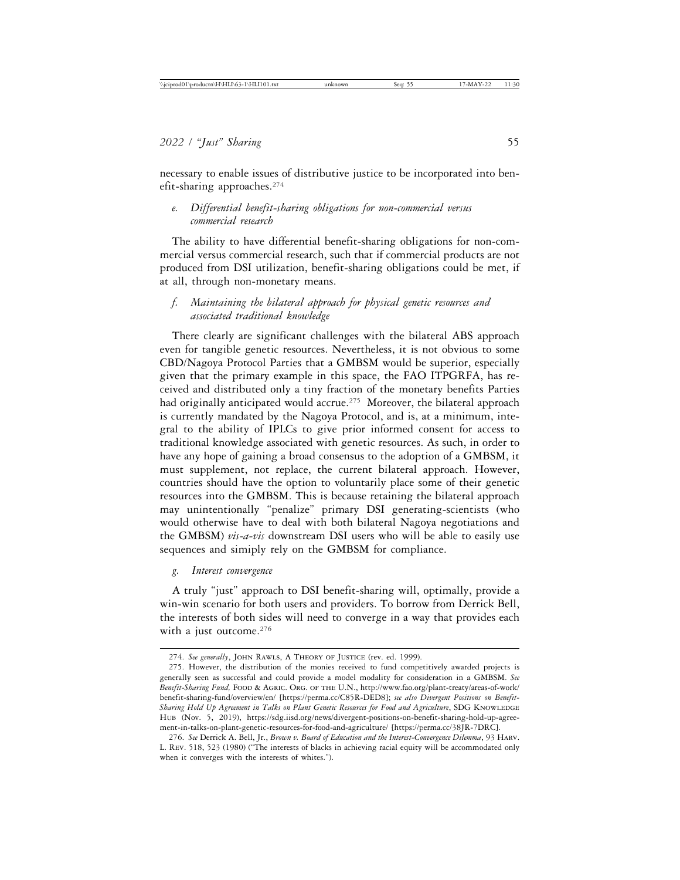necessary to enable issues of distributive justice to be incorporated into benefit-sharing approaches.[274]

### *e. Differential benefit-sharing obligations for non-commercial versus commercial research*

The ability to have differential benefit-sharing obligations for non-commercial versus commercial research, such that if commercial products are not produced from DSI utilization, benefit-sharing obligations could be met, if at all, through non-monetary means.

### *f. Maintaining the bilateral approach for physical genetic resources and associated traditional knowledge*

There clearly are significant challenges with the bilateral ABS approach even for tangible genetic resources. Nevertheless, it is not obvious to some CBD/Nagoya Protocol Parties that a GMBSM would be superior, especially given that the primary example in this space, the FAO ITPGRFA, has received and distributed only a tiny fraction of the monetary benefits Parties had originally anticipated would accrue.[275] Moreover, the bilateral approach is currently mandated by the Nagoya Protocol, and is, at a minimum, integral to the ability of IPLCs to give prior informed consent for access to traditional knowledge associated with genetic resources. As such, in order to have any hope of gaining a broad consensus to the adoption of a GMBSM, it must supplement, not replace, the current bilateral approach. However, countries should have the option to voluntarily place some of their genetic resources into the GMBSM. This is because retaining the bilateral approach may unintentionally "penalize" primary DSI generating-scientists (who would otherwise have to deal with both bilateral Nagoya negotiations and the GMBSM) *vis-a-vis* downstream DSI users who will be able to easily use sequences and simiply rely on the GMBSM for compliance.

### *g. Interest convergence*

A truly "just" approach to DSI benefit-sharing will, optimally, provide a win-win scenario for both users and providers. To borrow from Derrick Bell, the interests of both sides will need to converge in a way that provides each with a just outcome.[276]

---

274. *See generally*, John Rawls, A Theory of Justice (rev. ed. 1999).

275. However, the distribution of the monies received to fund competitively awarded projects is generally seen as successful and could provide a model modality for consideration in a GMBSM. *See Benefit-Sharing Fund,* Food & Agric. Org. of the U.N., http://www.fao.org/plant-treaty/areas-of-work/benefit-sharing-fund/overview/en/ [https://perma.cc/C85R-DED8]; *see also Divergent Positions on Benefit-Sharing Hold Up Agreement in Talks on Plant Genetic Resources for Food and Agriculture*, SDG Knowledge Hub (Nov. 5, 2019), https://sdg.iisd.org/news/divergent-positions-on-benefit-sharing-hold-up-agreement-in-talks-on-plant-genetic-resources-for-food-and-agriculture/ [https://perma.cc/38JR-7DRC].

276. *See* Derrick A. Bell, Jr., *Brown v. Board of Education and the Interest-Convergence Dilemma*, 93 Harv. L. Rev. 518, 523 (1980) ("The interests of blacks in achieving racial equity will be accommodated only when it converges with the interests of whites.").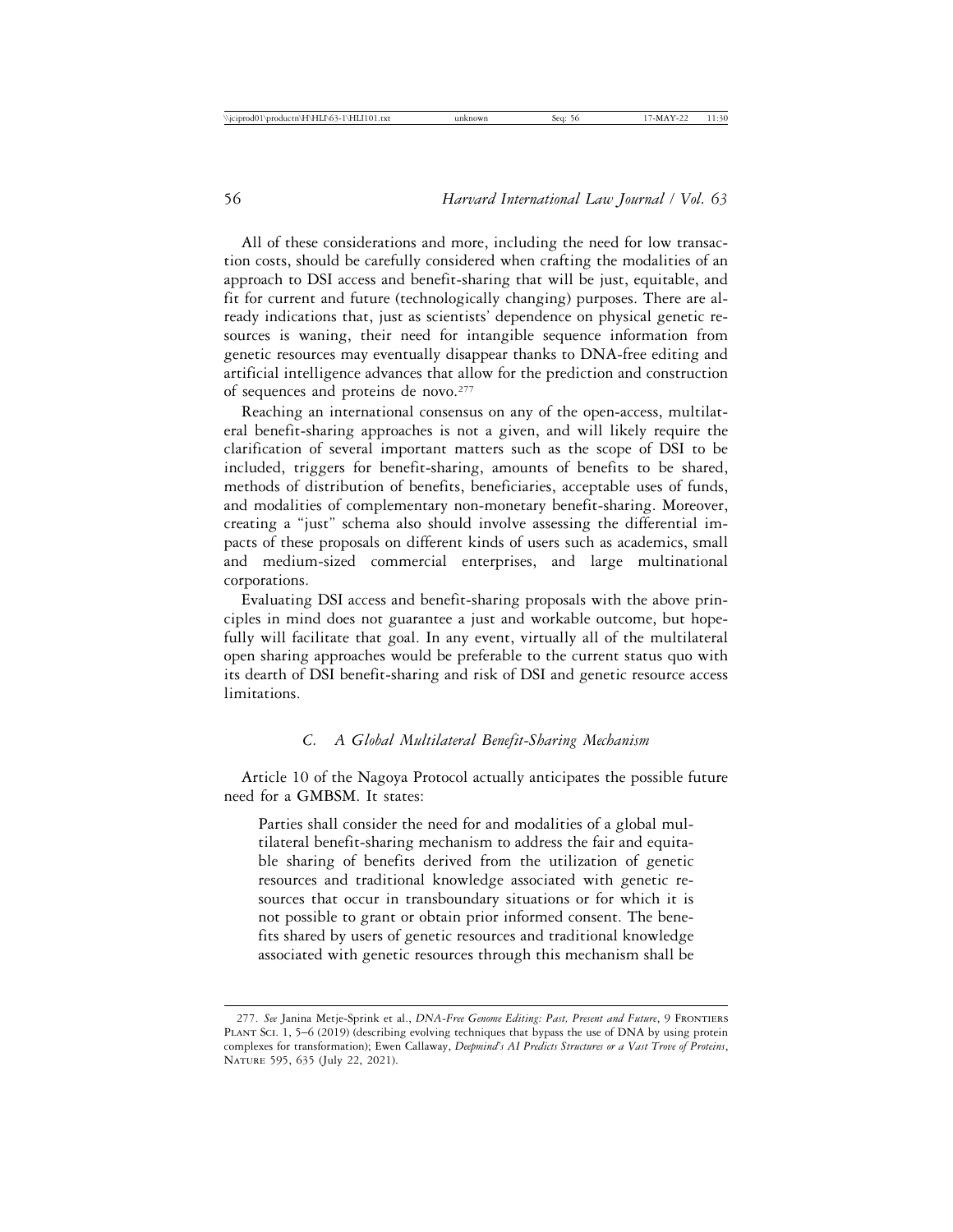All of these considerations and more, including the need for low transaction costs, should be carefully considered when crafting the modalities of an approach to DSI access and benefit-sharing that will be just, equitable, and fit for current and future (technologically changing) purposes. There are already indications that, just as scientists' dependence on physical genetic resources is waning, their need for intangible sequence information from genetic resources may eventually disappear thanks to DNA-free editing and artificial intelligence advances that allow for the prediction and construction of sequences and proteins de novo.[277]

Reaching an international consensus on any of the open-access, multilateral benefit-sharing approaches is not a given, and will likely require the clarification of several important matters such as the scope of DSI to be included, triggers for benefit-sharing, amounts of benefits to be shared, methods of distribution of benefits, beneficiaries, acceptable uses of funds, and modalities of complementary non-monetary benefit-sharing. Moreover, creating a "just" schema also should involve assessing the differential impacts of these proposals on different kinds of users such as academics, small and medium-sized commercial enterprises, and large multinational corporations.

Evaluating DSI access and benefit-sharing proposals with the above principles in mind does not guarantee a just and workable outcome, but hopefully will facilitate that goal. In any event, virtually all of the multilateral open sharing approaches would be preferable to the current status quo with its dearth of DSI benefit-sharing and risk of DSI and genetic resource access limitations.

### C. *A Global Multilateral Benefit-Sharing Mechanism*

Article 10 of the Nagoya Protocol actually anticipates the possible future need for a GMBSM. It states:

> Parties shall consider the need for and modalities of a global multilateral benefit-sharing mechanism to address the fair and equitable sharing of benefits derived from the utilization of genetic resources and traditional knowledge associated with genetic resources that occur in transboundary situations or for which it is not possible to grant or obtain prior informed consent. The benefits shared by users of genetic resources and traditional knowledge associated with genetic resources through this mechanism shall be

---

277. *See* Janina Metje-Sprink et al., *DNA-Free Genome Editing: Past, Present and Future*, 9 Frontiers Plant Sci. 1, 5–6 (2019) (describing evolving techniques that bypass the use of DNA by using protein complexes for transformation); Ewen Callaway, *Deepmind's AI Predicts Structures or a Vast Trove of Proteins*, Nature 595, 635 (July 22, 2021).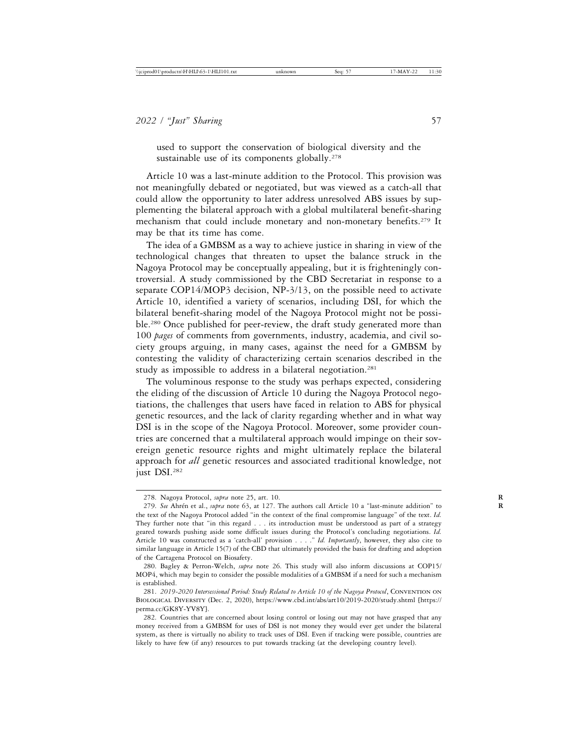used to support the conservation of biological diversity and the sustainable use of its components globally.[278]

Article 10 was a last-minute addition to the Protocol. This provision was not meaningfully debated or negotiated, but was viewed as a catch-all that could allow the opportunity to later address unresolved ABS issues by supplementing the bilateral approach with a global multilateral benefit-sharing mechanism that could include monetary and non-monetary benefits.[279] It may be that its time has come.

The idea of a GMBSM as a way to achieve justice in sharing in view of the technological changes that threaten to upset the balance struck in the Nagoya Protocol may be conceptually appealing, but it is frighteningly controversial. A study commissioned by the CBD Secretariat in response to a separate COP14/MOP3 decision, NP-3/13, on the possible need to activate Article 10, identified a variety of scenarios, including DSI, for which the bilateral benefit-sharing model of the Nagoya Protocol might not be possible.[280] Once published for peer-review, the draft study generated more than 100 *pages* of comments from governments, industry, academia, and civil society groups arguing, in many cases, against the need for a GMBSM by contesting the validity of characterizing certain scenarios described in the study as impossible to address in a bilateral negotiation.[281]

The voluminous response to the study was perhaps expected, considering the eliding of the discussion of Article 10 during the Nagoya Protocol negotiations, the challenges that users have faced in relation to ABS for physical genetic resources, and the lack of clarity regarding whether and in what way DSI is in the scope of the Nagoya Protocol. Moreover, some provider countries are concerned that a multilateral approach would impinge on their sovereign genetic resource rights and might ultimately replace the bilateral approach for *all* genetic resources and associated traditional knowledge, not just DSI.[282]

---

278. Nagoya Protocol, *supra* note 25, art. 10.

279. *See* Ahrén et al., *supra* note 63, at 127. The authors call Article 10 a "last-minute addition" to the text of the Nagoya Protocol added "in the context of the final compromise language" of the text. *Id.* They further note that "in this regard . . . its introduction must be understood as part of a strategy geared towards pushing aside some difficult issues during the Protocol's concluding negotiations. *Id.* Article 10 was constructed as a 'catch-all' provision . . . ." *Id. Importantly*, however, they also cite to similar language in Article 15(7) of the CBD that ultimately provided the basis for drafting and adoption of the Cartagena Protocol on Biosafety.

280. Bagley & Perron-Welch, *supra* note 26. This study will also inform discussions at COP15/MOP4, which may begin to consider the possible modalities of a GMBSM if a need for such a mechanism is established.

281. *2019-2020 Intersessional Period: Study Related to Article 10 of the Nagoya Protocol*, Convention on Biological Diversity (Dec. 2, 2020), https://www.cbd.int/abs/art10/2019-2020/study.shtml [https://perma.cc/GK8Y-YV8Y].

282. Countries that are concerned about losing control or losing out may not have grasped that any money received from a GMBSM for uses of DSI is not money they would ever get under the bilateral system, as there is virtually no ability to track uses of DSI. Even if tracking were possible, countries are likely to have few (if any) resources to put towards tracking (at the developing country level).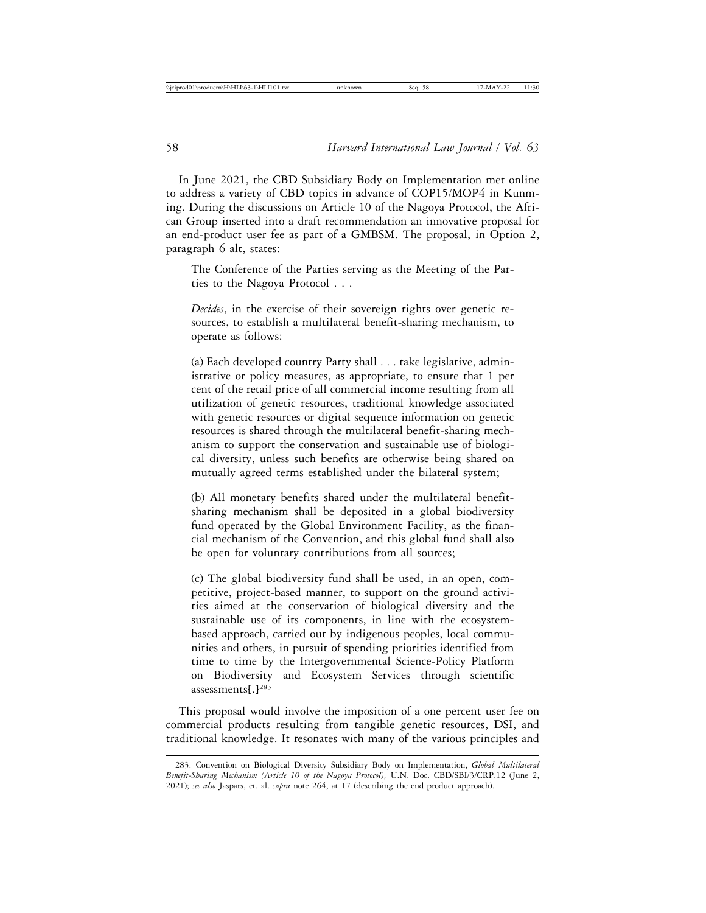In June 2021, the CBD Subsidiary Body on Implementation met online to address a variety of CBD topics in advance of COP15/MOP4 in Kunming. During the discussions on Article 10 of the Nagoya Protocol, the African Group inserted into a draft recommendation an innovative proposal for an end-product user fee as part of a GMBSM. The proposal, in Option 2, paragraph 6 alt, states:

> The Conference of the Parties serving as the Meeting of the Parties to the Nagoya Protocol . . .
>
> *Decides*, in the exercise of their sovereign rights over genetic resources, to establish a multilateral benefit-sharing mechanism, to operate as follows:
>
> (a) Each developed country Party shall . . . take legislative, administrative or policy measures, as appropriate, to ensure that 1 per cent of the retail price of all commercial income resulting from all utilization of genetic resources, traditional knowledge associated with genetic resources or digital sequence information on genetic resources is shared through the multilateral benefit-sharing mechanism to support the conservation and sustainable use of biological diversity, unless such benefits are otherwise being shared on mutually agreed terms established under the bilateral system;
>
> (b) All monetary benefits shared under the multilateral benefit-sharing mechanism shall be deposited in a global biodiversity fund operated by the Global Environment Facility, as the financial mechanism of the Convention, and this global fund shall also be open for voluntary contributions from all sources;
>
> (c) The global biodiversity fund shall be used, in an open, competitive, project-based manner, to support on the ground activities aimed at the conservation of biological diversity and the sustainable use of its components, in line with the ecosystem-based approach, carried out by indigenous peoples, local communities and others, in pursuit of spending priorities identified from time to time by the Intergovernmental Science-Policy Platform on Biodiversity and Ecosystem Services through scientific assessments[.][283]

This proposal would involve the imposition of a one percent user fee on commercial products resulting from tangible genetic resources, DSI, and traditional knowledge. It resonates with many of the various principles and

---

283. Convention on Biological Diversity Subsidiary Body on Implementation, *Global Multilateral Benefit-Sharing Mechanism (Article 10 of the Nagoya Protocol),* U.N. Doc. CBD/SBI/3/CRP.12 (June 2, 2021); *see also* Jaspars, et. al. *supra* note 264, at 17 (describing the end product approach).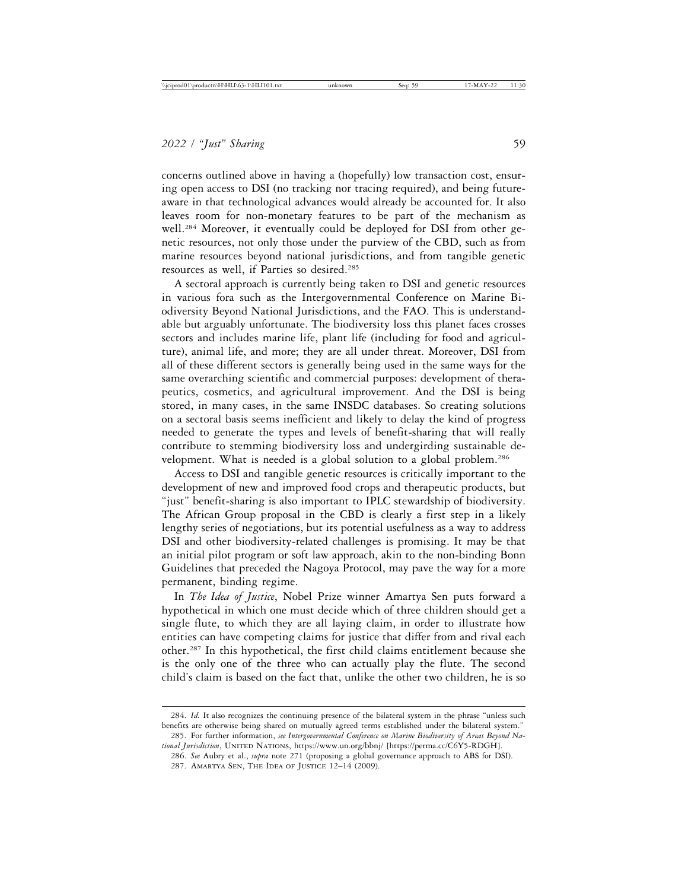concerns outlined above in having a (hopefully) low transaction cost, ensuring open access to DSI (no tracking nor tracing required), and being future-aware in that technological advances would already be accounted for. It also leaves room for non-monetary features to be part of the mechanism as well.[284] Moreover, it eventually could be deployed for DSI from other genetic resources, not only those under the purview of the CBD, such as from marine resources beyond national jurisdictions, and from tangible genetic resources as well, if Parties so desired.[285]

A sectoral approach is currently being taken to DSI and genetic resources in various fora such as the Intergovernmental Conference on Marine Biodiversity Beyond National Jurisdictions, and the FAO. This is understandable but arguably unfortunate. The biodiversity loss this planet faces crosses sectors and includes marine life, plant life (including for food and agriculture), animal life, and more; they are all under threat. Moreover, DSI from all of these different sectors is generally being used in the same ways for the same overarching scientific and commercial purposes: development of therapeutics, cosmetics, and agricultural improvement. And the DSI is being stored, in many cases, in the same INSDC databases. So creating solutions on a sectoral basis seems inefficient and likely to delay the kind of progress needed to generate the types and levels of benefit-sharing that will really contribute to stemming biodiversity loss and undergirding sustainable development. What is needed is a global solution to a global problem.[286]

Access to DSI and tangible genetic resources is critically important to the development of new and improved food crops and therapeutic products, but "just" benefit-sharing is also important to IPLC stewardship of biodiversity. The African Group proposal in the CBD is clearly a first step in a likely lengthy series of negotiations, but its potential usefulness as a way to address DSI and other biodiversity-related challenges is promising. It may be that an initial pilot program or soft law approach, akin to the non-binding Bonn Guidelines that preceded the Nagoya Protocol, may pave the way for a more permanent, binding regime.

In *The Idea of Justice*, Nobel Prize winner Amartya Sen puts forward a hypothetical in which one must decide which of three children should get a single flute, to which they are all laying claim, in order to illustrate how entities can have competing claims for justice that differ from and rival each other.[287] In this hypothetical, the first child claims entitlement because she is the only one of the three who can actually play the flute. The second child's claim is based on the fact that, unlike the other two children, he is so

---

284. *Id.* It also recognizes the continuing presence of the bilateral system in the phrase "unless such benefits are otherwise being shared on mutually agreed terms established under the bilateral system."

285. For further information, *see Intergovernmental Conference on Marine Biodiversity of Areas Beyond National Jurisdiction*, UNITED NATIONS, https://www.un.org/bbnj/ [https://perma.cc/C6Y5-RDGH].

286. *See* Aubry et al., *supra* note 271 (proposing a global governance approach to ABS for DSI).

287. AMARTYA SEN, THE IDEA OF JUSTICE 12–14 (2009).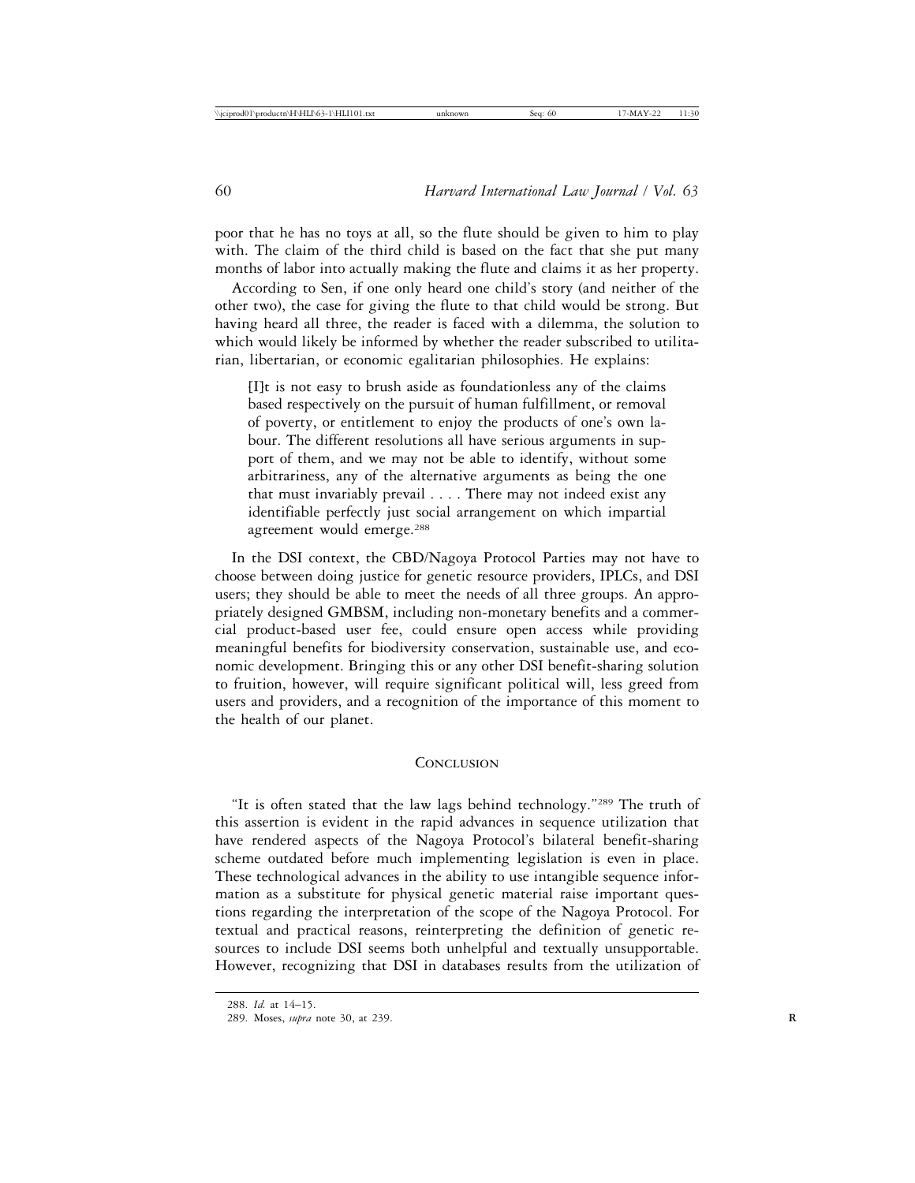poor that he has no toys at all, so the flute should be given to him to play with. The claim of the third child is based on the fact that she put many months of labor into actually making the flute and claims it as her property.

According to Sen, if one only heard one child's story (and neither of the other two), the case for giving the flute to that child would be strong. But having heard all three, the reader is faced with a dilemma, the solution to which would likely be informed by whether the reader subscribed to utilitarian, libertarian, or economic egalitarian philosophies. He explains:

> [I]t is not easy to brush aside as foundationless any of the claims based respectively on the pursuit of human fulfillment, or removal of poverty, or entitlement to enjoy the products of one's own labour. The different resolutions all have serious arguments in support of them, and we may not be able to identify, without some arbitrariness, any of the alternative arguments as being the one that must invariably prevail . . . . There may not indeed exist any identifiable perfectly just social arrangement on which impartial agreement would emerge.[288]

In the DSI context, the CBD/Nagoya Protocol Parties may not have to choose between doing justice for genetic resource providers, IPLCs, and DSI users; they should be able to meet the needs of all three groups. An appropriately designed GMBSM, including non-monetary benefits and a commercial product-based user fee, could ensure open access while providing meaningful benefits for biodiversity conservation, sustainable use, and economic development. Bringing this or any other DSI benefit-sharing solution to fruition, however, will require significant political will, less greed from users and providers, and a recognition of the importance of this moment to the health of our planet.

## Conclusion

"It is often stated that the law lags behind technology."[289] The truth of this assertion is evident in the rapid advances in sequence utilization that have rendered aspects of the Nagoya Protocol's bilateral benefit-sharing scheme outdated before much implementing legislation is even in place. These technological advances in the ability to use intangible sequence information as a substitute for physical genetic material raise important questions regarding the interpretation of the scope of the Nagoya Protocol. For textual and practical reasons, reinterpreting the definition of genetic resources to include DSI seems both unhelpful and textually unsupportable. However, recognizing that DSI in databases results from the utilization of

---

288. *Id.* at 14–15.

289. Moses, *supra* note 30, at 239.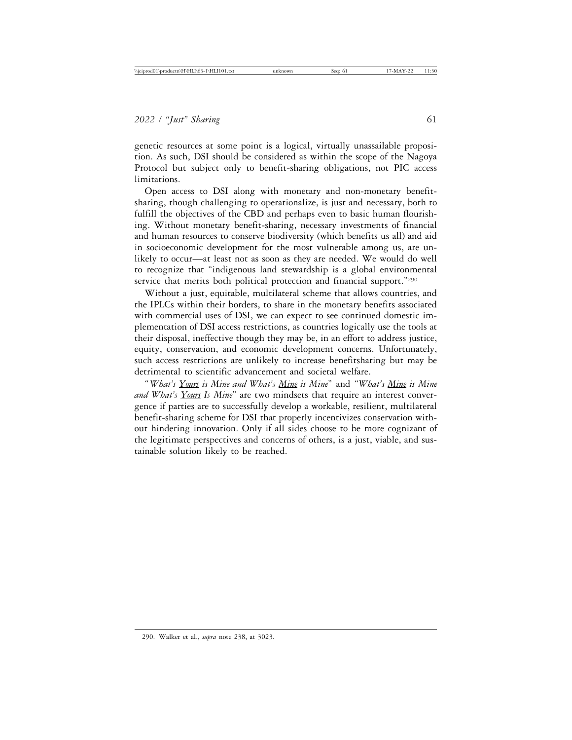genetic resources at some point is a logical, virtually unassailable proposition. As such, DSI should be considered as within the scope of the Nagoya Protocol but subject only to benefit-sharing obligations, not PIC access limitations.

Open access to DSI along with monetary and non-monetary benefit-sharing, though challenging to operationalize, is just and necessary, both to fulfill the objectives of the CBD and perhaps even to basic human flourishing. Without monetary benefit-sharing, necessary investments of financial and human resources to conserve biodiversity (which benefits us all) and aid in socioeconomic development for the most vulnerable among us, are unlikely to occur—at least not as soon as they are needed. We would do well to recognize that "indigenous land stewardship is a global environmental service that merits both political protection and financial support."[290]

Without a just, equitable, multilateral scheme that allows countries, and the IPLCs within their borders, to share in the monetary benefits associated with commercial uses of DSI, we can expect to see continued domestic implementation of DSI access restrictions, as countries logically use the tools at their disposal, ineffective though they may be, in an effort to address justice, equity, conservation, and economic development concerns. Unfortunately, such access restrictions are unlikely to increase benefitsharing but may be detrimental to scientific advancement and societal welfare.

"*What's <u>Yours</u> is Mine and What's <u>Mine</u> is Mine*" and "*What's <u>Mine</u> is Mine and What's <u>Yours</u> Is Mine*" are two mindsets that require an interest convergence if parties are to successfully develop a workable, resilient, multilateral benefit-sharing scheme for DSI that properly incentivizes conservation without hindering innovation. Only if all sides choose to be more cognizant of the legitimate perspectives and concerns of others, is a just, viable, and sustainable solution likely to be reached.

---

290. Walker et al., *supra* note 238, at 3023.